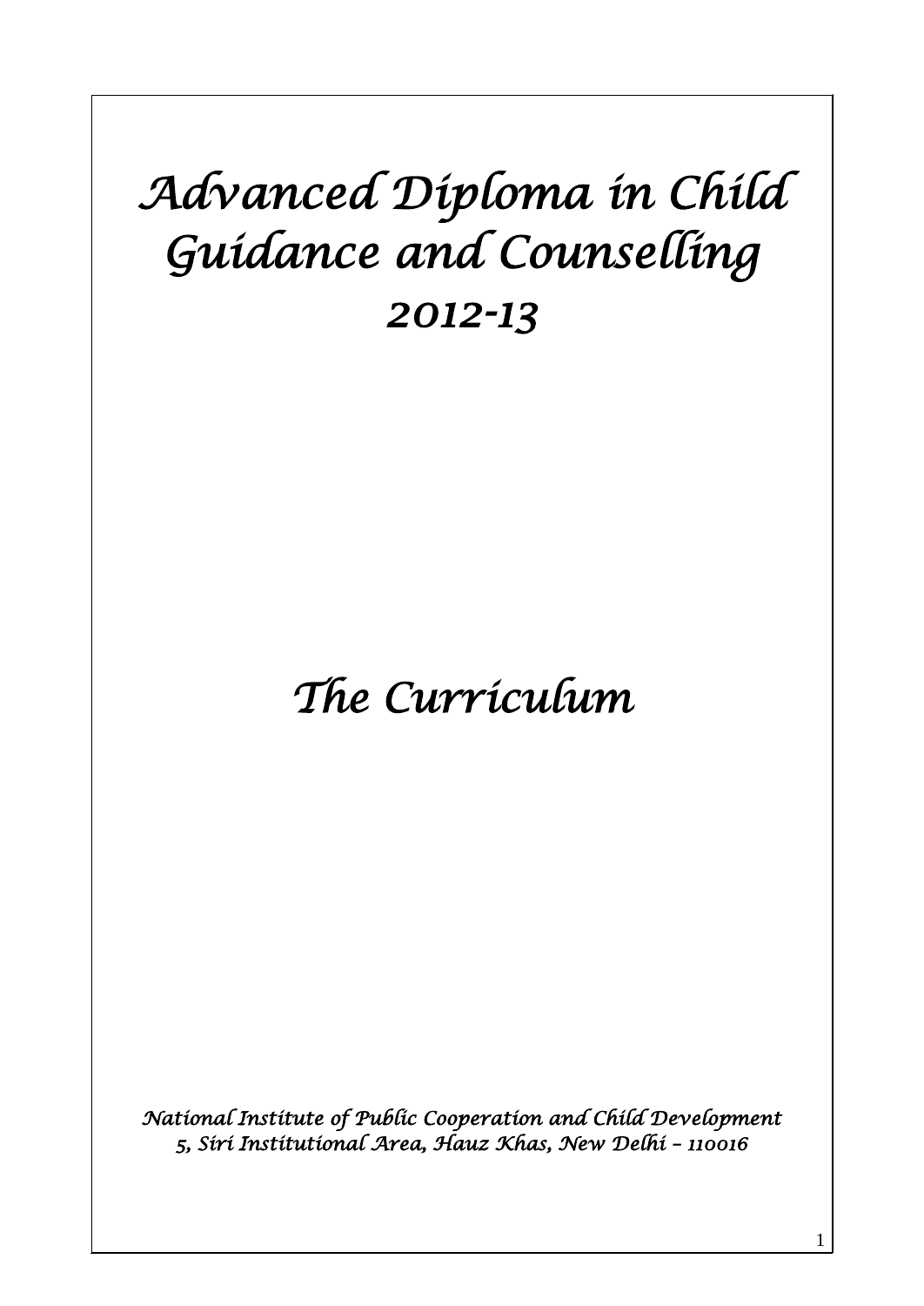# Advanced Diploma in Child Guidance and Counselling
## 2012-13

# The Curriculum

*National Institute of Public Cooperation and Child Development*
*5, Siri Institutional Area, Hauz Khas, New Delhi – 110016*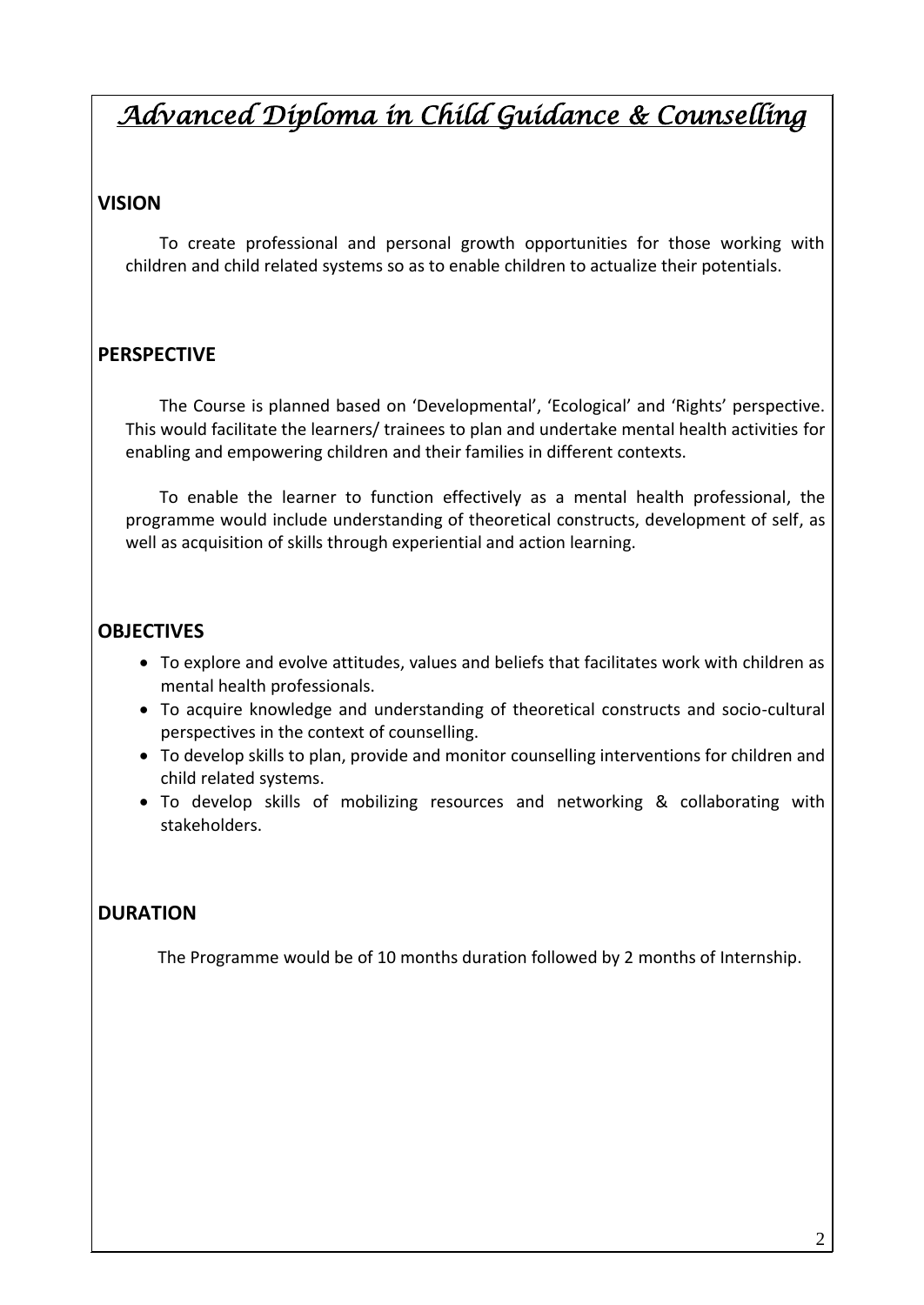# *Advanced Diploma in Child Guidance & Counselling*

## VISION

To create professional and personal growth opportunities for those working with children and child related systems so as to enable children to actualize their potentials.

## PERSPECTIVE

The Course is planned based on 'Developmental', 'Ecological' and 'Rights' perspective. This would facilitate the learners/ trainees to plan and undertake mental health activities for enabling and empowering children and their families in different contexts.

To enable the learner to function effectively as a mental health professional, the programme would include understanding of theoretical constructs, development of self, as well as acquisition of skills through experiential and action learning.

## OBJECTIVES

- To explore and evolve attitudes, values and beliefs that facilitates work with children as mental health professionals.
- To acquire knowledge and understanding of theoretical constructs and socio-cultural perspectives in the context of counselling.
- To develop skills to plan, provide and monitor counselling interventions for children and child related systems.
- To develop skills of mobilizing resources and networking & collaborating with stakeholders.

## DURATION

The Programme would be of 10 months duration followed by 2 months of Internship.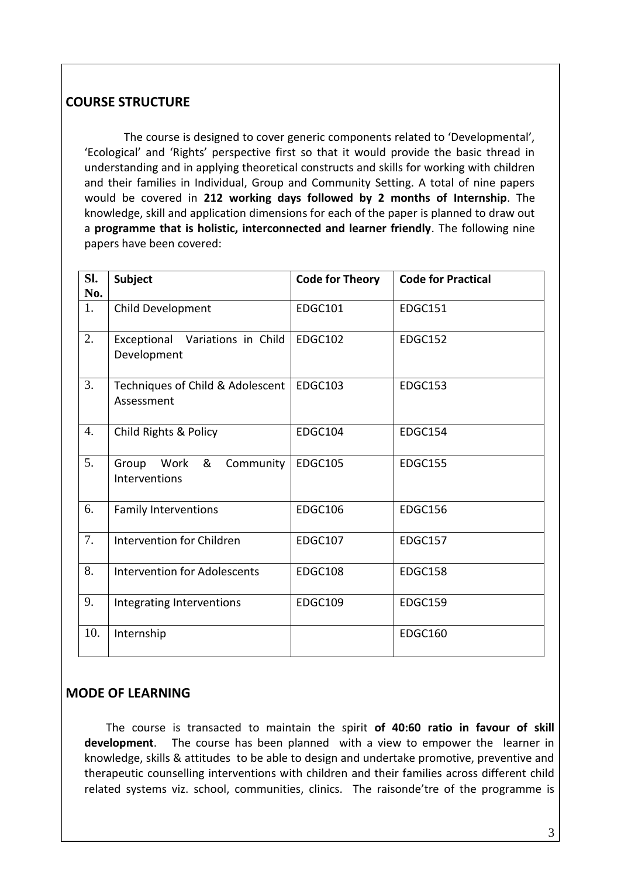## COURSE STRUCTURE

The course is designed to cover generic components related to 'Developmental', 'Ecological' and 'Rights' perspective first so that it would provide the basic thread in understanding and in applying theoretical constructs and skills for working with children and their families in Individual, Group and Community Setting. A total of nine papers would be covered in **212 working days followed by 2 months of Internship**. The knowledge, skill and application dimensions for each of the paper is planned to draw out a **programme that is holistic, interconnected and learner friendly**. The following nine papers have been covered:

| Sl. No. | Subject | Code for Theory | Code for Practical |
|---|---|---|---|
| 1. | Child Development | EDGC101 | EDGC151 |
| 2. | Exceptional Variations in Child Development | EDGC102 | EDGC152 |
| 3. | Techniques of Child & Adolescent Assessment | EDGC103 | EDGC153 |
| 4. | Child Rights & Policy | EDGC104 | EDGC154 |
| 5. | Group Work & Community Interventions | EDGC105 | EDGC155 |
| 6. | Family Interventions | EDGC106 | EDGC156 |
| 7. | Intervention for Children | EDGC107 | EDGC157 |
| 8. | Intervention for Adolescents | EDGC108 | EDGC158 |
| 9. | Integrating Interventions | EDGC109 | EDGC159 |
| 10. | Internship | | EDGC160 |

## MODE OF LEARNING

The course is transacted to maintain the spirit **of 40:60 ratio in favour of skill development**. The course has been planned with a view to empower the learner in knowledge, skills & attitudes to be able to design and undertake promotive, preventive and therapeutic counselling interventions with children and their families across different child related systems viz. school, communities, clinics. The raisonde'tre of the programme is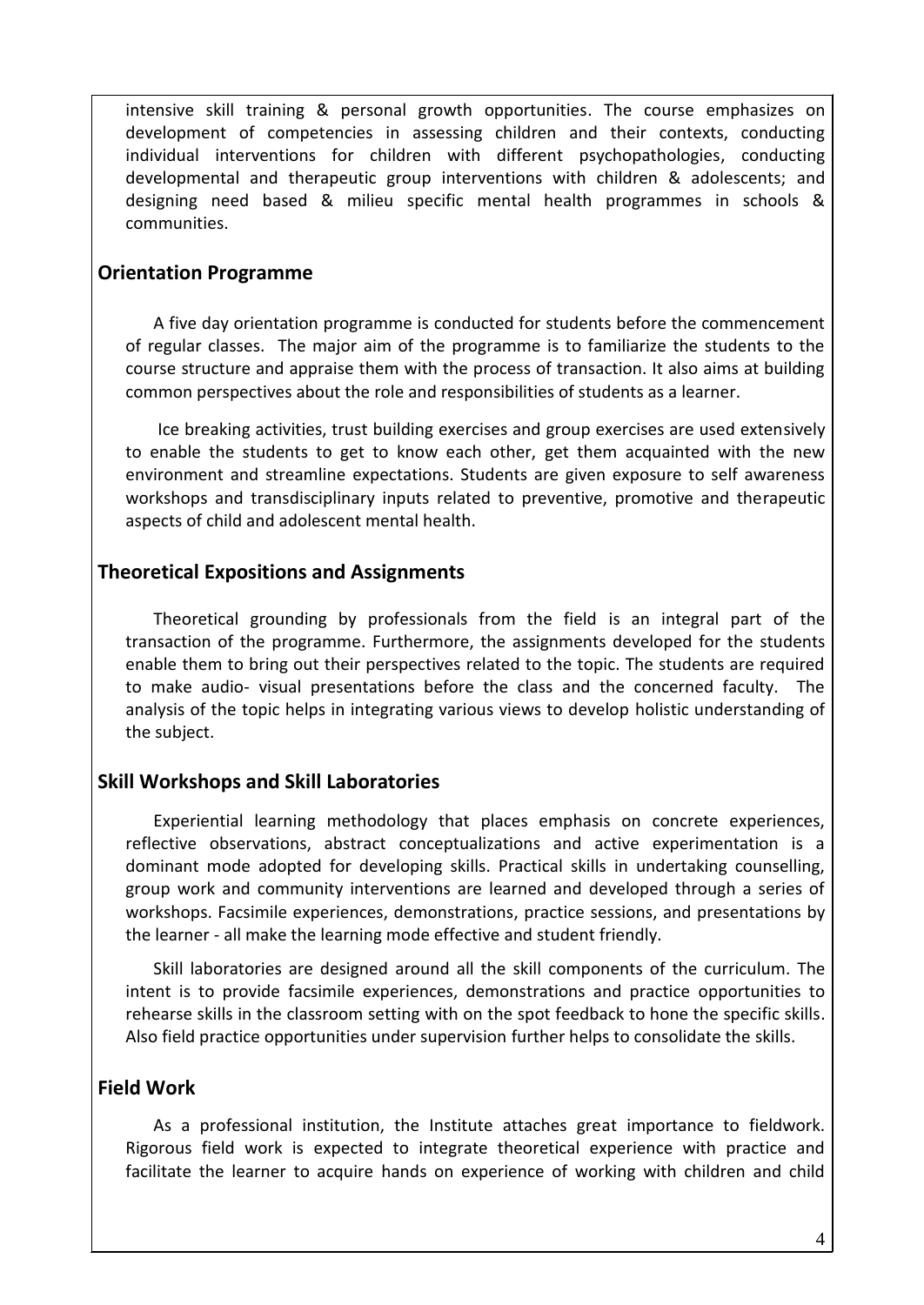intensive skill training & personal growth opportunities. The course emphasizes on development of competencies in assessing children and their contexts, conducting individual interventions for children with different psychopathologies, conducting developmental and therapeutic group interventions with children & adolescents; and designing need based & milieu specific mental health programmes in schools & communities.

## Orientation Programme

A five day orientation programme is conducted for students before the commencement of regular classes. The major aim of the programme is to familiarize the students to the course structure and appraise them with the process of transaction. It also aims at building common perspectives about the role and responsibilities of students as a learner.

Ice breaking activities, trust building exercises and group exercises are used extensively to enable the students to get to know each other, get them acquainted with the new environment and streamline expectations. Students are given exposure to self awareness workshops and transdisciplinary inputs related to preventive, promotive and therapeutic aspects of child and adolescent mental health.

## Theoretical Expositions and Assignments

Theoretical grounding by professionals from the field is an integral part of the transaction of the programme. Furthermore, the assignments developed for the students enable them to bring out their perspectives related to the topic. The students are required to make audio- visual presentations before the class and the concerned faculty. The analysis of the topic helps in integrating various views to develop holistic understanding of the subject.

## Skill Workshops and Skill Laboratories

Experiential learning methodology that places emphasis on concrete experiences, reflective observations, abstract conceptualizations and active experimentation is a dominant mode adopted for developing skills. Practical skills in undertaking counselling, group work and community interventions are learned and developed through a series of workshops. Facsimile experiences, demonstrations, practice sessions, and presentations by the learner - all make the learning mode effective and student friendly.

Skill laboratories are designed around all the skill components of the curriculum. The intent is to provide facsimile experiences, demonstrations and practice opportunities to rehearse skills in the classroom setting with on the spot feedback to hone the specific skills. Also field practice opportunities under supervision further helps to consolidate the skills.

## Field Work

As a professional institution, the Institute attaches great importance to fieldwork. Rigorous field work is expected to integrate theoretical experience with practice and facilitate the learner to acquire hands on experience of working with children and child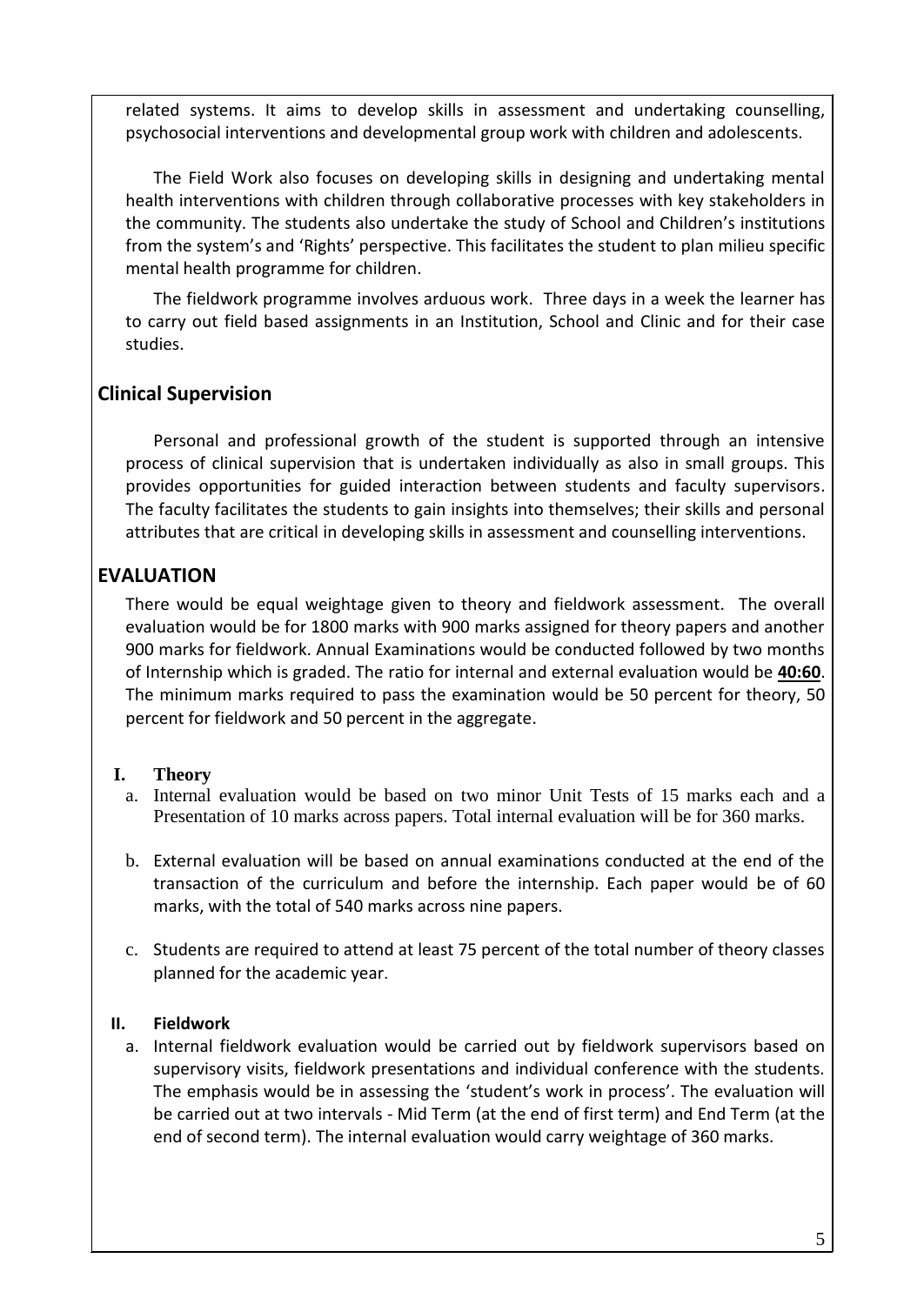related systems. It aims to develop skills in assessment and undertaking counselling, psychosocial interventions and developmental group work with children and adolescents.

The Field Work also focuses on developing skills in designing and undertaking mental health interventions with children through collaborative processes with key stakeholders in the community. The students also undertake the study of School and Children's institutions from the system's and 'Rights' perspective. This facilitates the student to plan milieu specific mental health programme for children.

The fieldwork programme involves arduous work. Three days in a week the learner has to carry out field based assignments in an Institution, School and Clinic and for their case studies.

## Clinical Supervision

Personal and professional growth of the student is supported through an intensive process of clinical supervision that is undertaken individually as also in small groups. This provides opportunities for guided interaction between students and faculty supervisors. The faculty facilitates the students to gain insights into themselves; their skills and personal attributes that are critical in developing skills in assessment and counselling interventions.

## EVALUATION

There would be equal weightage given to theory and fieldwork assessment. The overall evaluation would be for 1800 marks with 900 marks assigned for theory papers and another 900 marks for fieldwork. Annual Examinations would be conducted followed by two months of Internship which is graded. The ratio for internal and external evaluation would be **40:60**. The minimum marks required to pass the examination would be 50 percent for theory, 50 percent for fieldwork and 50 percent in the aggregate.

### I. Theory

a. Internal evaluation would be based on two minor Unit Tests of 15 marks each and a Presentation of 10 marks across papers. Total internal evaluation will be for 360 marks.

b. External evaluation will be based on annual examinations conducted at the end of the transaction of the curriculum and before the internship. Each paper would be of 60 marks, with the total of 540 marks across nine papers.

c. Students are required to attend at least 75 percent of the total number of theory classes planned for the academic year.

### II. Fieldwork

a. Internal fieldwork evaluation would be carried out by fieldwork supervisors based on supervisory visits, fieldwork presentations and individual conference with the students. The emphasis would be in assessing the 'student's work in process'. The evaluation will be carried out at two intervals - Mid Term (at the end of first term) and End Term (at the end of second term). The internal evaluation would carry weightage of 360 marks.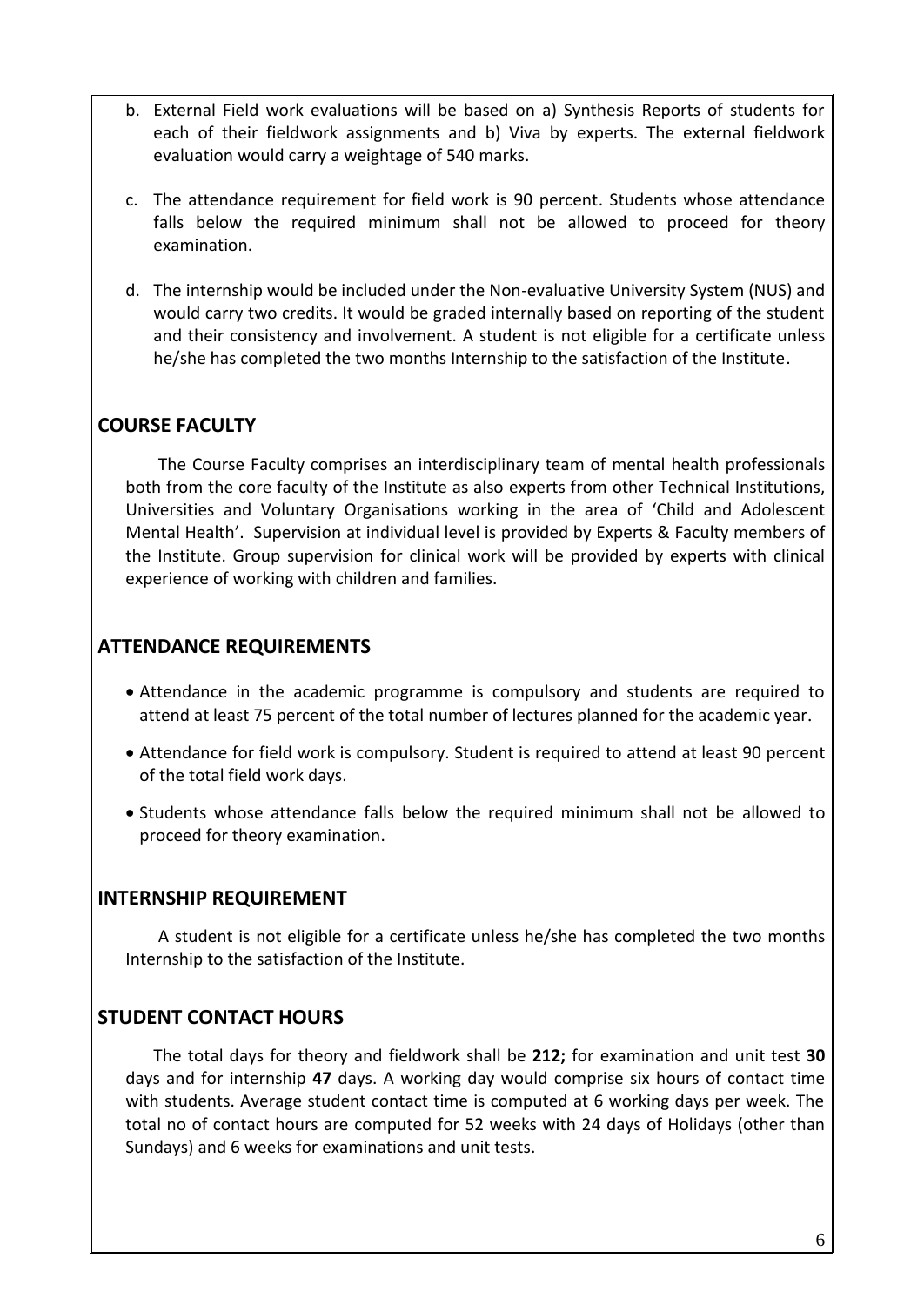b. External Field work evaluations will be based on a) Synthesis Reports of students for each of their fieldwork assignments and b) Viva by experts. The external fieldwork evaluation would carry a weightage of 540 marks.

c. The attendance requirement for field work is 90 percent. Students whose attendance falls below the required minimum shall not be allowed to proceed for theory examination.

d. The internship would be included under the Non-evaluative University System (NUS) and would carry two credits. It would be graded internally based on reporting of the student and their consistency and involvement. A student is not eligible for a certificate unless he/she has completed the two months Internship to the satisfaction of the Institute.

## COURSE FACULTY

The Course Faculty comprises an interdisciplinary team of mental health professionals both from the core faculty of the Institute as also experts from other Technical Institutions, Universities and Voluntary Organisations working in the area of 'Child and Adolescent Mental Health'. Supervision at individual level is provided by Experts & Faculty members of the Institute. Group supervision for clinical work will be provided by experts with clinical experience of working with children and families.

## ATTENDANCE REQUIREMENTS

- Attendance in the academic programme is compulsory and students are required to attend at least 75 percent of the total number of lectures planned for the academic year.
- Attendance for field work is compulsory. Student is required to attend at least 90 percent of the total field work days.
- Students whose attendance falls below the required minimum shall not be allowed to proceed for theory examination.

## INTERNSHIP REQUIREMENT

A student is not eligible for a certificate unless he/she has completed the two months Internship to the satisfaction of the Institute.

## STUDENT CONTACT HOURS

The total days for theory and fieldwork shall be **212;** for examination and unit test **30** days and for internship **47** days. A working day would comprise six hours of contact time with students. Average student contact time is computed at 6 working days per week. The total no of contact hours are computed for 52 weeks with 24 days of Holidays (other than Sundays) and 6 weeks for examinations and unit tests.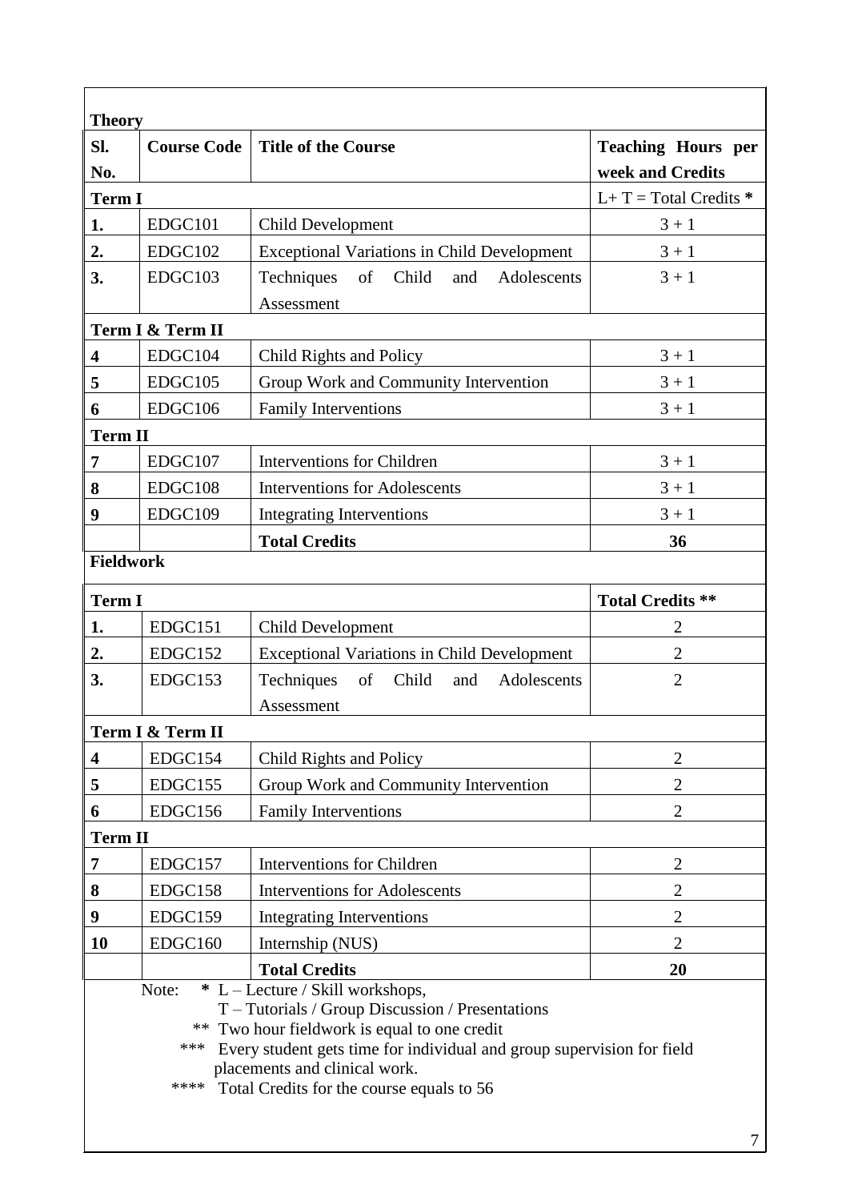**Theory**

| Sl. No. | Course Code | Title of the Course | Teaching Hours per week and Credits |
|---|---|---|---|
| **Term I** | | | L+ T = Total Credits * |
| **1.** | EDGC101 | Child Development | 3 + 1 |
| **2.** | EDGC102 | Exceptional Variations in Child Development | 3 + 1 |
| **3.** | EDGC103 | Techniques of Child and Adolescents Assessment | 3 + 1 |
| **Term I & Term II** | | | |
| **4** | EDGC104 | Child Rights and Policy | 3 + 1 |
| **5** | EDGC105 | Group Work and Community Intervention | 3 + 1 |
| **6** | EDGC106 | Family Interventions | 3 + 1 |
| **Term II** | | | |
| **7** | EDGC107 | Interventions for Children | 3 + 1 |
| **8** | EDGC108 | Interventions for Adolescents | 3 + 1 |
| **9** | EDGC109 | Integrating Interventions | 3 + 1 |
| | | **Total Credits** | **36** |

**Fieldwork**

| | | | |
|---|---|---|---|
| **Term I** | | | **Total Credits \*\*** |
| **1.** | EDGC151 | Child Development | 2 |
| **2.** | EDGC152 | Exceptional Variations in Child Development | 2 |
| **3.** | EDGC153 | Techniques of Child and Adolescents Assessment | 2 |
| **Term I & Term II** | | | |
| **4** | EDGC154 | Child Rights and Policy | 2 |
| **5** | EDGC155 | Group Work and Community Intervention | 2 |
| **6** | EDGC156 | Family Interventions | 2 |
| **Term II** | | | |
| **7** | EDGC157 | Interventions for Children | 2 |
| **8** | EDGC158 | Interventions for Adolescents | 2 |
| **9** | EDGC159 | Integrating Interventions | 2 |
| **10** | EDGC160 | Internship (NUS) | 2 |
| | | **Total Credits** | **20** |

Note: * L – Lecture / Skill workshops,
T – Tutorials / Group Discussion / Presentations
** Two hour fieldwork is equal to one credit
*** Every student gets time for individual and group supervision for field placements and clinical work.
**** Total Credits for the course equals to 56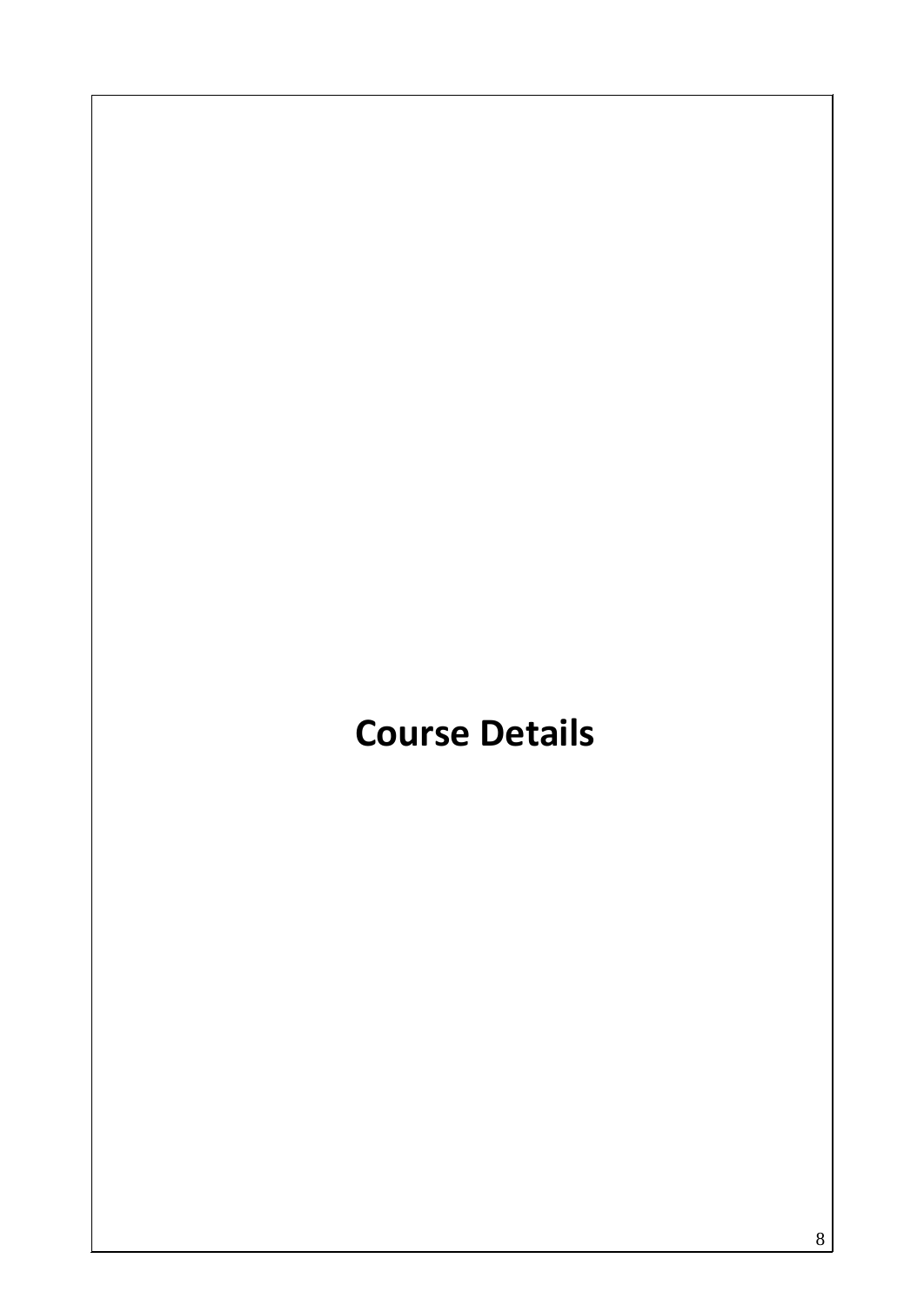# Course Details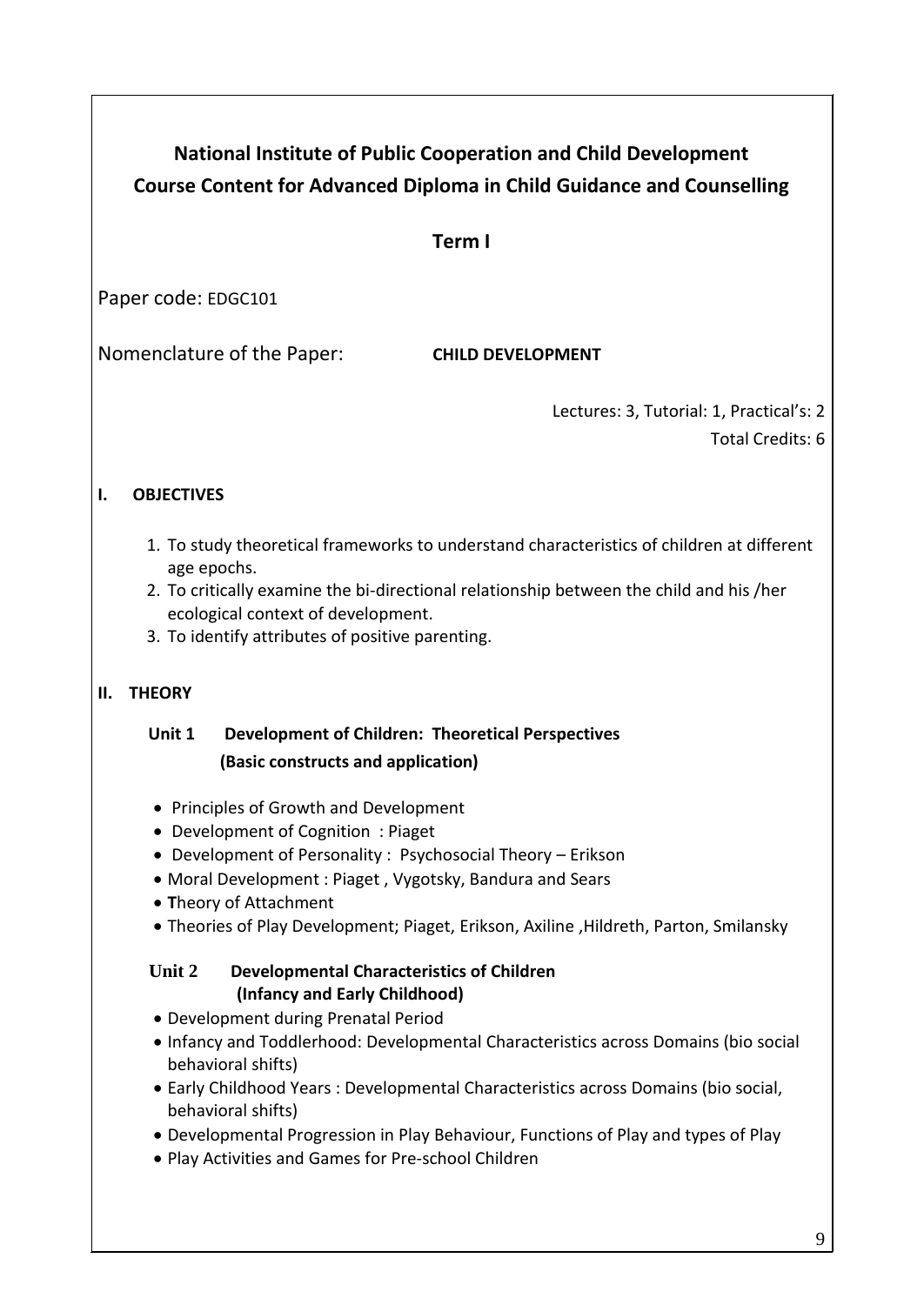# National Institute of Public Cooperation and Child Development
# Course Content for Advanced Diploma in Child Guidance and Counselling

## Term I

Paper code: EDGC101

Nomenclature of the Paper: **CHILD DEVELOPMENT**

Lectures: 3, Tutorial: 1, Practical's: 2
Total Credits: 6

### I. OBJECTIVES

1. To study theoretical frameworks to understand characteristics of children at different age epochs.
2. To critically examine the bi-directional relationship between the child and his /her ecological context of development.
3. To identify attributes of positive parenting.

### II. THEORY

**Unit 1 Development of Children: Theoretical Perspectives (Basic constructs and application)**

- Principles of Growth and Development
- Development of Cognition : Piaget
- Development of Personality : Psychosocial Theory – Erikson
- Moral Development : Piaget , Vygotsky, Bandura and Sears
- **T**heory of Attachment
- Theories of Play Development; Piaget, Erikson, Axiline ,Hildreth, Parton, Smilansky

**Unit 2 Developmental Characteristics of Children (Infancy and Early Childhood)**

- Development during Prenatal Period
- Infancy and Toddlerhood: Developmental Characteristics across Domains (bio social behavioral shifts)
- Early Childhood Years : Developmental Characteristics across Domains (bio social, behavioral shifts)
- Developmental Progression in Play Behaviour, Functions of Play and types of Play
- Play Activities and Games for Pre-school Children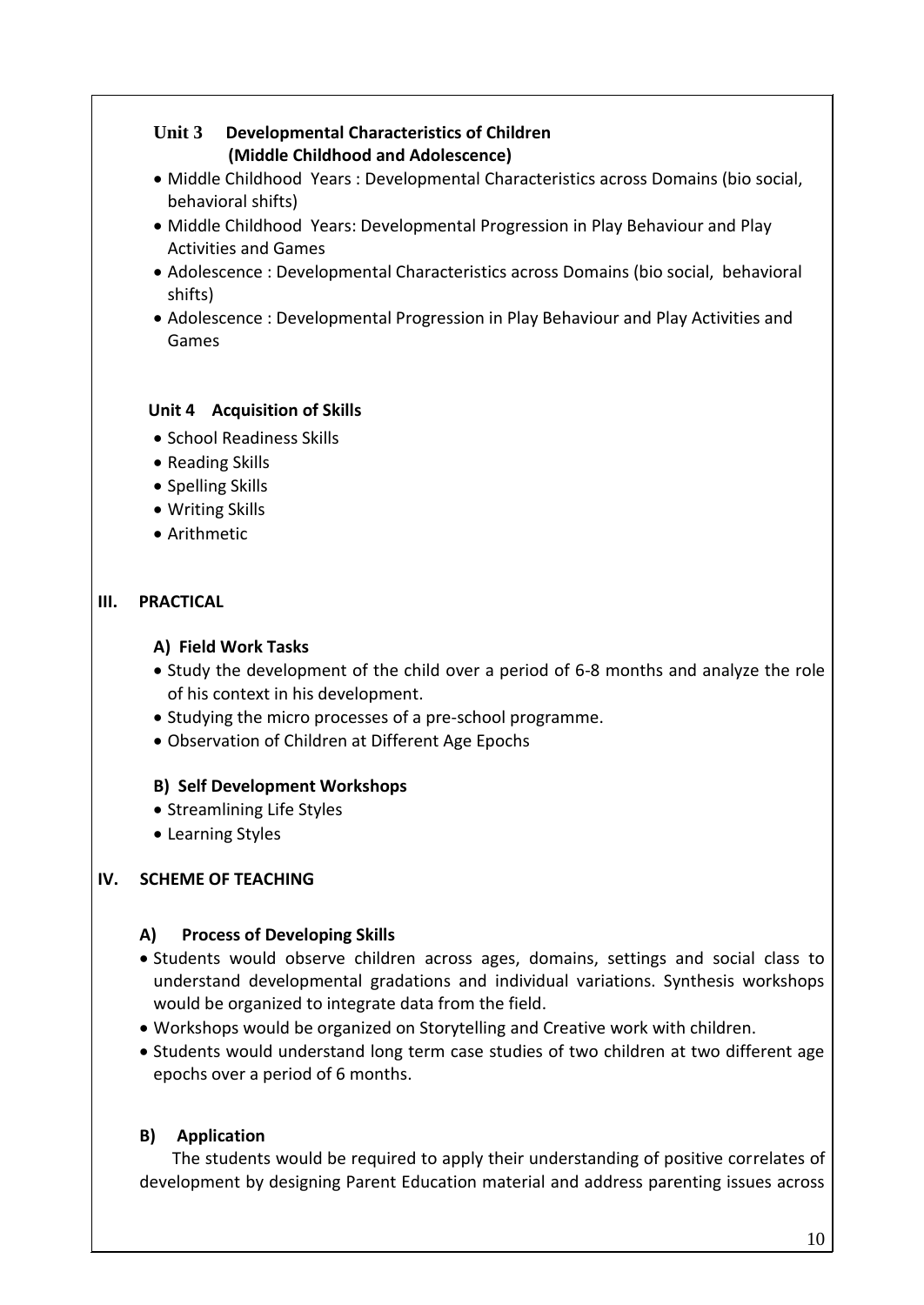### Unit 3 Developmental Characteristics of Children (Middle Childhood and Adolescence)

- Middle Childhood Years : Developmental Characteristics across Domains (bio social, behavioral shifts)
- Middle Childhood Years: Developmental Progression in Play Behaviour and Play Activities and Games
- Adolescence : Developmental Characteristics across Domains (bio social, behavioral shifts)
- Adolescence : Developmental Progression in Play Behaviour and Play Activities and Games

### Unit 4 Acquisition of Skills

- School Readiness Skills
- Reading Skills
- Spelling Skills
- Writing Skills
- Arithmetic

## III. PRACTICAL

### A) Field Work Tasks

- Study the development of the child over a period of 6-8 months and analyze the role of his context in his development.
- Studying the micro processes of a pre-school programme.
- Observation of Children at Different Age Epochs

### B) Self Development Workshops

- Streamlining Life Styles
- Learning Styles

## IV. SCHEME OF TEACHING

### A) Process of Developing Skills

- Students would observe children across ages, domains, settings and social class to understand developmental gradations and individual variations. Synthesis workshops would be organized to integrate data from the field.
- Workshops would be organized on Storytelling and Creative work with children.
- Students would understand long term case studies of two children at two different age epochs over a period of 6 months.

### B) Application

The students would be required to apply their understanding of positive correlates of development by designing Parent Education material and address parenting issues across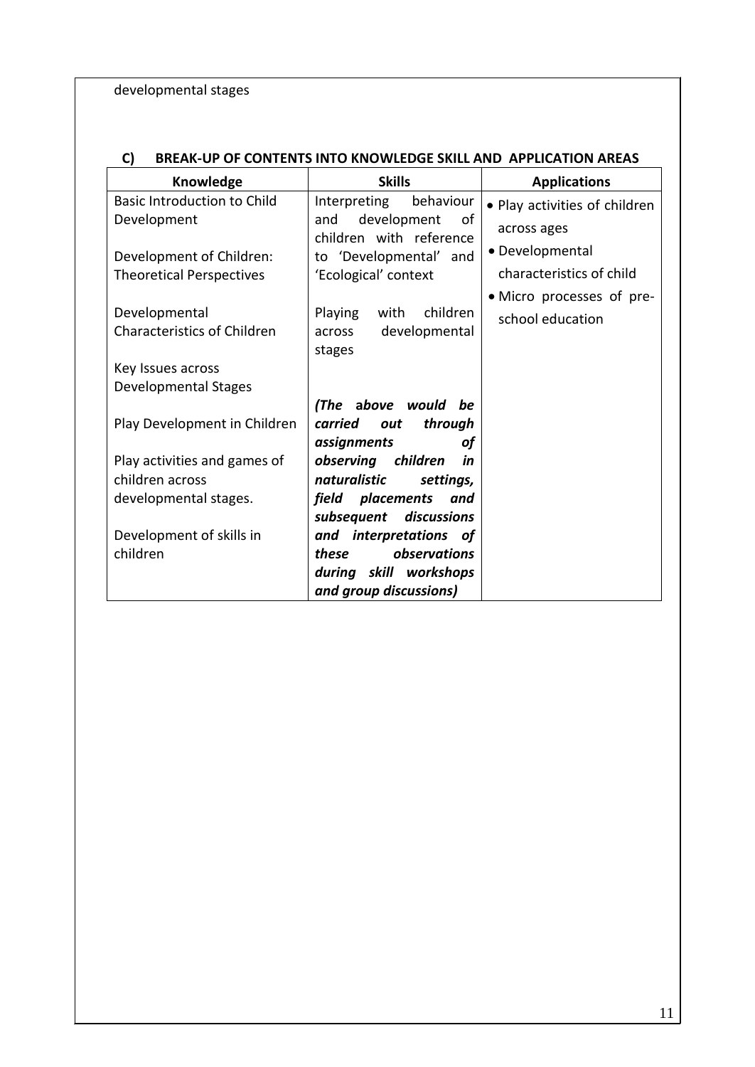developmental stages

## C) BREAK-UP OF CONTENTS INTO KNOWLEDGE SKILL AND APPLICATION AREAS

| Knowledge | Skills | Applications |
|---|---|---|
| Basic Introduction to Child Development<br><br>Development of Children: Theoretical Perspectives<br><br>Developmental Characteristics of Children<br><br>Key Issues across Developmental Stages<br><br>Play Development in Children<br><br>Play activities and games of children across developmental stages.<br><br>Development of skills in children | Interpreting behaviour and development of children with reference to 'Developmental' and 'Ecological' context<br><br>Playing with children across developmental stages<br><br>***(The above would be carried out through assignments of observing children in naturalistic settings, field placements and subsequent discussions and interpretations of these observations during skill workshops and group discussions)*** | • Play activities of children across ages<br>• Developmental characteristics of child<br>• Micro processes of pre-school education |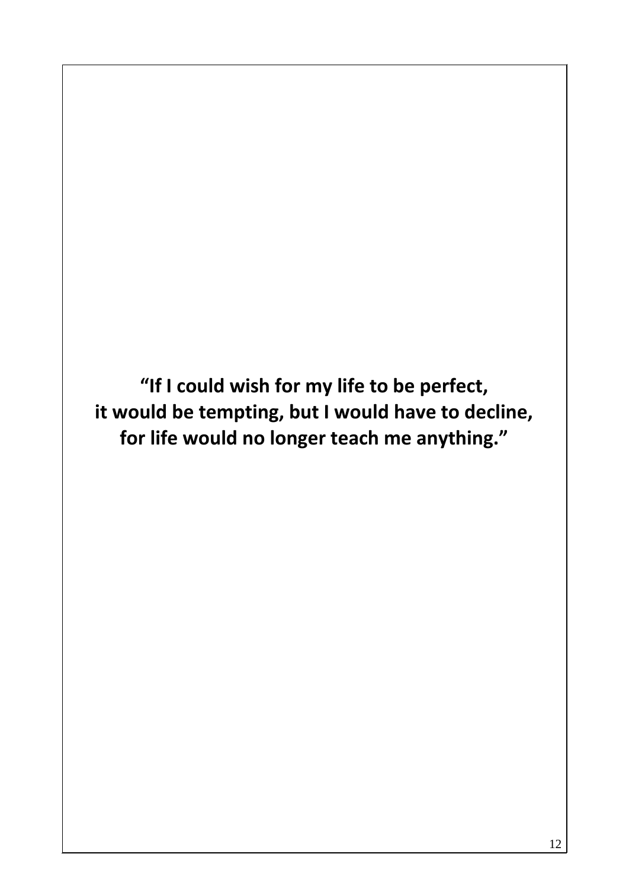**“If I could wish for my life to be perfect,
it would be tempting, but I would have to decline,
for life would no longer teach me anything.”**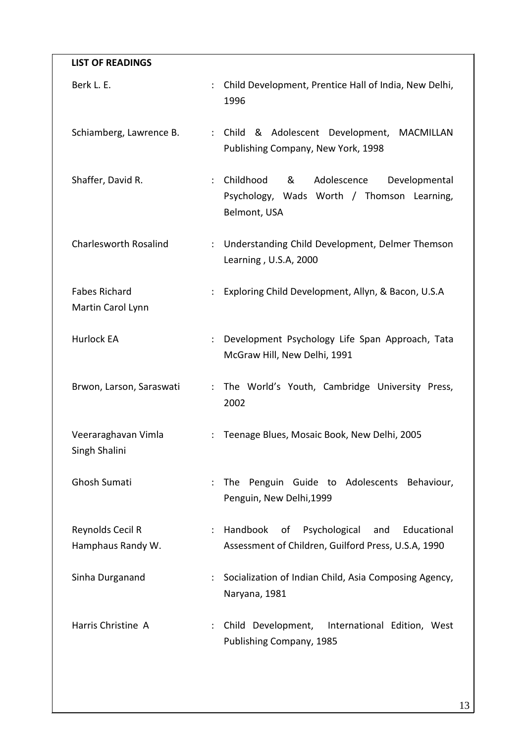**LIST OF READINGS**

| | | |
|---|---|---|
| Berk L. E. | : | Child Development, Prentice Hall of India, New Delhi, 1996 |
| Schiamberg, Lawrence B. | : | Child & Adolescent Development, MACMILLAN Publishing Company, New York, 1998 |
| Shaffer, David R. | : | Childhood & Adolescence Developmental Psychology, Wads Worth / Thomson Learning, Belmont, USA |
| Charlesworth Rosalind | : | Understanding Child Development, Delmer Themson Learning , U.S.A, 2000 |
| Fabes Richard<br>Martin Carol Lynn | : | Exploring Child Development, Allyn, & Bacon, U.S.A |
| Hurlock EA | : | Development Psychology Life Span Approach, Tata McGraw Hill, New Delhi, 1991 |
| Brwon, Larson, Saraswati | : | The World's Youth, Cambridge University Press, 2002 |
| Veeraraghavan Vimla<br>Singh Shalini | : | Teenage Blues, Mosaic Book, New Delhi, 2005 |
| Ghosh Sumati | : | The Penguin Guide to Adolescents Behaviour, Penguin, New Delhi,1999 |
| Reynolds Cecil R<br>Hamphaus Randy W. | : | Handbook of Psychological and Educational Assessment of Children, Guilford Press, U.S.A, 1990 |
| Sinha Durganand | : | Socialization of Indian Child, Asia Composing Agency, Naryana, 1981 |
| Harris Christine A | : | Child Development, International Edition, West Publishing Company, 1985 |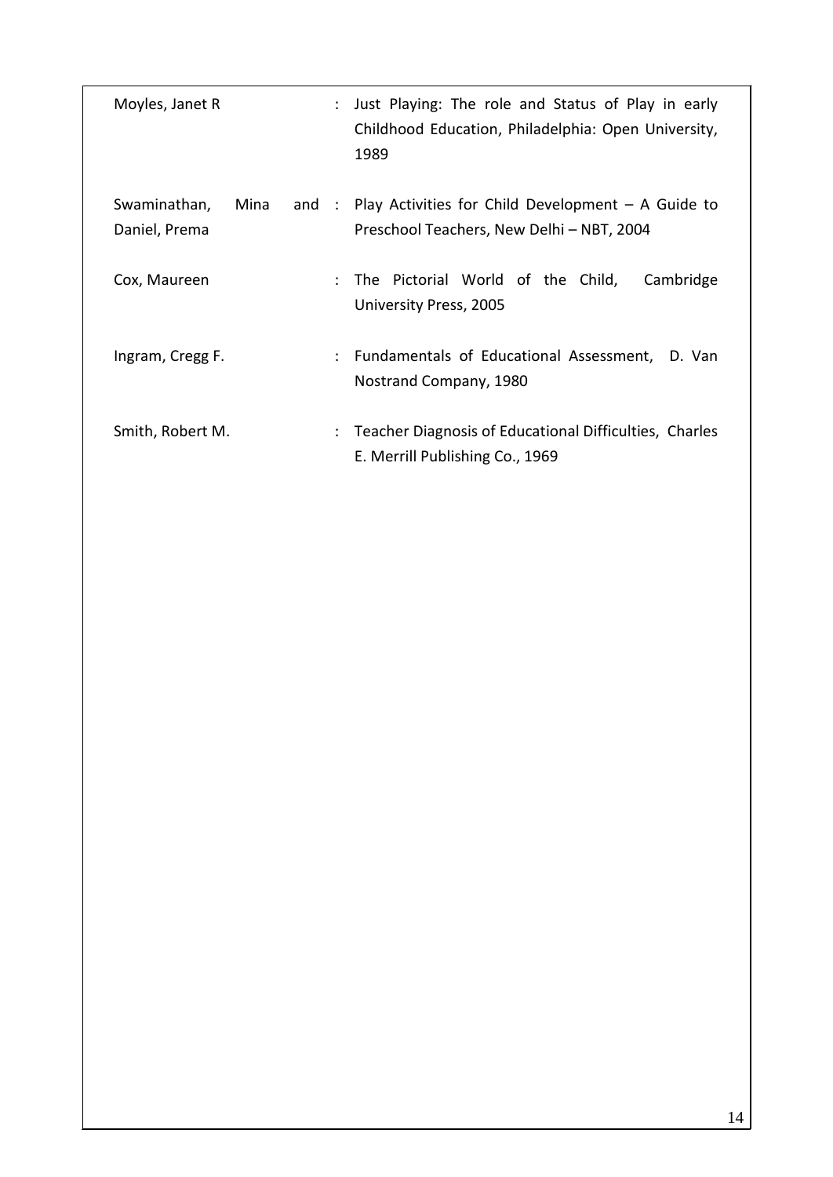| | | |
|---|---|---|
| Moyles, Janet R | : | Just Playing: The role and Status of Play in early Childhood Education, Philadelphia: Open University, 1989 |
| Swaminathan, Mina and Daniel, Prema | : | Play Activities for Child Development – A Guide to Preschool Teachers, New Delhi – NBT, 2004 |
| Cox, Maureen | : | The Pictorial World of the Child, Cambridge University Press, 2005 |
| Ingram, Cregg F. | : | Fundamentals of Educational Assessment, D. Van Nostrand Company, 1980 |
| Smith, Robert M. | : | Teacher Diagnosis of Educational Difficulties, Charles E. Merrill Publishing Co., 1969 |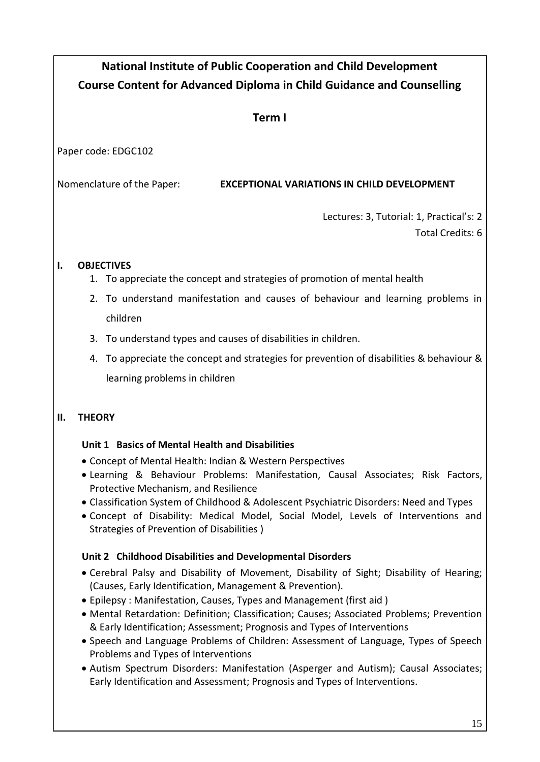# National Institute of Public Cooperation and Child Development
## Course Content for Advanced Diploma in Child Guidance and Counselling

### Term I

Paper code: EDGC102

Nomenclature of the Paper: **EXCEPTIONAL VARIATIONS IN CHILD DEVELOPMENT**

Lectures: 3, Tutorial: 1, Practical's: 2
Total Credits: 6

**I. OBJECTIVES**

1. To appreciate the concept and strategies of promotion of mental health
2. To understand manifestation and causes of behaviour and learning problems in children
3. To understand types and causes of disabilities in children.
4. To appreciate the concept and strategies for prevention of disabilities & behaviour & learning problems in children

**II. THEORY**

**Unit 1 Basics of Mental Health and Disabilities**

- Concept of Mental Health: Indian & Western Perspectives
- Learning & Behaviour Problems: Manifestation, Causal Associates; Risk Factors, Protective Mechanism, and Resilience
- Classification System of Childhood & Adolescent Psychiatric Disorders: Need and Types
- Concept of Disability: Medical Model, Social Model, Levels of Interventions and Strategies of Prevention of Disabilities )

**Unit 2 Childhood Disabilities and Developmental Disorders**

- Cerebral Palsy and Disability of Movement, Disability of Sight; Disability of Hearing; (Causes, Early Identification, Management & Prevention).
- Epilepsy : Manifestation, Causes, Types and Management (first aid )
- Mental Retardation: Definition; Classification; Causes; Associated Problems; Prevention & Early Identification; Assessment; Prognosis and Types of Interventions
- Speech and Language Problems of Children: Assessment of Language, Types of Speech Problems and Types of Interventions
- Autism Spectrum Disorders: Manifestation (Asperger and Autism); Causal Associates; Early Identification and Assessment; Prognosis and Types of Interventions.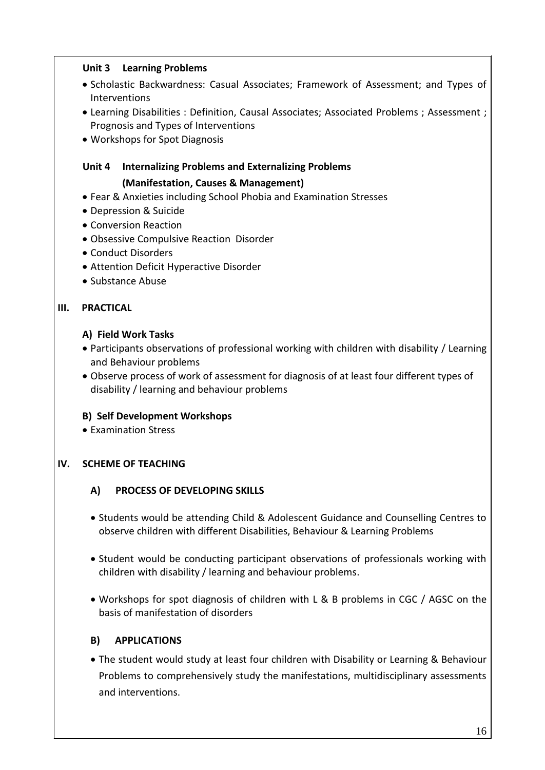### Unit 3 Learning Problems

- Scholastic Backwardness: Casual Associates; Framework of Assessment; and Types of Interventions
- Learning Disabilities : Definition, Causal Associates; Associated Problems ; Assessment ; Prognosis and Types of Interventions
- Workshops for Spot Diagnosis

### Unit 4 Internalizing Problems and Externalizing Problems (Manifestation, Causes & Management)

- Fear & Anxieties including School Phobia and Examination Stresses
- Depression & Suicide
- Conversion Reaction
- Obsessive Compulsive Reaction Disorder
- Conduct Disorders
- Attention Deficit Hyperactive Disorder
- Substance Abuse

## III. PRACTICAL

### A) Field Work Tasks

- Participants observations of professional working with children with disability / Learning and Behaviour problems
- Observe process of work of assessment for diagnosis of at least four different types of disability / learning and behaviour problems

### B) Self Development Workshops

- Examination Stress

## IV. SCHEME OF TEACHING

### A) PROCESS OF DEVELOPING SKILLS

- Students would be attending Child & Adolescent Guidance and Counselling Centres to observe children with different Disabilities, Behaviour & Learning Problems
- Student would be conducting participant observations of professionals working with children with disability / learning and behaviour problems.
- Workshops for spot diagnosis of children with L & B problems in CGC / AGSC on the basis of manifestation of disorders

### B) APPLICATIONS

- The student would study at least four children with Disability or Learning & Behaviour Problems to comprehensively study the manifestations, multidisciplinary assessments and interventions.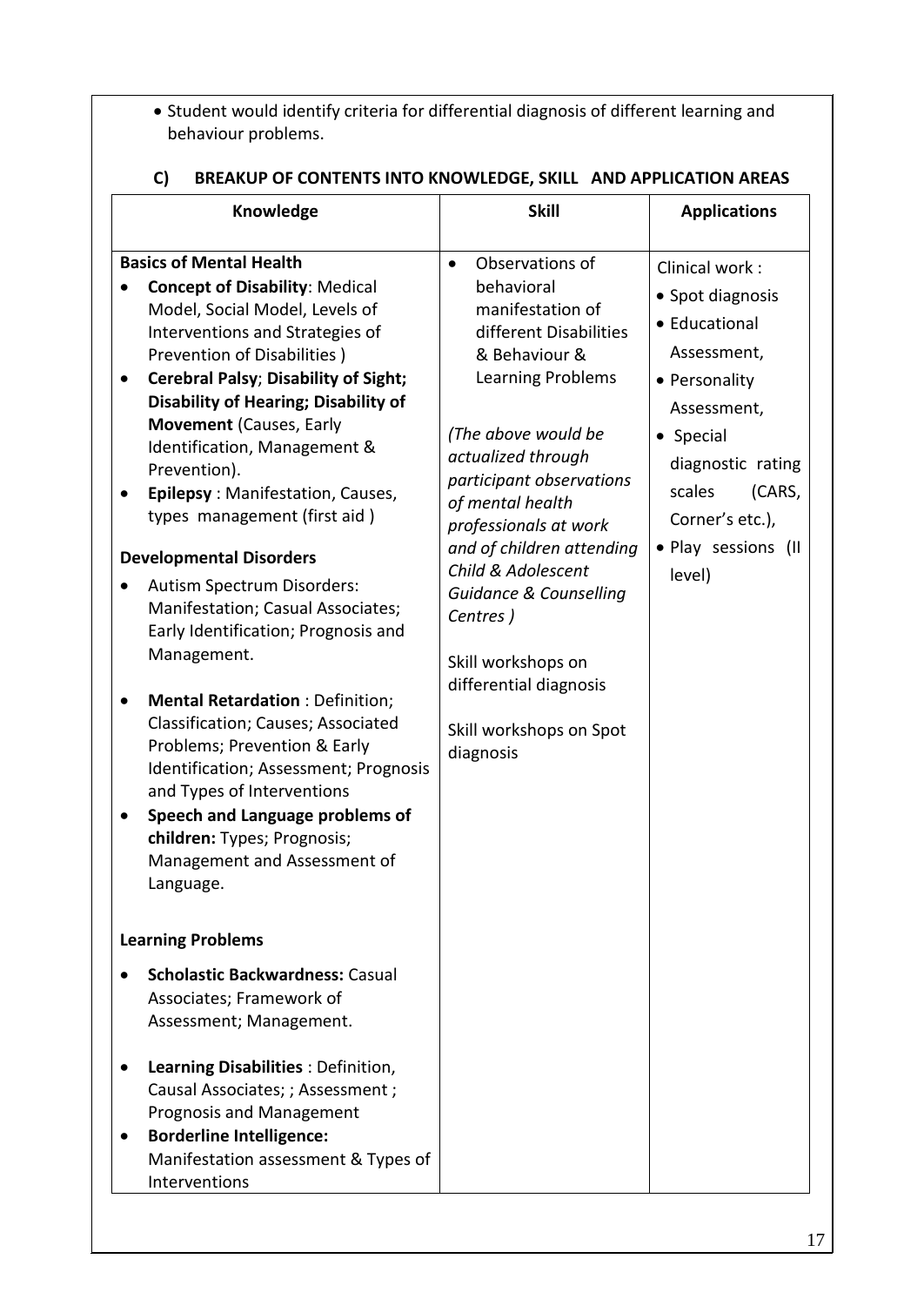- Student would identify criteria for differential diagnosis of different learning and behaviour problems.

### C) BREAKUP OF CONTENTS INTO KNOWLEDGE, SKILL AND APPLICATION AREAS

| Knowledge | Skill | Applications |
|---|---|---|
| **Basics of Mental Health**<br>• **Concept of Disability**: Medical Model, Social Model, Levels of Interventions and Strategies of Prevention of Disabilities )<br>• **Cerebral Palsy**; **Disability of Sight; Disability of Hearing; Disability of Movement** (Causes, Early Identification, Management & Prevention).<br>• **Epilepsy** : Manifestation, Causes, types management (first aid )<br><br>**Developmental Disorders**<br>• Autism Spectrum Disorders: Manifestation; Casual Associates; Early Identification; Prognosis and Management.<br>• **Mental Retardation** : Definition; Classification; Causes; Associated Problems; Prevention & Early Identification; Assessment; Prognosis and Types of Interventions<br>• **Speech and Language problems of children:** Types; Prognosis; Management and Assessment of Language.<br><br>**Learning Problems**<br>• **Scholastic Backwardness:** Casual Associates; Framework of Assessment; Management.<br>• **Learning Disabilities** : Definition, Causal Associates; ; Assessment ; Prognosis and Management<br>• **Borderline Intelligence:** Manifestation assessment & Types of Interventions | • Observations of behavioral manifestation of different Disabilities & Behaviour & Learning Problems<br><br>*(The above would be actualized through participant observations of mental health professionals at work and of children attending Child & Adolescent Guidance & Counselling Centres )*<br><br>Skill workshops on differential diagnosis<br><br>Skill workshops on Spot diagnosis | Clinical work :<br>• Spot diagnosis<br>• Educational Assessment,<br>• Personality Assessment,<br>• Special diagnostic rating scales (CARS, Corner's etc.),<br>• Play sessions (II level) |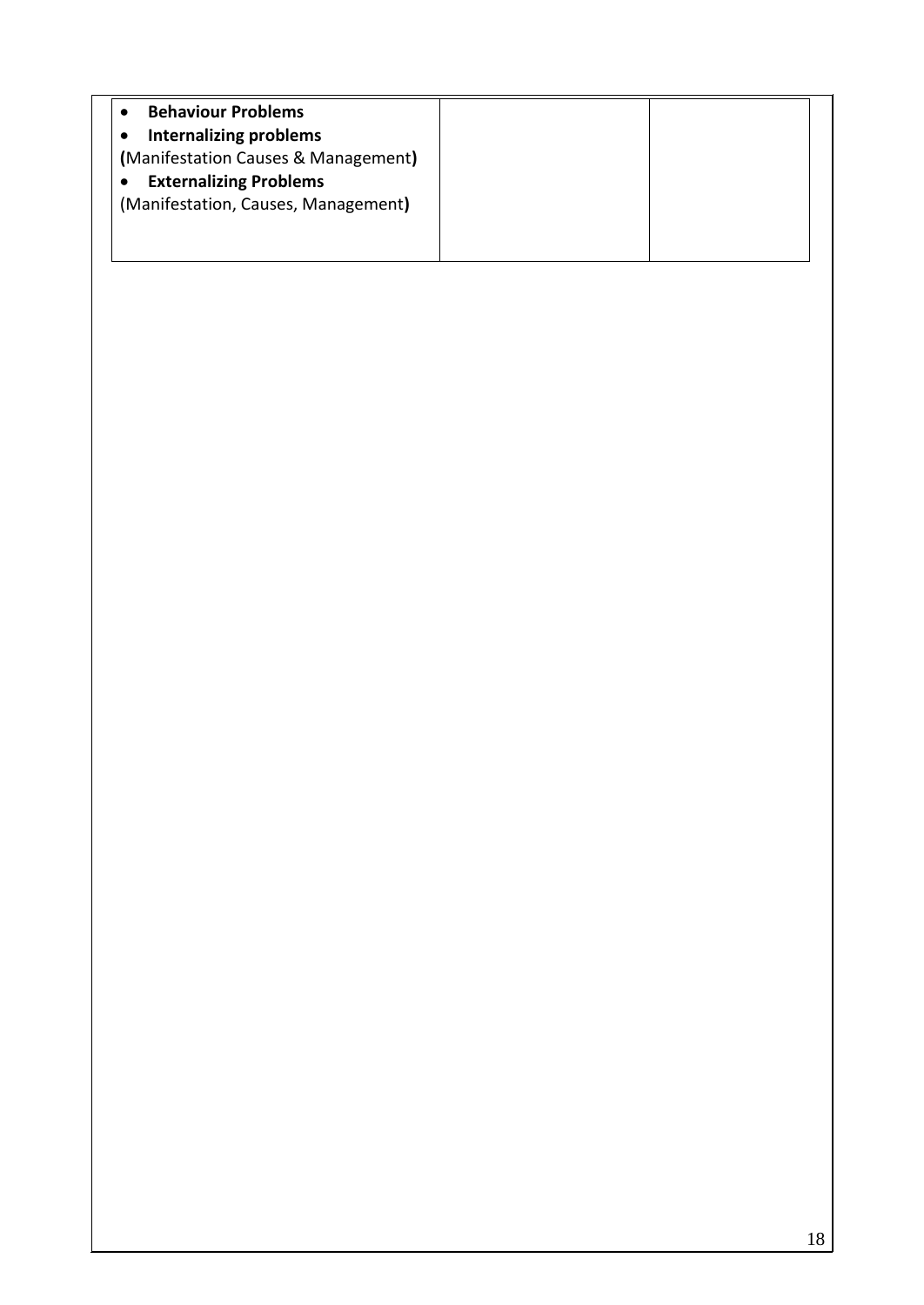| • **Behaviour Problems**<br>• **Internalizing problems**<br>**(**Manifestation Causes & Management**)**<br>• **Externalizing Problems**<br>(Manifestation, Causes, Management**)** | | |
|---|---|---|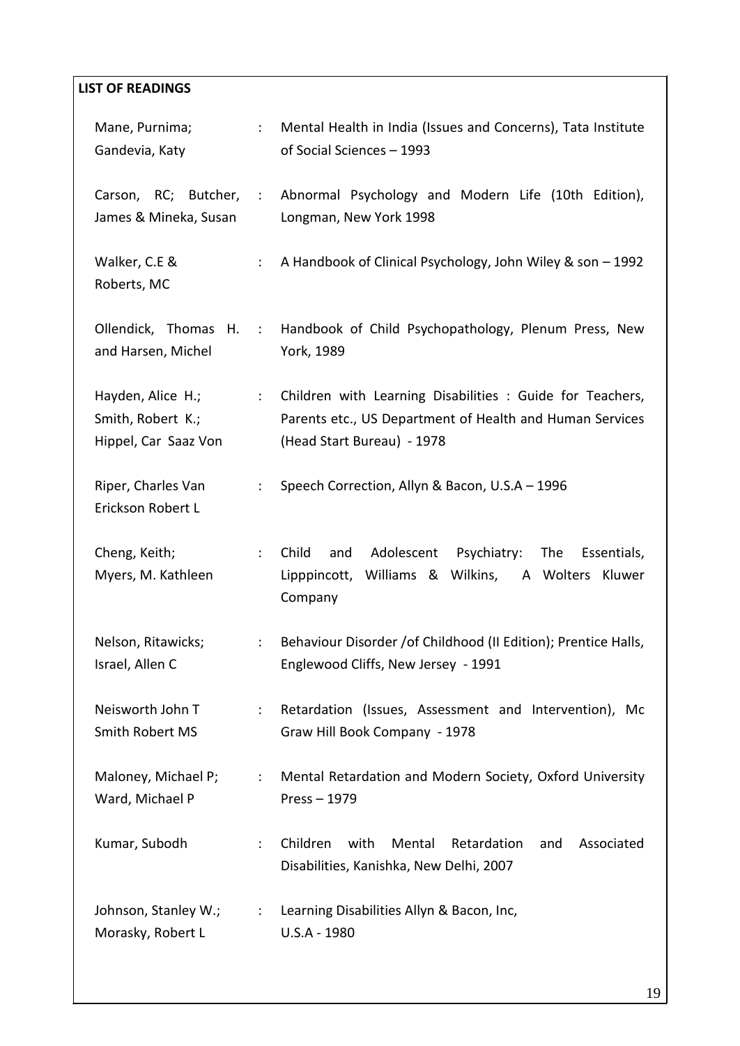**LIST OF READINGS**

| | | |
|---|---|---|
| Mane, Purnima; Gandevia, Katy | : | Mental Health in India (Issues and Concerns), Tata Institute of Social Sciences – 1993 |
| Carson, RC; Butcher, James & Mineka, Susan | : | Abnormal Psychology and Modern Life (10th Edition), Longman, New York 1998 |
| Walker, C.E & Roberts, MC | : | A Handbook of Clinical Psychology, John Wiley & son – 1992 |
| Ollendick, Thomas H. and Harsen, Michel | : | Handbook of Child Psychopathology, Plenum Press, New York, 1989 |
| Hayden, Alice H.; Smith, Robert K.; Hippel, Car Saaz Von | : | Children with Learning Disabilities : Guide for Teachers, Parents etc., US Department of Health and Human Services (Head Start Bureau) - 1978 |
| Riper, Charles Van Erickson Robert L | : | Speech Correction, Allyn & Bacon, U.S.A – 1996 |
| Cheng, Keith; Myers, M. Kathleen | : | Child and Adolescent Psychiatry: The Essentials, Lipppincott, Williams & Wilkins, A Wolters Kluwer Company |
| Nelson, Ritawicks; Israel, Allen C | : | Behaviour Disorder /of Childhood (II Edition); Prentice Halls, Englewood Cliffs, New Jersey - 1991 |
| Neisworth John T Smith Robert MS | : | Retardation (Issues, Assessment and Intervention), Mc Graw Hill Book Company - 1978 |
| Maloney, Michael P; Ward, Michael P | : | Mental Retardation and Modern Society, Oxford University Press – 1979 |
| Kumar, Subodh | : | Children with Mental Retardation and Associated Disabilities, Kanishka, New Delhi, 2007 |
| Johnson, Stanley W.; Morasky, Robert L | : | Learning Disabilities Allyn & Bacon, Inc, U.S.A - 1980 |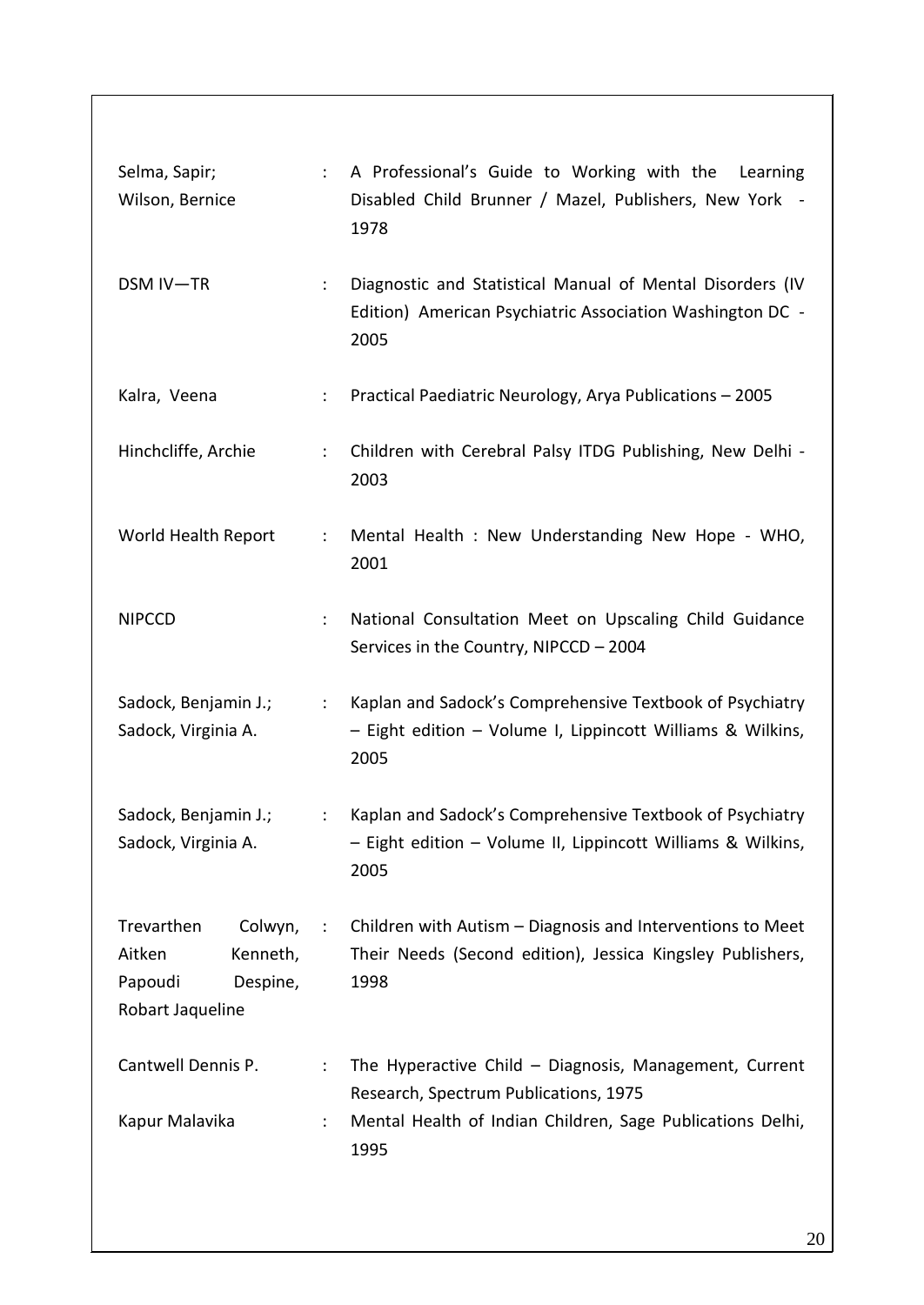| | | |
|---|---|---|
| Selma, Sapir; Wilson, Bernice | : | A Professional's Guide to Working with the Learning Disabled Child Brunner / Mazel, Publishers, New York - 1978 |
| DSM IV—TR | : | Diagnostic and Statistical Manual of Mental Disorders (IV Edition) American Psychiatric Association Washington DC - 2005 |
| Kalra, Veena | : | Practical Paediatric Neurology, Arya Publications – 2005 |
| Hinchcliffe, Archie | : | Children with Cerebral Palsy ITDG Publishing, New Delhi - 2003 |
| World Health Report | : | Mental Health : New Understanding New Hope - WHO, 2001 |
| NIPCCD | : | National Consultation Meet on Upscaling Child Guidance Services in the Country, NIPCCD – 2004 |
| Sadock, Benjamin J.; Sadock, Virginia A. | : | Kaplan and Sadock's Comprehensive Textbook of Psychiatry – Eight edition – Volume I, Lippincott Williams & Wilkins, 2005 |
| Sadock, Benjamin J.; Sadock, Virginia A. | : | Kaplan and Sadock's Comprehensive Textbook of Psychiatry – Eight edition – Volume II, Lippincott Williams & Wilkins, 2005 |
| Trevarthen Colwyn, Aitken Kenneth, Papoudi Despine, Robart Jaqueline | : | Children with Autism – Diagnosis and Interventions to Meet Their Needs (Second edition), Jessica Kingsley Publishers, 1998 |
| Cantwell Dennis P. | : | The Hyperactive Child – Diagnosis, Management, Current Research, Spectrum Publications, 1975 |
| Kapur Malavika | : | Mental Health of Indian Children, Sage Publications Delhi, 1995 |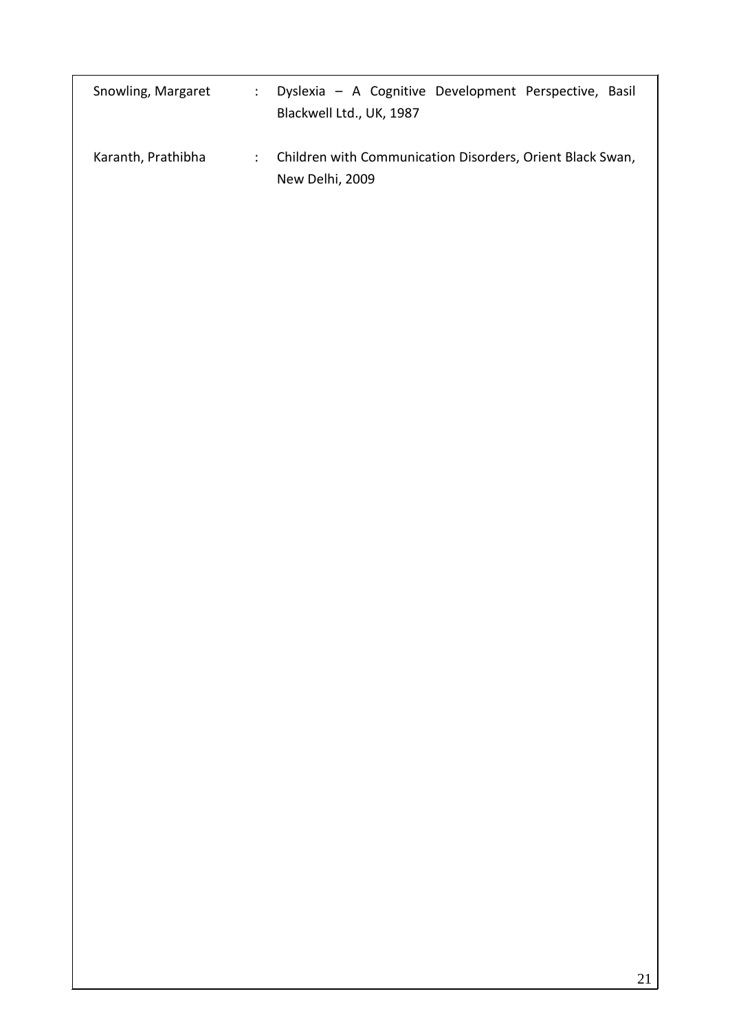| | | |
|---|---|---|
| Snowling, Margaret | : | Dyslexia – A Cognitive Development Perspective, Basil Blackwell Ltd., UK, 1987 |
| Karanth, Prathibha | : | Children with Communication Disorders, Orient Black Swan, New Delhi, 2009 |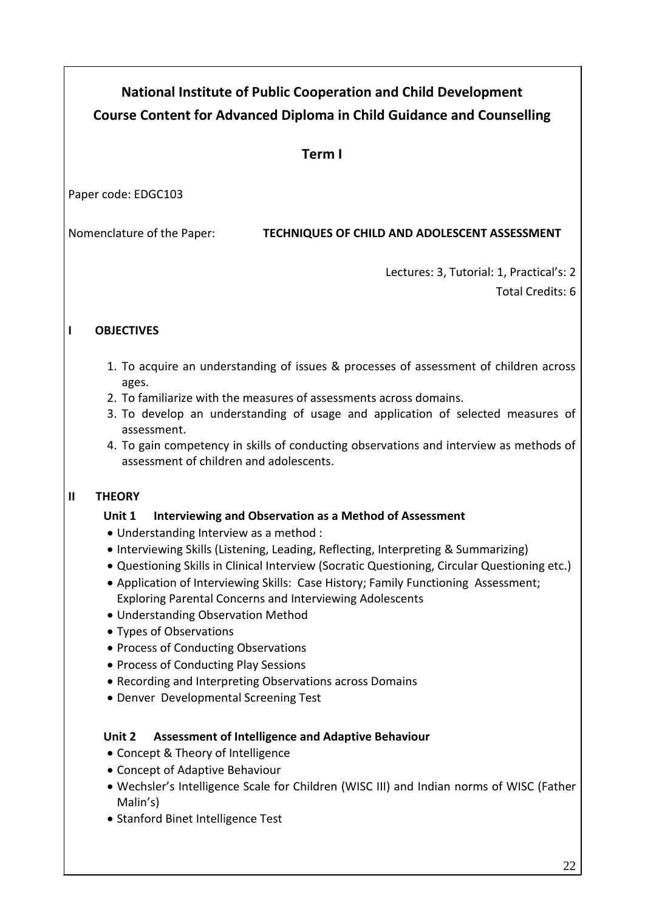# National Institute of Public Cooperation and Child Development

## Course Content for Advanced Diploma in Child Guidance and Counselling

### Term I

Paper code: EDGC103

Nomenclature of the Paper: **TECHNIQUES OF CHILD AND ADOLESCENT ASSESSMENT**

Lectures: 3, Tutorial: 1, Practical's: 2

Total Credits: 6

**I OBJECTIVES**

1. To acquire an understanding of issues & processes of assessment of children across ages.
2. To familiarize with the measures of assessments across domains.
3. To develop an understanding of usage and application of selected measures of assessment.
4. To gain competency in skills of conducting observations and interview as methods of assessment of children and adolescents.

**II THEORY**

**Unit 1 Interviewing and Observation as a Method of Assessment**

- Understanding Interview as a method :
- Interviewing Skills (Listening, Leading, Reflecting, Interpreting & Summarizing)
- Questioning Skills in Clinical Interview (Socratic Questioning, Circular Questioning etc.)
- Application of Interviewing Skills: Case History; Family Functioning Assessment; Exploring Parental Concerns and Interviewing Adolescents
- Understanding Observation Method
- Types of Observations
- Process of Conducting Observations
- Process of Conducting Play Sessions
- Recording and Interpreting Observations across Domains
- Denver Developmental Screening Test

**Unit 2 Assessment of Intelligence and Adaptive Behaviour**

- Concept & Theory of Intelligence
- Concept of Adaptive Behaviour
- Wechsler's Intelligence Scale for Children (WISC III) and Indian norms of WISC (Father Malin's)
- Stanford Binet Intelligence Test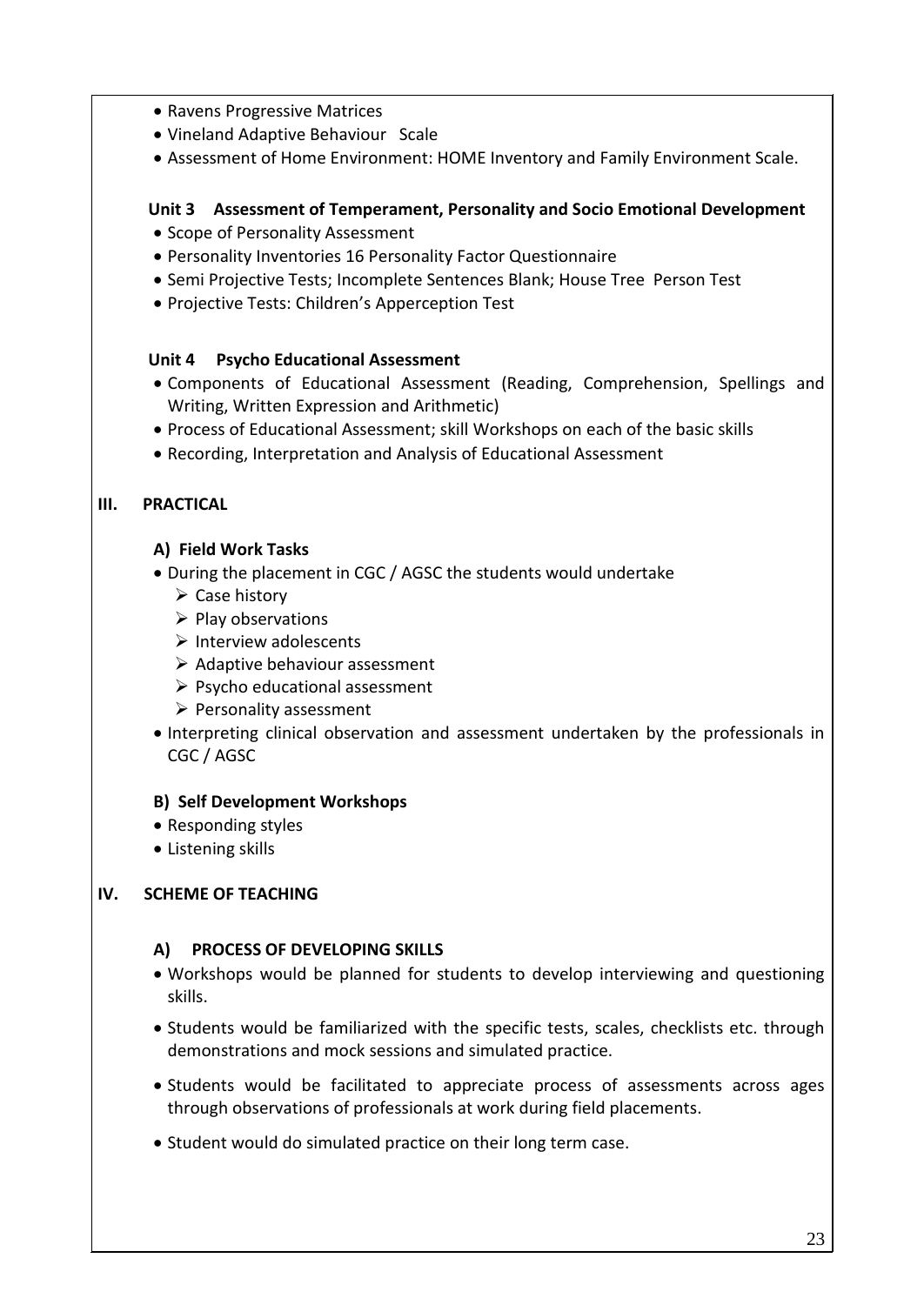- Ravens Progressive Matrices
- Vineland Adaptive Behaviour Scale
- Assessment of Home Environment: HOME Inventory and Family Environment Scale.

**Unit 3 Assessment of Temperament, Personality and Socio Emotional Development**

- Scope of Personality Assessment
- Personality Inventories 16 Personality Factor Questionnaire
- Semi Projective Tests; Incomplete Sentences Blank; House Tree Person Test
- Projective Tests: Children's Apperception Test

**Unit 4 Psycho Educational Assessment**

- Components of Educational Assessment (Reading, Comprehension, Spellings and Writing, Written Expression and Arithmetic)
- Process of Educational Assessment; skill Workshops on each of the basic skills
- Recording, Interpretation and Analysis of Educational Assessment

## III. PRACTICAL

### A) Field Work Tasks

- During the placement in CGC / AGSC the students would undertake
  - Case history
  - Play observations
  - Interview adolescents
  - Adaptive behaviour assessment
  - Psycho educational assessment
  - Personality assessment
- Interpreting clinical observation and assessment undertaken by the professionals in CGC / AGSC

### B) Self Development Workshops

- Responding styles
- Listening skills

## IV. SCHEME OF TEACHING

### A) PROCESS OF DEVELOPING SKILLS

- Workshops would be planned for students to develop interviewing and questioning skills.
- Students would be familiarized with the specific tests, scales, checklists etc. through demonstrations and mock sessions and simulated practice.
- Students would be facilitated to appreciate process of assessments across ages through observations of professionals at work during field placements.
- Student would do simulated practice on their long term case.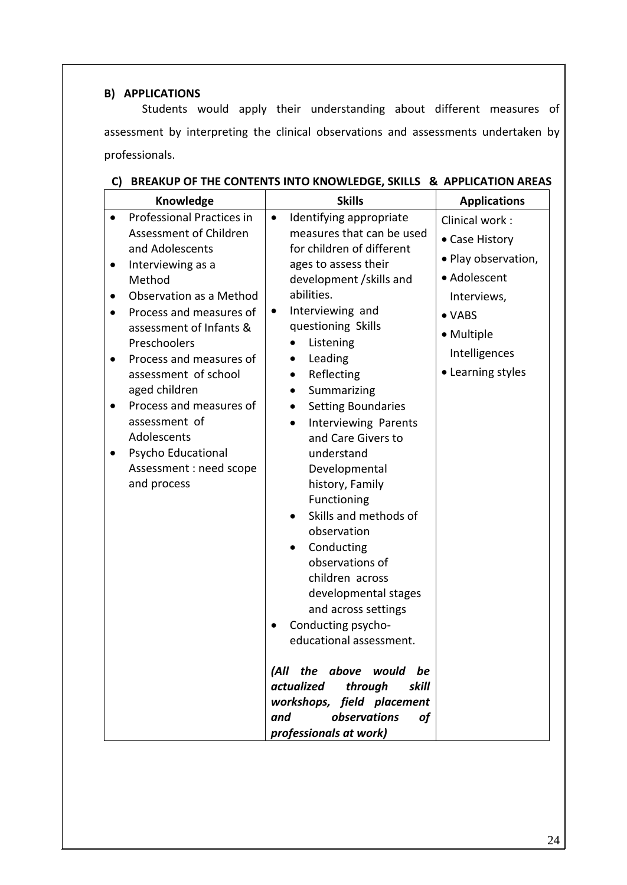### B) APPLICATIONS

Students would apply their understanding about different measures of assessment by interpreting the clinical observations and assessments undertaken by professionals.

### C) BREAKUP OF THE CONTENTS INTO KNOWLEDGE, SKILLS & APPLICATION AREAS

| Knowledge | Skills | Applications |
|---|---|---|
| • Professional Practices in Assessment of Children and Adolescents<br>• Interviewing as a Method<br>• Observation as a Method<br>• Process and measures of assessment of Infants & Preschoolers<br>• Process and measures of assessment of school aged children<br>• Process and measures of assessment of Adolescents<br>• Psycho Educational Assessment : need scope and process | • Identifying appropriate measures that can be used for children of different ages to assess their development /skills and abilities.<br>• Interviewing and questioning Skills<br>&nbsp;&nbsp;◦ Listening<br>&nbsp;&nbsp;◦ Leading<br>&nbsp;&nbsp;◦ Reflecting<br>&nbsp;&nbsp;◦ Summarizing<br>&nbsp;&nbsp;◦ Setting Boundaries<br>&nbsp;&nbsp;◦ Interviewing Parents and Care Givers to understand Developmental history, Family Functioning<br>&nbsp;&nbsp;◦ Skills and methods of observation<br>&nbsp;&nbsp;◦ Conducting observations of children across developmental stages and across settings<br>• Conducting psycho-educational assessment.<br><br>***(All the above would be actualized through skill workshops, field placement and observations of professionals at work)*** | Clinical work :<br>• Case History<br>• Play observation,<br>• Adolescent Interviews,<br>• VABS<br>• Multiple Intelligences<br>• Learning styles |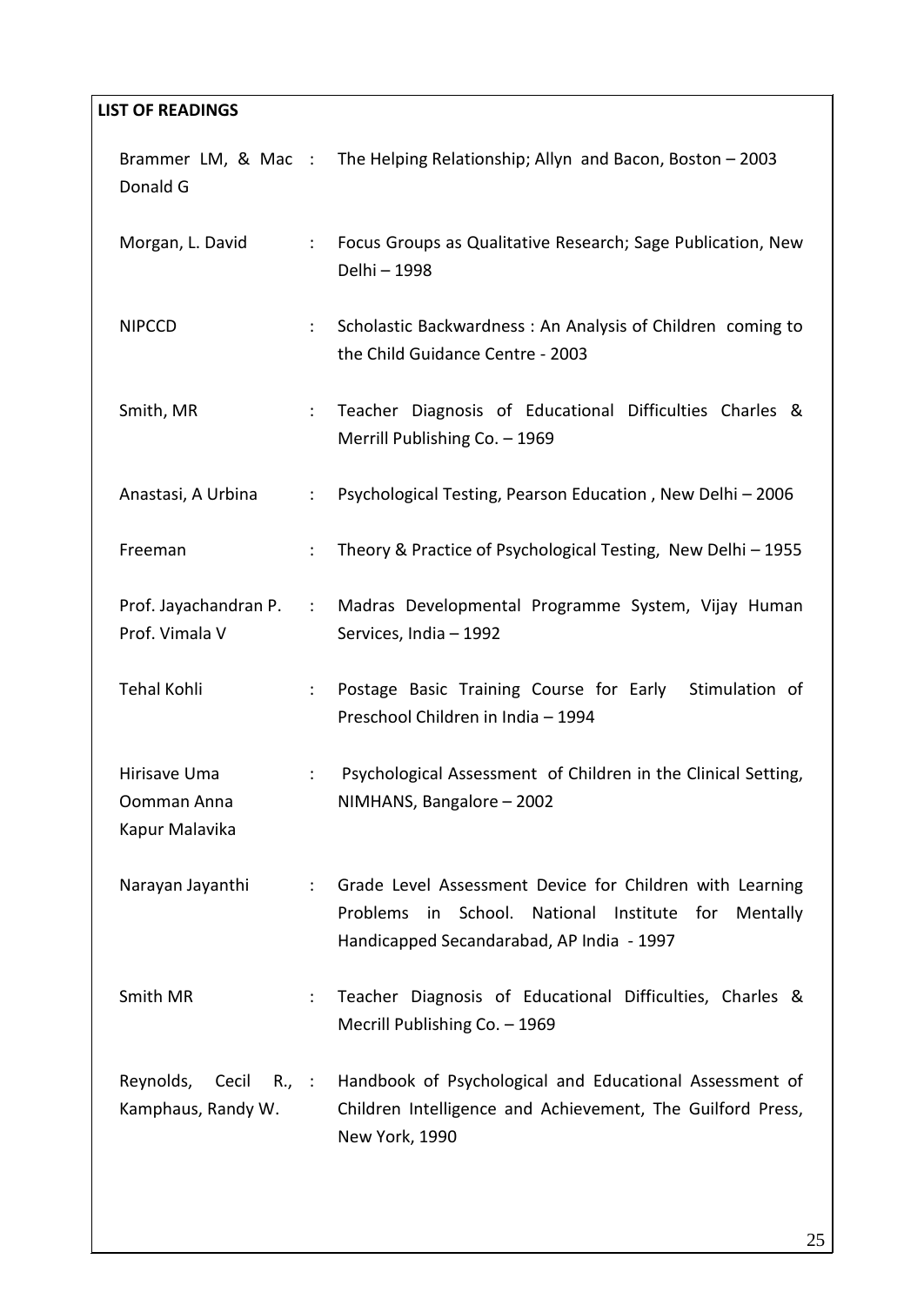**LIST OF READINGS**

| | | |
|---|---|---|
| Brammer LM, & Mac Donald G | : | The Helping Relationship; Allyn and Bacon, Boston – 2003 |
| Morgan, L. David | : | Focus Groups as Qualitative Research; Sage Publication, New Delhi – 1998 |
| NIPCCD | : | Scholastic Backwardness : An Analysis of Children coming to the Child Guidance Centre - 2003 |
| Smith, MR | : | Teacher Diagnosis of Educational Difficulties Charles & Merrill Publishing Co. – 1969 |
| Anastasi, A Urbina | : | Psychological Testing, Pearson Education , New Delhi – 2006 |
| Freeman | : | Theory & Practice of Psychological Testing, New Delhi – 1955 |
| Prof. Jayachandran P. Prof. Vimala V | : | Madras Developmental Programme System, Vijay Human Services, India – 1992 |
| Tehal Kohli | : | Postage Basic Training Course for Early Stimulation of Preschool Children in India – 1994 |
| Hirisave Uma Oomman Anna Kapur Malavika | : | Psychological Assessment of Children in the Clinical Setting, NIMHANS, Bangalore – 2002 |
| Narayan Jayanthi | : | Grade Level Assessment Device for Children with Learning Problems in School. National Institute for Mentally Handicapped Secandarabad, AP India - 1997 |
| Smith MR | : | Teacher Diagnosis of Educational Difficulties, Charles & Mecrill Publishing Co. – 1969 |
| Reynolds, Cecil R., Kamphaus, Randy W. | : | Handbook of Psychological and Educational Assessment of Children Intelligence and Achievement, The Guilford Press, New York, 1990 |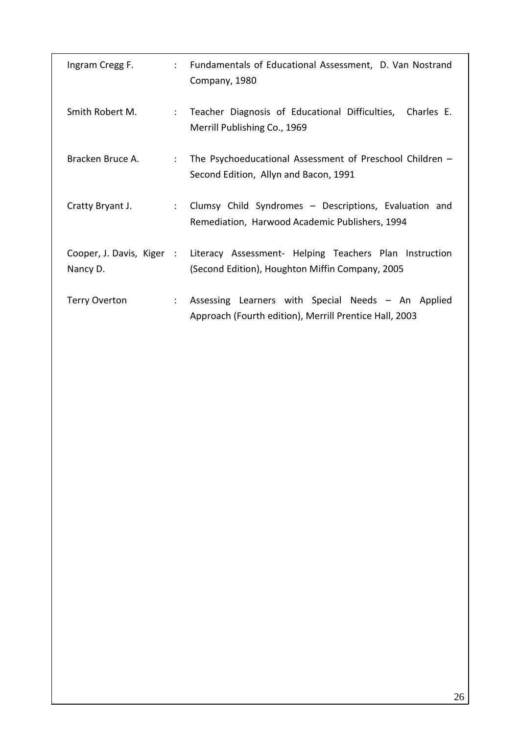| | | |
|---|---|---|
| Ingram Cregg F. | : | Fundamentals of Educational Assessment, D. Van Nostrand Company, 1980 |
| Smith Robert M. | : | Teacher Diagnosis of Educational Difficulties, Charles E. Merrill Publishing Co., 1969 |
| Bracken Bruce A. | : | The Psychoeducational Assessment of Preschool Children – Second Edition, Allyn and Bacon, 1991 |
| Cratty Bryant J. | : | Clumsy Child Syndromes – Descriptions, Evaluation and Remediation, Harwood Academic Publishers, 1994 |
| Cooper, J. Davis, Kiger Nancy D. | : | Literacy Assessment- Helping Teachers Plan Instruction (Second Edition), Houghton Miffin Company, 2005 |
| Terry Overton | : | Assessing Learners with Special Needs – An Applied Approach (Fourth edition), Merrill Prentice Hall, 2003 |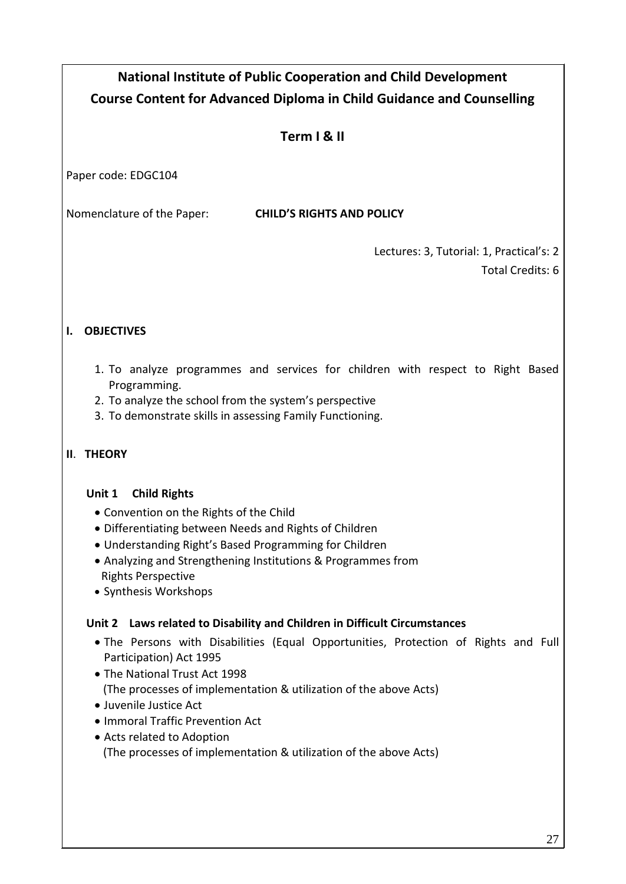# National Institute of Public Cooperation and Child Development

## Course Content for Advanced Diploma in Child Guidance and Counselling

### Term I & II

Paper code: EDGC104

Nomenclature of the Paper: **CHILD'S RIGHTS AND POLICY**

Lectures: 3, Tutorial: 1, Practical's: 2

Total Credits: 6

## I. OBJECTIVES

1. To analyze programmes and services for children with respect to Right Based Programming.
2. To analyze the school from the system's perspective
3. To demonstrate skills in assessing Family Functioning.

## II. THEORY

### Unit 1 Child Rights

- Convention on the Rights of the Child
- Differentiating between Needs and Rights of Children
- Understanding Right's Based Programming for Children
- Analyzing and Strengthening Institutions & Programmes from Rights Perspective
- Synthesis Workshops

### Unit 2 Laws related to Disability and Children in Difficult Circumstances

- The Persons with Disabilities (Equal Opportunities, Protection of Rights and Full Participation) Act 1995
- The National Trust Act 1998
  (The processes of implementation & utilization of the above Acts)
- Juvenile Justice Act
- Immoral Traffic Prevention Act
- Acts related to Adoption
  (The processes of implementation & utilization of the above Acts)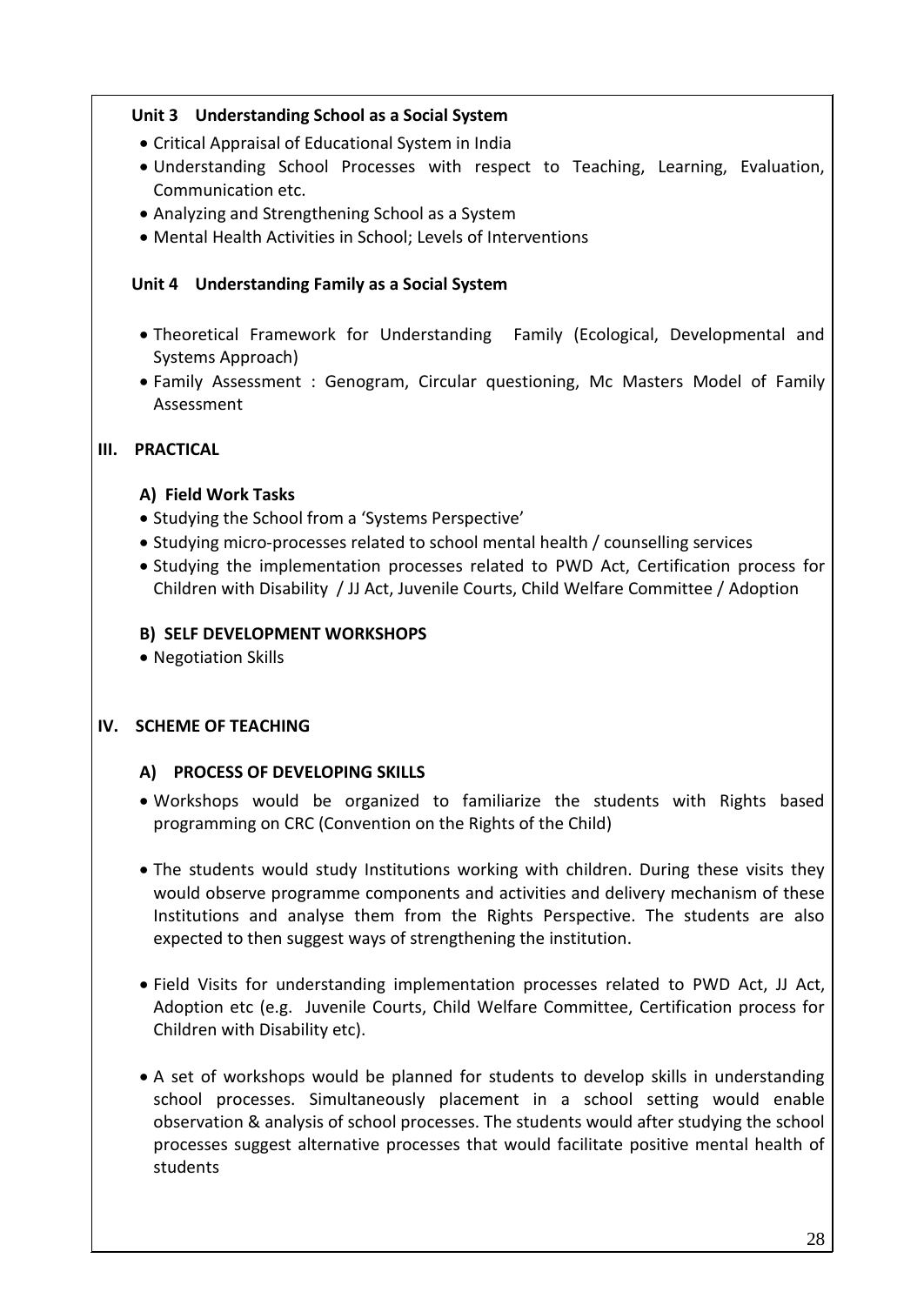**Unit 3 Understanding School as a Social System**

- Critical Appraisal of Educational System in India
- Understanding School Processes with respect to Teaching, Learning, Evaluation, Communication etc.
- Analyzing and Strengthening School as a System
- Mental Health Activities in School; Levels of Interventions

**Unit 4 Understanding Family as a Social System**

- Theoretical Framework for Understanding Family (Ecological, Developmental and Systems Approach)
- Family Assessment : Genogram, Circular questioning, Mc Masters Model of Family Assessment

## III. PRACTICAL

### A) Field Work Tasks

- Studying the School from a 'Systems Perspective'
- Studying micro-processes related to school mental health / counselling services
- Studying the implementation processes related to PWD Act, Certification process for Children with Disability / JJ Act, Juvenile Courts, Child Welfare Committee / Adoption

### B) SELF DEVELOPMENT WORKSHOPS

- Negotiation Skills

## IV. SCHEME OF TEACHING

### A) PROCESS OF DEVELOPING SKILLS

- Workshops would be organized to familiarize the students with Rights based programming on CRC (Convention on the Rights of the Child)

- The students would study Institutions working with children. During these visits they would observe programme components and activities and delivery mechanism of these Institutions and analyse them from the Rights Perspective. The students are also expected to then suggest ways of strengthening the institution.

- Field Visits for understanding implementation processes related to PWD Act, JJ Act, Adoption etc (e.g. Juvenile Courts, Child Welfare Committee, Certification process for Children with Disability etc).

- A set of workshops would be planned for students to develop skills in understanding school processes. Simultaneously placement in a school setting would enable observation & analysis of school processes. The students would after studying the school processes suggest alternative processes that would facilitate positive mental health of students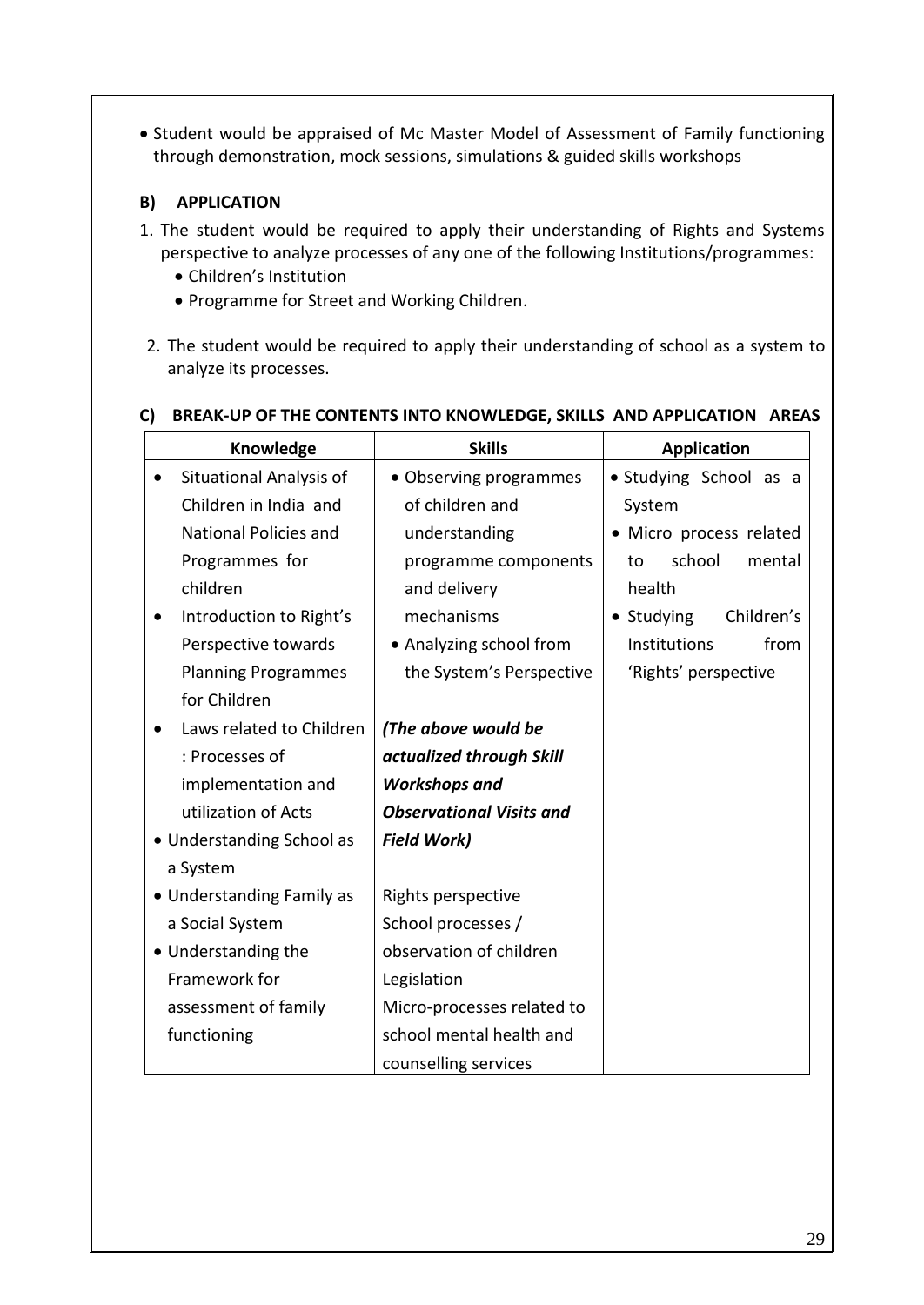- Student would be appraised of Mc Master Model of Assessment of Family functioning through demonstration, mock sessions, simulations & guided skills workshops

**B) APPLICATION**

1. The student would be required to apply their understanding of Rights and Systems perspective to analyze processes of any one of the following Institutions/programmes:
   - Children's Institution
   - Programme for Street and Working Children.
2. The student would be required to apply their understanding of school as a system to analyze its processes.

**C) BREAK-UP OF THE CONTENTS INTO KNOWLEDGE, SKILLS AND APPLICATION AREAS**

| Knowledge | Skills | Application |
|---|---|---|
| • Situational Analysis of Children in India and National Policies and Programmes for children<br>• Introduction to Right's Perspective towards Planning Programmes for Children<br>• Laws related to Children : Processes of implementation and utilization of Acts<br>• Understanding School as a System<br>• Understanding Family as a Social System<br>• Understanding the Framework for assessment of family functioning | • Observing programmes of children and understanding programme components and delivery mechanisms<br>• Analyzing school from the System's Perspective<br><br>***(The above would be actualized through Skill Workshops and Observational Visits and Field Work)***<br><br>Rights perspective<br>School processes / observation of children<br>Legislation<br>Micro-processes related to school mental health and counselling services | • Studying School as a System<br>• Micro process related to school mental health<br>• Studying Children's Institutions from 'Rights' perspective |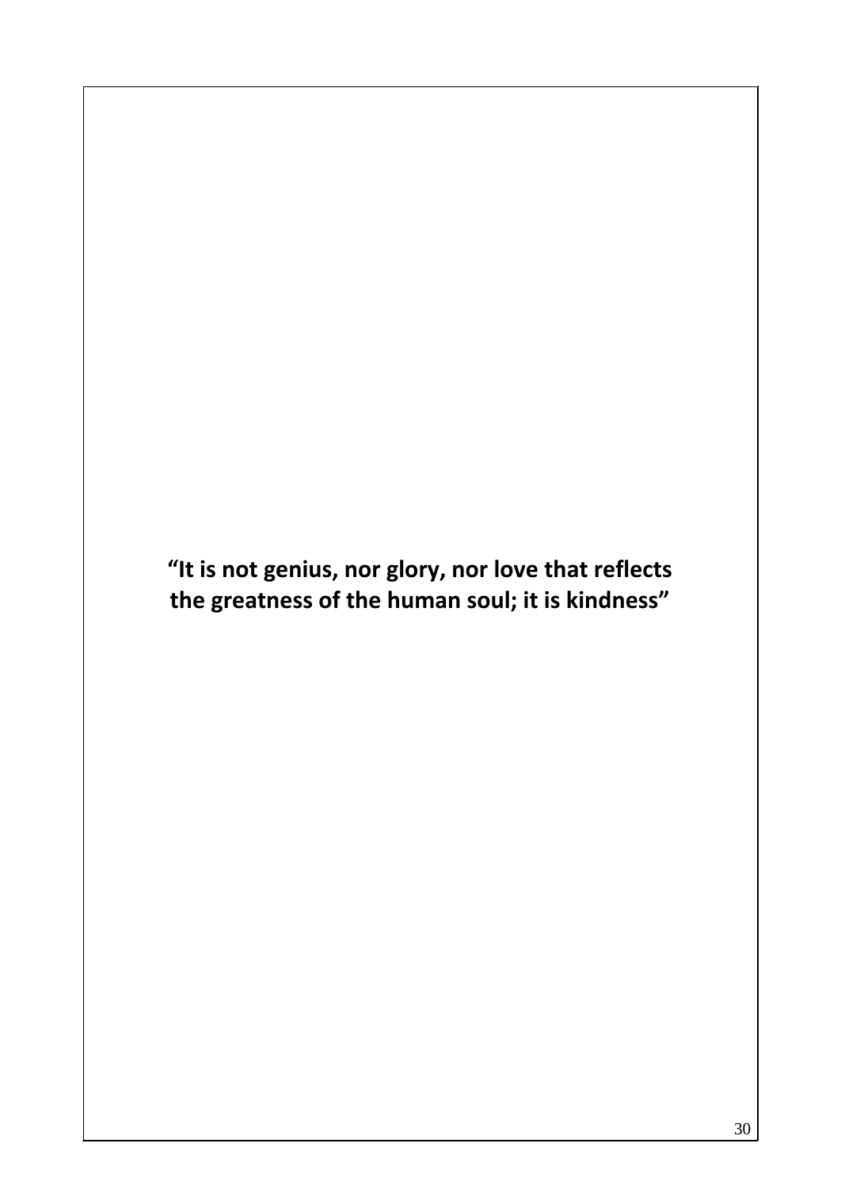**“It is not genius, nor glory, nor love that reflects the greatness of the human soul; it is kindness”**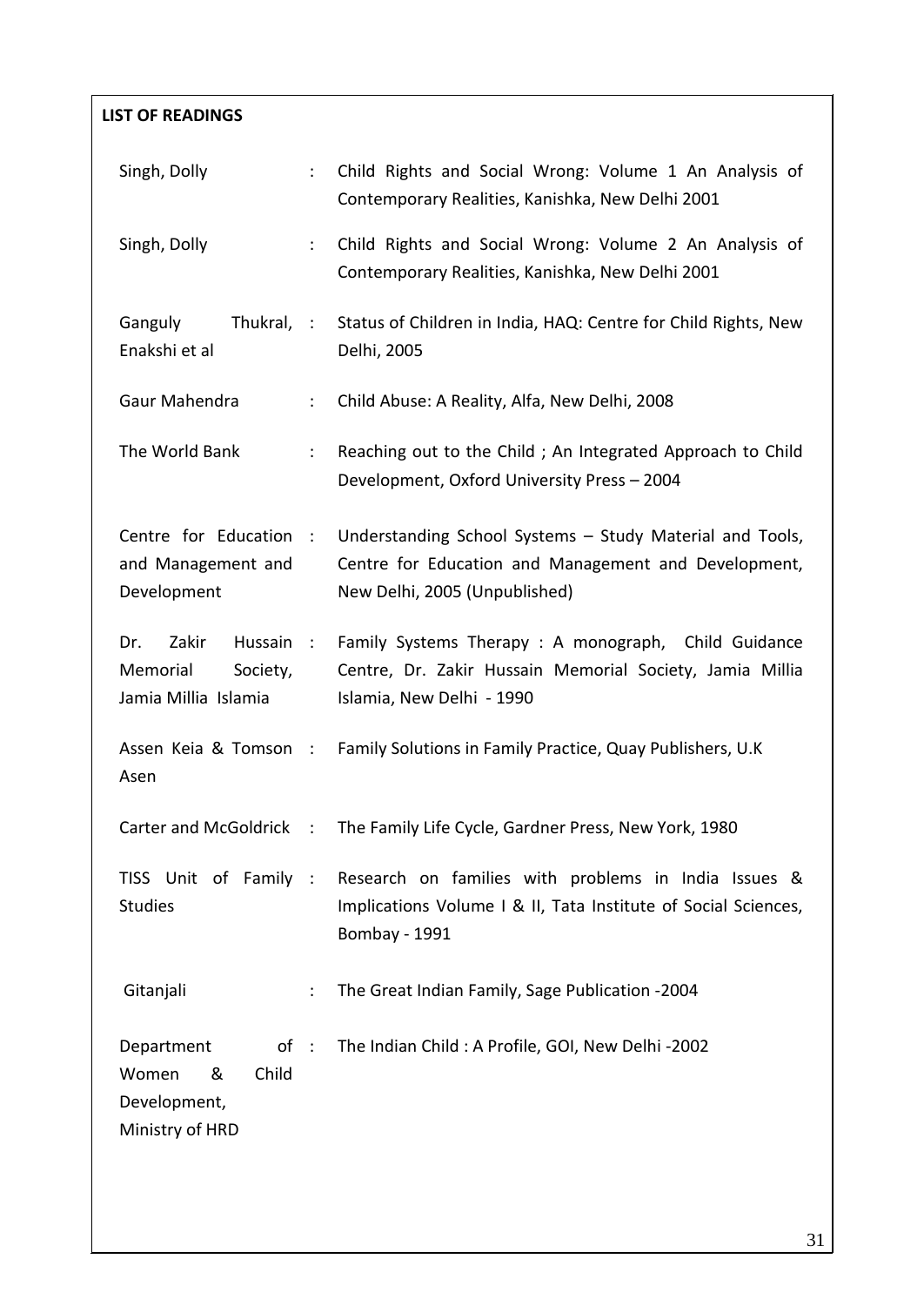**LIST OF READINGS**

| Author | | Title |
|---|---|---|
| Singh, Dolly | : | Child Rights and Social Wrong: Volume 1 An Analysis of Contemporary Realities, Kanishka, New Delhi 2001 |
| Singh, Dolly | : | Child Rights and Social Wrong: Volume 2 An Analysis of Contemporary Realities, Kanishka, New Delhi 2001 |
| Ganguly Thukral, Enakshi et al | : | Status of Children in India, HAQ: Centre for Child Rights, New Delhi, 2005 |
| Gaur Mahendra | : | Child Abuse: A Reality, Alfa, New Delhi, 2008 |
| The World Bank | : | Reaching out to the Child ; An Integrated Approach to Child Development, Oxford University Press – 2004 |
| Centre for Education and Management and Development | : | Understanding School Systems – Study Material and Tools, Centre for Education and Management and Development, New Delhi, 2005 (Unpublished) |
| Dr. Zakir Hussain Memorial Society, Jamia Millia Islamia | : | Family Systems Therapy : A monograph, Child Guidance Centre, Dr. Zakir Hussain Memorial Society, Jamia Millia Islamia, New Delhi - 1990 |
| Assen Keia & Tomson Asen | : | Family Solutions in Family Practice, Quay Publishers, U.K |
| Carter and McGoldrick | : | The Family Life Cycle, Gardner Press, New York, 1980 |
| TISS Unit of Family Studies | : | Research on families with problems in India Issues & Implications Volume I & II, Tata Institute of Social Sciences, Bombay - 1991 |
| Gitanjali | : | The Great Indian Family, Sage Publication -2004 |
| Department of Women & Child Development, Ministry of HRD | : | The Indian Child : A Profile, GOI, New Delhi -2002 |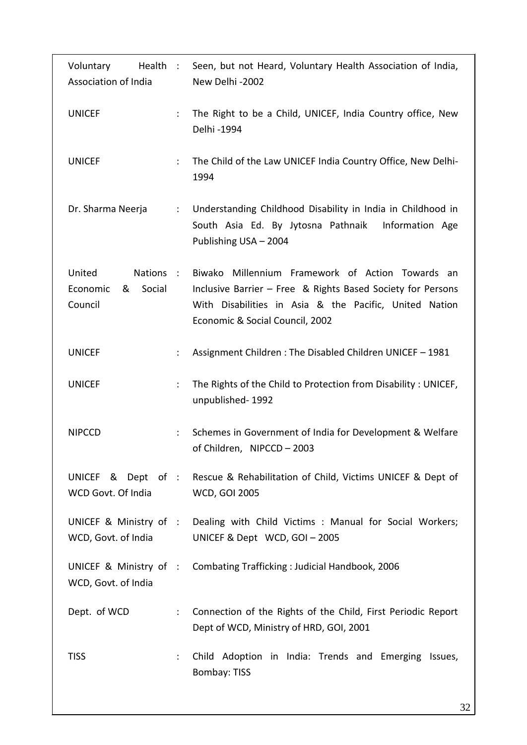| | | |
|---|---|---|
| Voluntary Health Association of India | : | Seen, but not Heard, Voluntary Health Association of India, New Delhi -2002 |
| UNICEF | : | The Right to be a Child, UNICEF, India Country office, New Delhi -1994 |
| UNICEF | : | The Child of the Law UNICEF India Country Office, New Delhi-1994 |
| Dr. Sharma Neerja | : | Understanding Childhood Disability in India in Childhood in South Asia Ed. By Jytosna Pathnaik Information Age Publishing USA – 2004 |
| United Nations Economic & Social Council | : | Biwako Millennium Framework of Action Towards an Inclusive Barrier – Free & Rights Based Society for Persons With Disabilities in Asia & the Pacific, United Nation Economic & Social Council, 2002 |
| UNICEF | : | Assignment Children : The Disabled Children UNICEF – 1981 |
| UNICEF | : | The Rights of the Child to Protection from Disability : UNICEF, unpublished- 1992 |
| NIPCCD | : | Schemes in Government of India for Development & Welfare of Children, NIPCCD – 2003 |
| UNICEF & Dept of WCD Govt. Of India | : | Rescue & Rehabilitation of Child, Victims UNICEF & Dept of WCD, GOI 2005 |
| UNICEF & Ministry of WCD, Govt. of India | : | Dealing with Child Victims : Manual for Social Workers; UNICEF & Dept WCD, GOI – 2005 |
| UNICEF & Ministry of WCD, Govt. of India | : | Combating Trafficking : Judicial Handbook, 2006 |
| Dept. of WCD | : | Connection of the Rights of the Child, First Periodic Report Dept of WCD, Ministry of HRD, GOI, 2001 |
| TISS | : | Child Adoption in India: Trends and Emerging Issues, Bombay: TISS |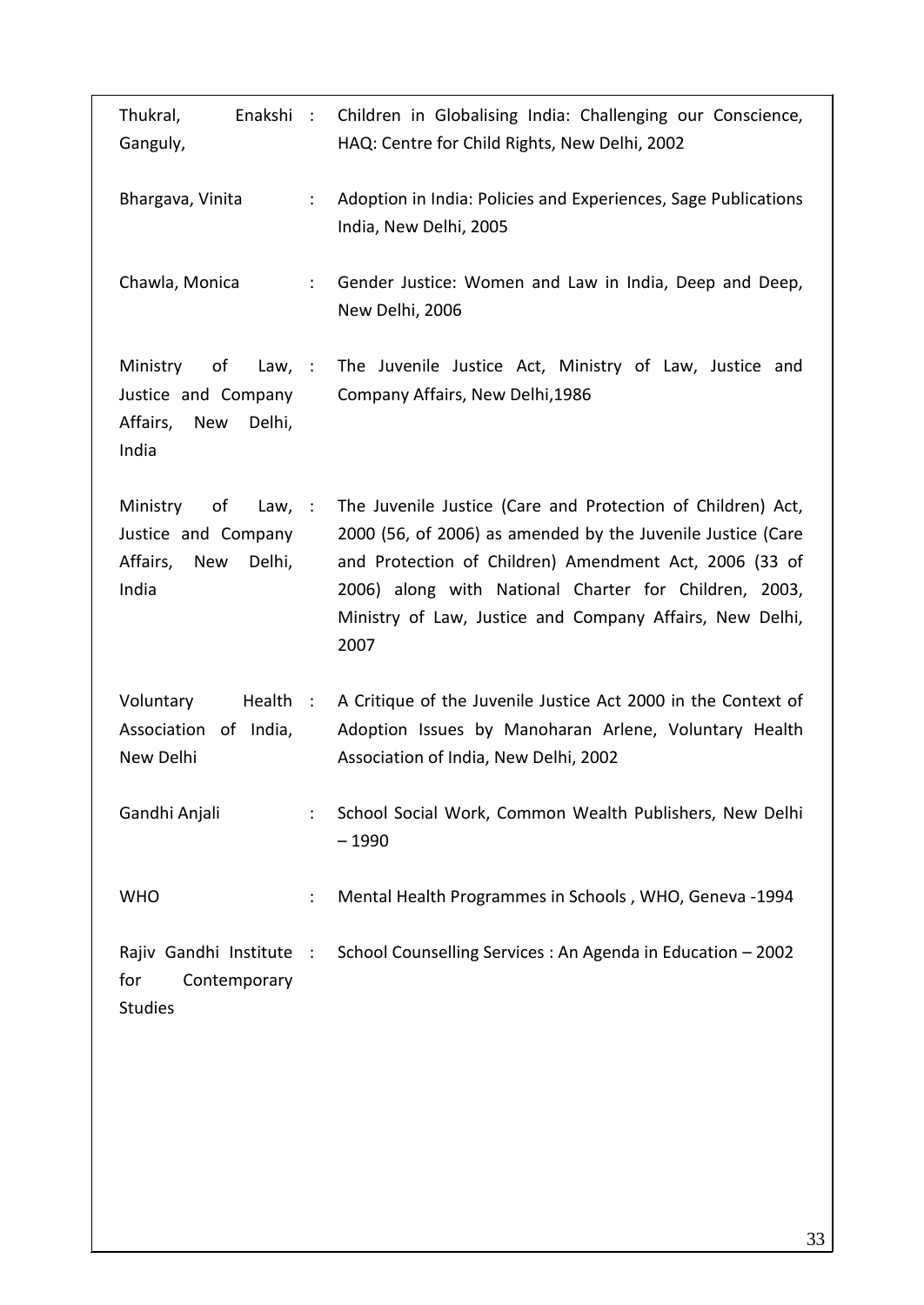| | | |
|---|---|---|
| Thukral, Enakshi Ganguly, | : | Children in Globalising India: Challenging our Conscience, HAQ: Centre for Child Rights, New Delhi, 2002 |
| Bhargava, Vinita | : | Adoption in India: Policies and Experiences, Sage Publications India, New Delhi, 2005 |
| Chawla, Monica | : | Gender Justice: Women and Law in India, Deep and Deep, New Delhi, 2006 |
| Ministry of Law, Justice and Company Affairs, New Delhi, India | : | The Juvenile Justice Act, Ministry of Law, Justice and Company Affairs, New Delhi,1986 |
| Ministry of Law, Justice and Company Affairs, New Delhi, India | : | The Juvenile Justice (Care and Protection of Children) Act, 2000 (56, of 2006) as amended by the Juvenile Justice (Care and Protection of Children) Amendment Act, 2006 (33 of 2006) along with National Charter for Children, 2003, Ministry of Law, Justice and Company Affairs, New Delhi, 2007 |
| Voluntary Health Association of India, New Delhi | : | A Critique of the Juvenile Justice Act 2000 in the Context of Adoption Issues by Manoharan Arlene, Voluntary Health Association of India, New Delhi, 2002 |
| Gandhi Anjali | : | School Social Work, Common Wealth Publishers, New Delhi – 1990 |
| WHO | : | Mental Health Programmes in Schools , WHO, Geneva -1994 |
| Rajiv Gandhi Institute for Contemporary Studies | : | School Counselling Services : An Agenda in Education – 2002 |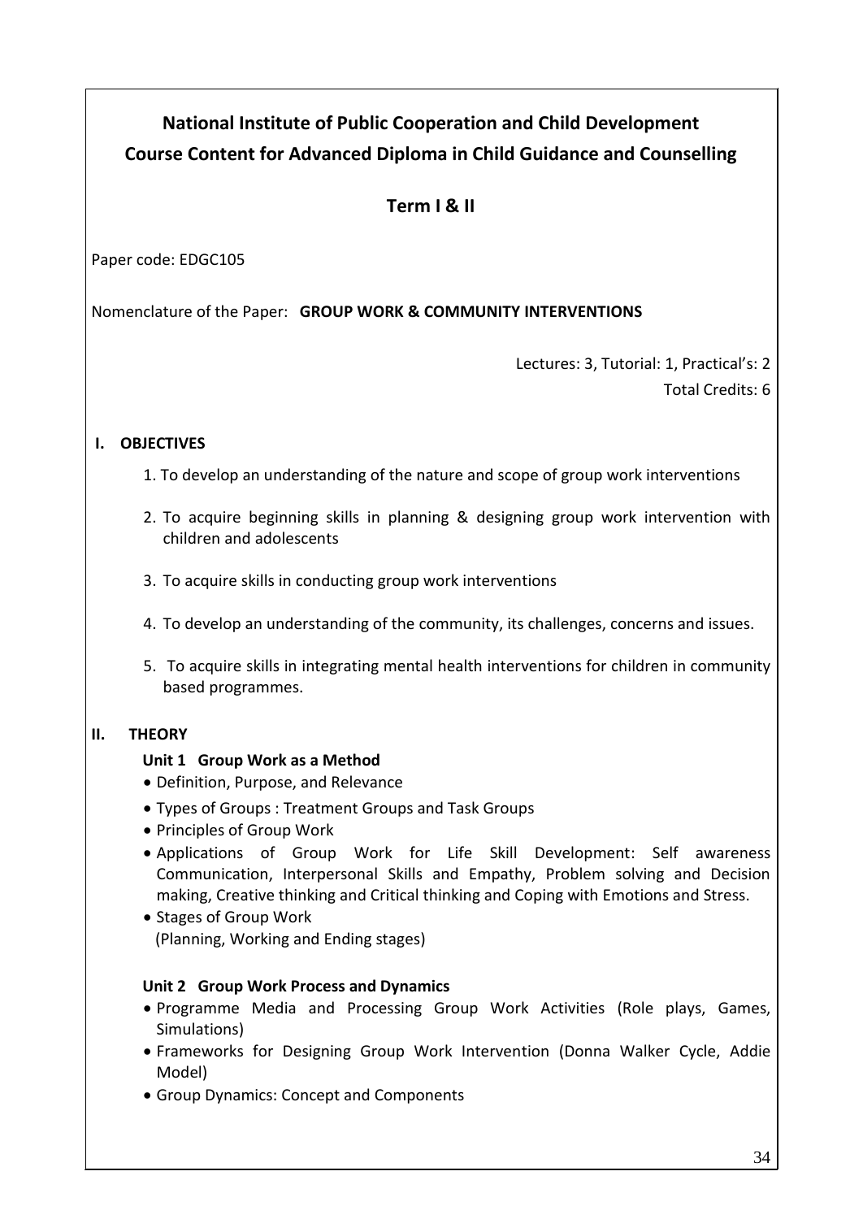# National Institute of Public Cooperation and Child Development

## Course Content for Advanced Diploma in Child Guidance and Counselling

## Term I & II

Paper code: EDGC105

Nomenclature of the Paper: **GROUP WORK & COMMUNITY INTERVENTIONS**

Lectures: 3, Tutorial: 1, Practical's: 2

Total Credits: 6

### I. OBJECTIVES

1. To develop an understanding of the nature and scope of group work interventions
2. To acquire beginning skills in planning & designing group work intervention with children and adolescents
3. To acquire skills in conducting group work interventions
4. To develop an understanding of the community, its challenges, concerns and issues.
5. To acquire skills in integrating mental health interventions for children in community based programmes.

### II. THEORY

**Unit 1 Group Work as a Method**

- Definition, Purpose, and Relevance
- Types of Groups : Treatment Groups and Task Groups
- Principles of Group Work
- Applications of Group Work for Life Skill Development: Self awareness Communication, Interpersonal Skills and Empathy, Problem solving and Decision making, Creative thinking and Critical thinking and Coping with Emotions and Stress.
- Stages of Group Work
  (Planning, Working and Ending stages)

**Unit 2 Group Work Process and Dynamics**

- Programme Media and Processing Group Work Activities (Role plays, Games, Simulations)
- Frameworks for Designing Group Work Intervention (Donna Walker Cycle, Addie Model)
- Group Dynamics: Concept and Components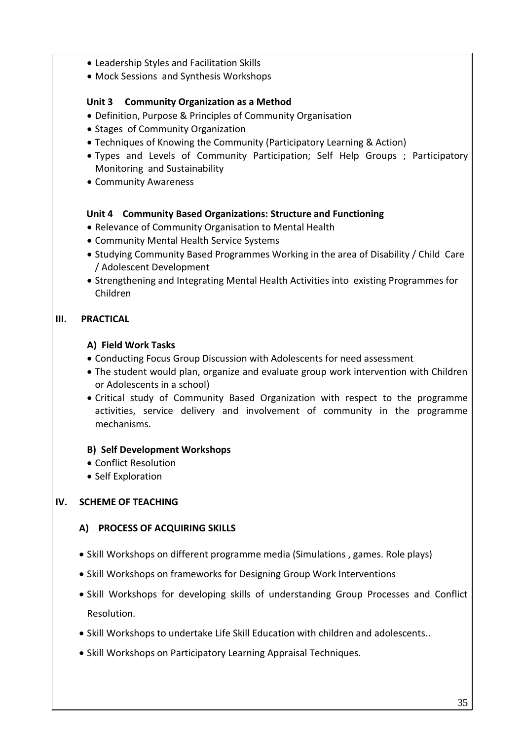- Leadership Styles and Facilitation Skills
- Mock Sessions and Synthesis Workshops

**Unit 3 Community Organization as a Method**

- Definition, Purpose & Principles of Community Organisation
- Stages of Community Organization
- Techniques of Knowing the Community (Participatory Learning & Action)
- Types and Levels of Community Participation; Self Help Groups ; Participatory Monitoring and Sustainability
- Community Awareness

**Unit 4 Community Based Organizations: Structure and Functioning**

- Relevance of Community Organisation to Mental Health
- Community Mental Health Service Systems
- Studying Community Based Programmes Working in the area of Disability / Child Care / Adolescent Development
- Strengthening and Integrating Mental Health Activities into existing Programmes for Children

## III. PRACTICAL

### A) Field Work Tasks

- Conducting Focus Group Discussion with Adolescents for need assessment
- The student would plan, organize and evaluate group work intervention with Children or Adolescents in a school)
- Critical study of Community Based Organization with respect to the programme activities, service delivery and involvement of community in the programme mechanisms.

### B) Self Development Workshops

- Conflict Resolution
- Self Exploration

## IV. SCHEME OF TEACHING

### A) PROCESS OF ACQUIRING SKILLS

- Skill Workshops on different programme media (Simulations , games. Role plays)
- Skill Workshops on frameworks for Designing Group Work Interventions
- Skill Workshops for developing skills of understanding Group Processes and Conflict Resolution.
- Skill Workshops to undertake Life Skill Education with children and adolescents..
- Skill Workshops on Participatory Learning Appraisal Techniques.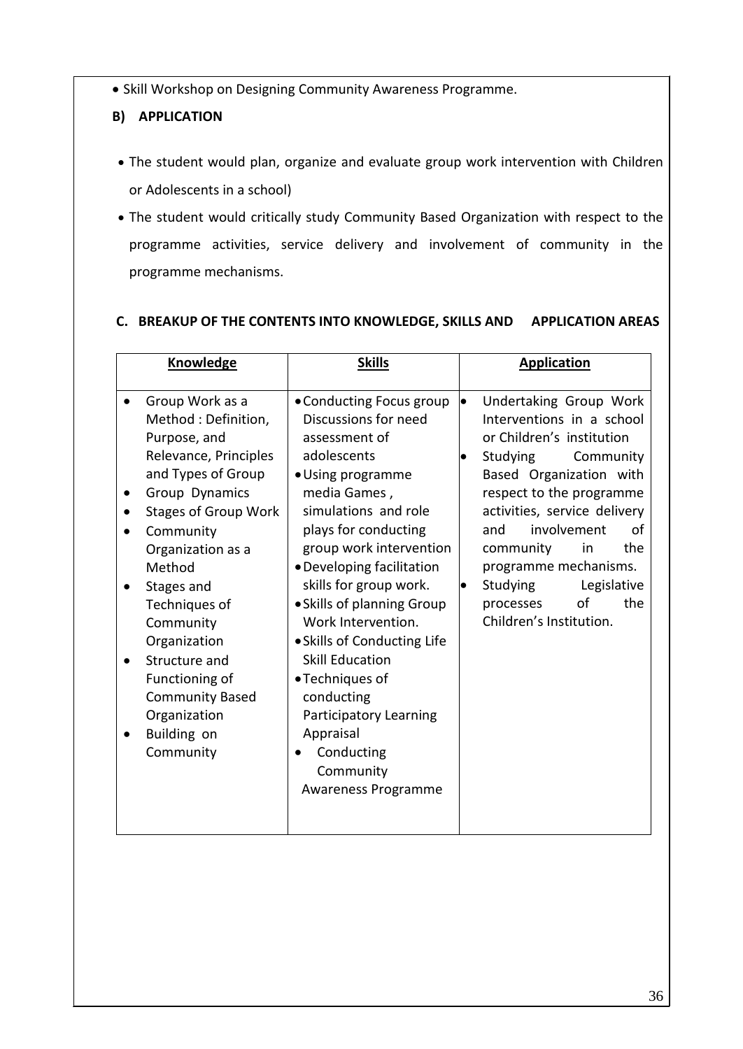- Skill Workshop on Designing Community Awareness Programme.

**B) APPLICATION**

- The student would plan, organize and evaluate group work intervention with Children or Adolescents in a school)
- The student would critically study Community Based Organization with respect to the programme activities, service delivery and involvement of community in the programme mechanisms.

**C. BREAKUP OF THE CONTENTS INTO KNOWLEDGE, SKILLS AND APPLICATION AREAS**

| **Knowledge** | **Skills** | **Application** |
|---|---|---|
| • Group Work as a Method : Definition, Purpose, and Relevance, Principles and Types of Group<br>• Group Dynamics<br>• Stages of Group Work<br>• Community Organization as a Method<br>• Stages and Techniques of Community Organization<br>• Structure and Functioning of Community Based Organization<br>• Building on Community | • Conducting Focus group Discussions for need assessment of adolescents<br>• Using programme media Games , simulations and role plays for conducting group work intervention<br>• Developing facilitation skills for group work.<br>• Skills of planning Group Work Intervention.<br>• Skills of Conducting Life Skill Education<br>• Techniques of conducting Participatory Learning Appraisal<br>• Conducting Community Awareness Programme | • Undertaking Group Work Interventions in a school or Children's institution<br>• Studying Community Based Organization with respect to the programme activities, service delivery and involvement of community in the programme mechanisms.<br>• Studying Legislative processes of the Children's Institution. |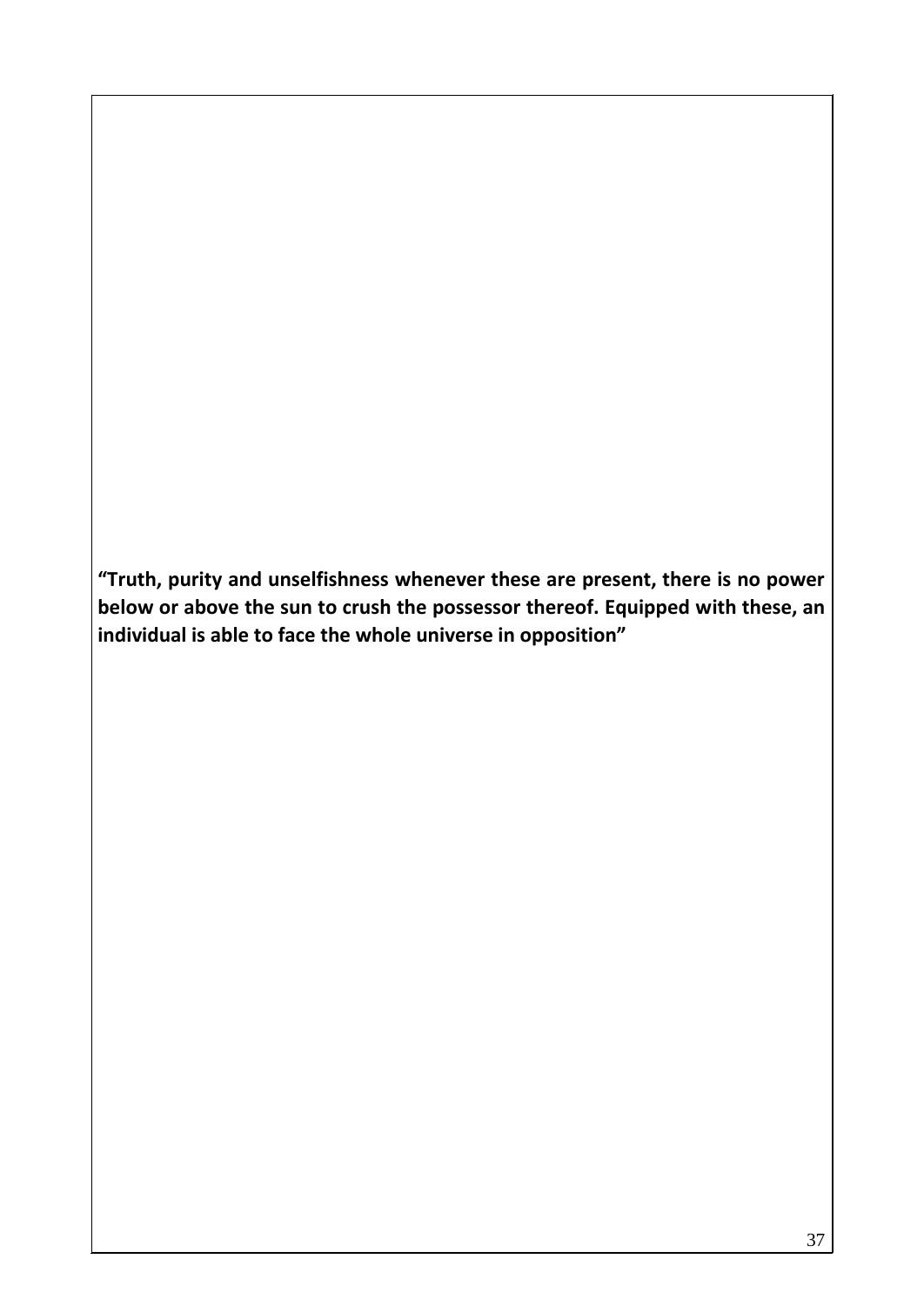**“Truth, purity and unselfishness whenever these are present, there is no power below or above the sun to crush the possessor thereof. Equipped with these, an individual is able to face the whole universe in opposition”**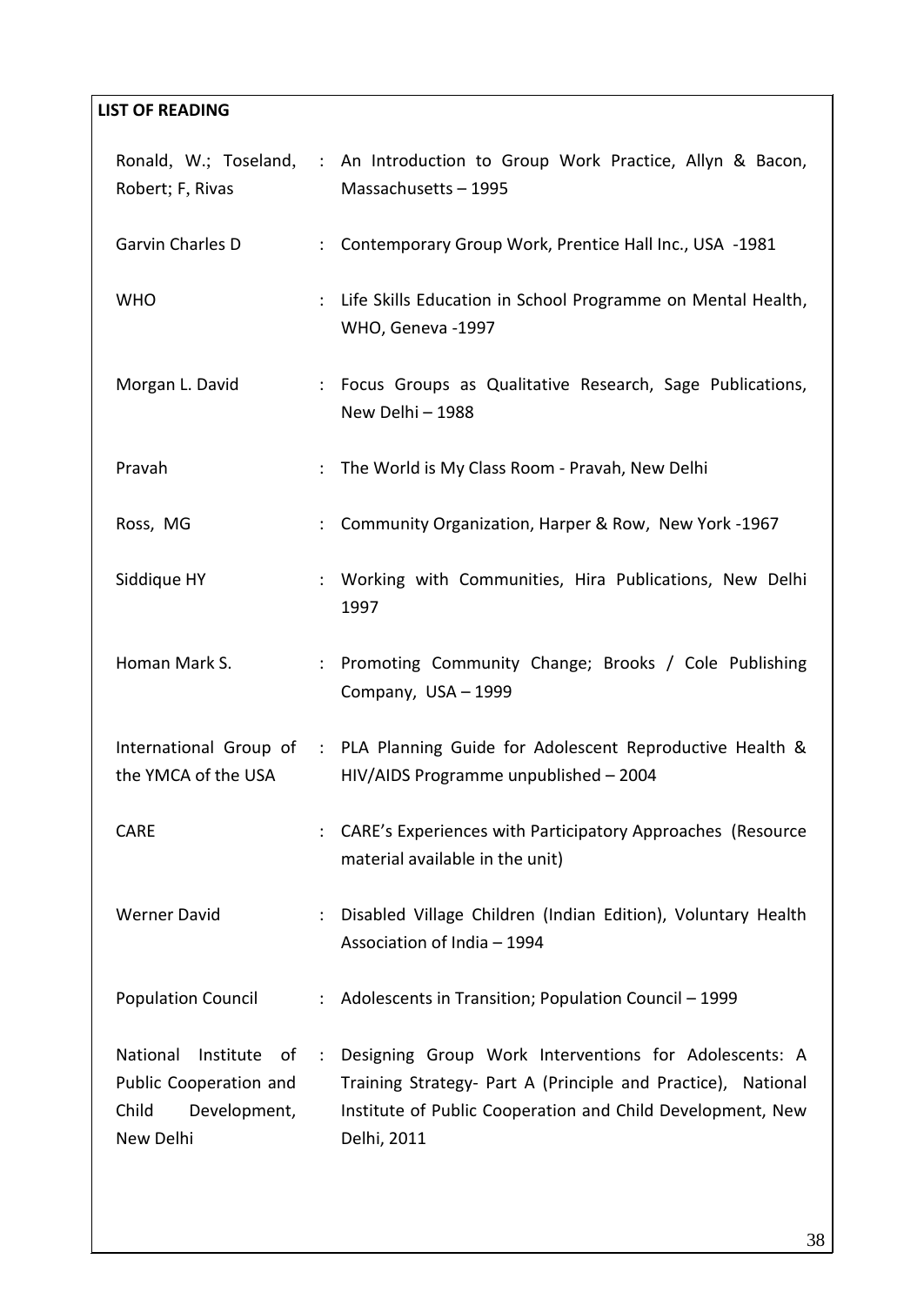**LIST OF READING**

| | | |
|---|---|---|
| Ronald, W.; Toseland, Robert; F, Rivas | : | An Introduction to Group Work Practice, Allyn & Bacon, Massachusetts – 1995 |
| Garvin Charles D | : | Contemporary Group Work, Prentice Hall Inc., USA -1981 |
| WHO | : | Life Skills Education in School Programme on Mental Health, WHO, Geneva -1997 |
| Morgan L. David | : | Focus Groups as Qualitative Research, Sage Publications, New Delhi – 1988 |
| Pravah | : | The World is My Class Room - Pravah, New Delhi |
| Ross, MG | : | Community Organization, Harper & Row, New York -1967 |
| Siddique HY | : | Working with Communities, Hira Publications, New Delhi 1997 |
| Homan Mark S. | : | Promoting Community Change; Brooks / Cole Publishing Company, USA – 1999 |
| International Group of the YMCA of the USA | : | PLA Planning Guide for Adolescent Reproductive Health & HIV/AIDS Programme unpublished – 2004 |
| CARE | : | CARE's Experiences with Participatory Approaches (Resource material available in the unit) |
| Werner David | : | Disabled Village Children (Indian Edition), Voluntary Health Association of India – 1994 |
| Population Council | : | Adolescents in Transition; Population Council – 1999 |
| National Institute of Public Cooperation and Child Development, New Delhi | : | Designing Group Work Interventions for Adolescents: A Training Strategy- Part A (Principle and Practice), National Institute of Public Cooperation and Child Development, New Delhi, 2011 |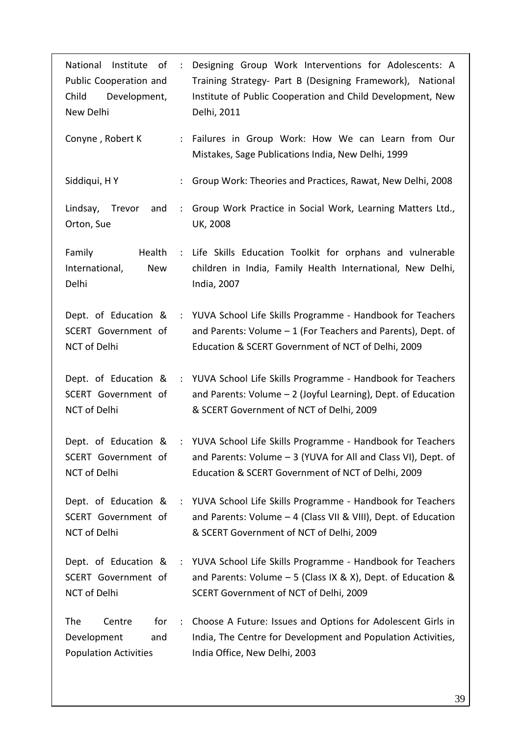| | | |
|---|---|---|
| National Institute of Public Cooperation and Child Development, New Delhi | : | Designing Group Work Interventions for Adolescents: A Training Strategy- Part B (Designing Framework), National Institute of Public Cooperation and Child Development, New Delhi, 2011 |
| Conyne , Robert K | : | Failures in Group Work: How We can Learn from Our Mistakes, Sage Publications India, New Delhi, 1999 |
| Siddiqui, H Y | : | Group Work: Theories and Practices, Rawat, New Delhi, 2008 |
| Lindsay, Trevor and Orton, Sue | : | Group Work Practice in Social Work, Learning Matters Ltd., UK, 2008 |
| Family Health International, New Delhi | : | Life Skills Education Toolkit for orphans and vulnerable children in India, Family Health International, New Delhi, India, 2007 |
| Dept. of Education & SCERT Government of NCT of Delhi | : | YUVA School Life Skills Programme - Handbook for Teachers and Parents: Volume – 1 (For Teachers and Parents), Dept. of Education & SCERT Government of NCT of Delhi, 2009 |
| Dept. of Education & SCERT Government of NCT of Delhi | : | YUVA School Life Skills Programme - Handbook for Teachers and Parents: Volume – 2 (Joyful Learning), Dept. of Education & SCERT Government of NCT of Delhi, 2009 |
| Dept. of Education & SCERT Government of NCT of Delhi | : | YUVA School Life Skills Programme - Handbook for Teachers and Parents: Volume – 3 (YUVA for All and Class VI), Dept. of Education & SCERT Government of NCT of Delhi, 2009 |
| Dept. of Education & SCERT Government of NCT of Delhi | : | YUVA School Life Skills Programme - Handbook for Teachers and Parents: Volume – 4 (Class VII & VIII), Dept. of Education & SCERT Government of NCT of Delhi, 2009 |
| Dept. of Education & SCERT Government of NCT of Delhi | : | YUVA School Life Skills Programme - Handbook for Teachers and Parents: Volume – 5 (Class IX & X), Dept. of Education & SCERT Government of NCT of Delhi, 2009 |
| The Centre for Development and Population Activities | : | Choose A Future: Issues and Options for Adolescent Girls in India, The Centre for Development and Population Activities, India Office, New Delhi, 2003 |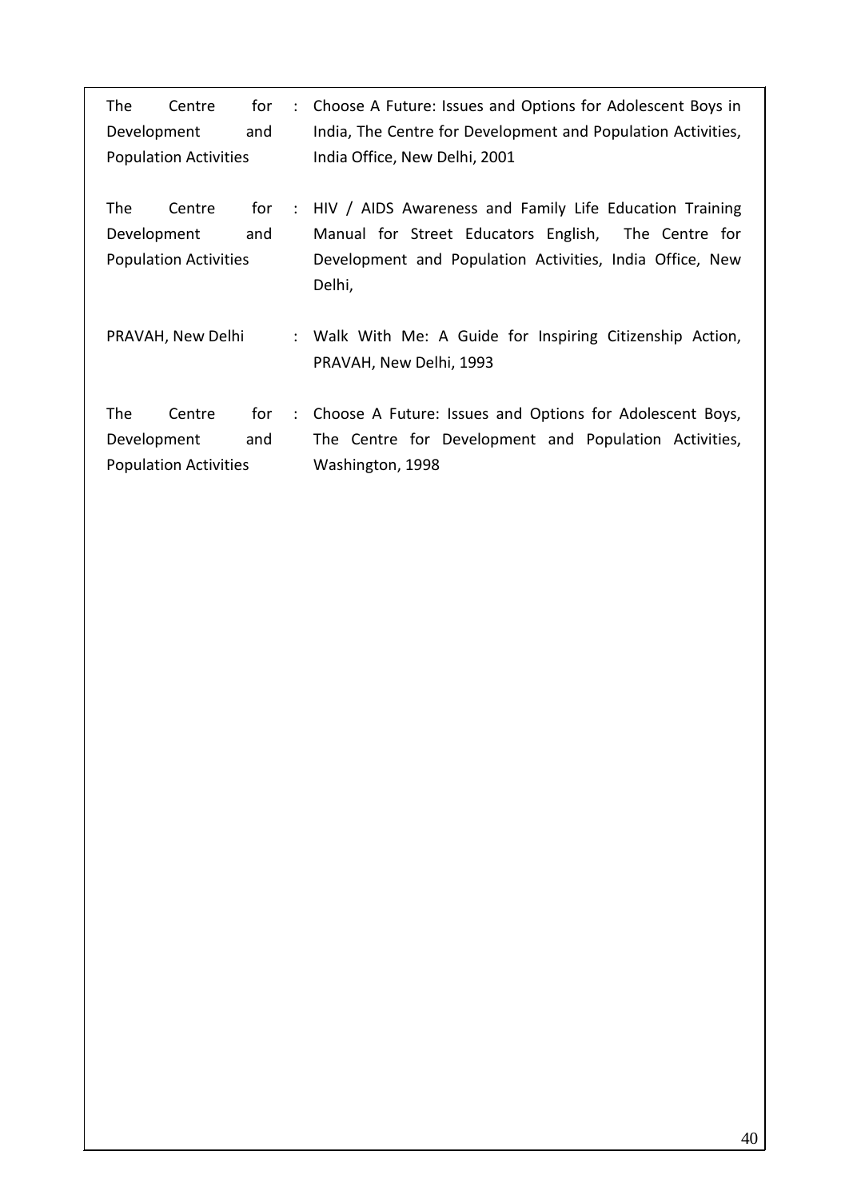The Centre for Development and Population Activities : Choose A Future: Issues and Options for Adolescent Boys in India, The Centre for Development and Population Activities, India Office, New Delhi, 2001

The Centre for Development and Population Activities : HIV / AIDS Awareness and Family Life Education Training Manual for Street Educators English, The Centre for Development and Population Activities, India Office, New Delhi,

PRAVAH, New Delhi : Walk With Me: A Guide for Inspiring Citizenship Action, PRAVAH, New Delhi, 1993

The Centre for Development and Population Activities : Choose A Future: Issues and Options for Adolescent Boys, The Centre for Development and Population Activities, Washington, 1998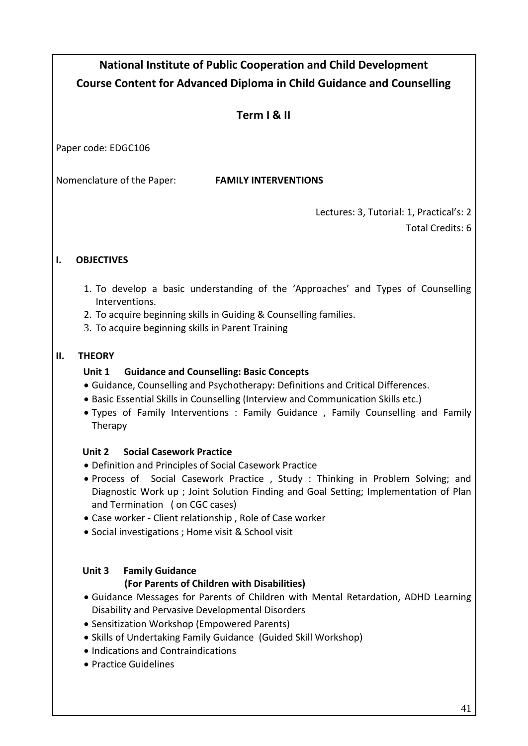# National Institute of Public Cooperation and Child Development

## Course Content for Advanced Diploma in Child Guidance and Counselling

### Term I & II

Paper code: EDGC106

Nomenclature of the Paper: **FAMILY INTERVENTIONS**

Lectures: 3, Tutorial: 1, Practical's: 2

Total Credits: 6

**I. OBJECTIVES**

1. To develop a basic understanding of the 'Approaches' and Types of Counselling Interventions.
2. To acquire beginning skills in Guiding & Counselling families.
3. To acquire beginning skills in Parent Training

**II. THEORY**

**Unit 1 Guidance and Counselling: Basic Concepts**

- Guidance, Counselling and Psychotherapy: Definitions and Critical Differences.
- Basic Essential Skills in Counselling (Interview and Communication Skills etc.)
- Types of Family Interventions : Family Guidance , Family Counselling and Family Therapy

**Unit 2 Social Casework Practice**

- Definition and Principles of Social Casework Practice
- Process of Social Casework Practice , Study : Thinking in Problem Solving; and Diagnostic Work up ; Joint Solution Finding and Goal Setting; Implementation of Plan and Termination ( on CGC cases)
- Case worker - Client relationship , Role of Case worker
- Social investigations ; Home visit & School visit

**Unit 3 Family Guidance**
**(For Parents of Children with Disabilities)**

- Guidance Messages for Parents of Children with Mental Retardation, ADHD Learning Disability and Pervasive Developmental Disorders
- Sensitization Workshop (Empowered Parents)
- Skills of Undertaking Family Guidance (Guided Skill Workshop)
- Indications and Contraindications
- Practice Guidelines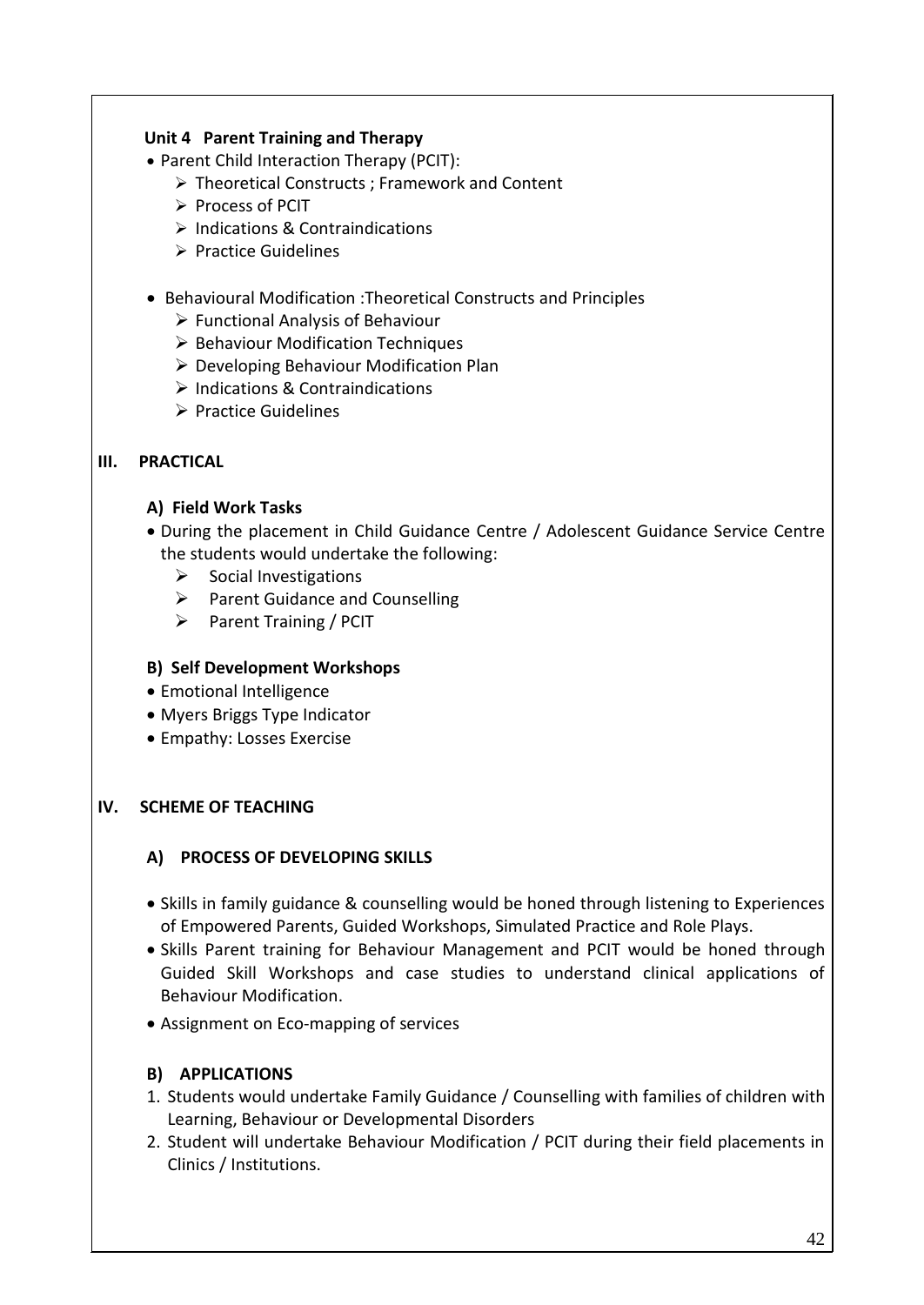**Unit 4 Parent Training and Therapy**

- Parent Child Interaction Therapy (PCIT):
  - Theoretical Constructs ; Framework and Content
  - Process of PCIT
  - Indications & Contraindications
  - Practice Guidelines

- Behavioural Modification :Theoretical Constructs and Principles
  - Functional Analysis of Behaviour
  - Behaviour Modification Techniques
  - Developing Behaviour Modification Plan
  - Indications & Contraindications
  - Practice Guidelines

## III. PRACTICAL

### A) Field Work Tasks

- During the placement in Child Guidance Centre / Adolescent Guidance Service Centre the students would undertake the following:
  - Social Investigations
  - Parent Guidance and Counselling
  - Parent Training / PCIT

### B) Self Development Workshops

- Emotional Intelligence
- Myers Briggs Type Indicator
- Empathy: Losses Exercise

## IV. SCHEME OF TEACHING

### A) PROCESS OF DEVELOPING SKILLS

- Skills in family guidance & counselling would be honed through listening to Experiences of Empowered Parents, Guided Workshops, Simulated Practice and Role Plays.
- Skills Parent training for Behaviour Management and PCIT would be honed through Guided Skill Workshops and case studies to understand clinical applications of Behaviour Modification.
- Assignment on Eco-mapping of services

### B) APPLICATIONS

1. Students would undertake Family Guidance / Counselling with families of children with Learning, Behaviour or Developmental Disorders
2. Student will undertake Behaviour Modification / PCIT during their field placements in Clinics / Institutions.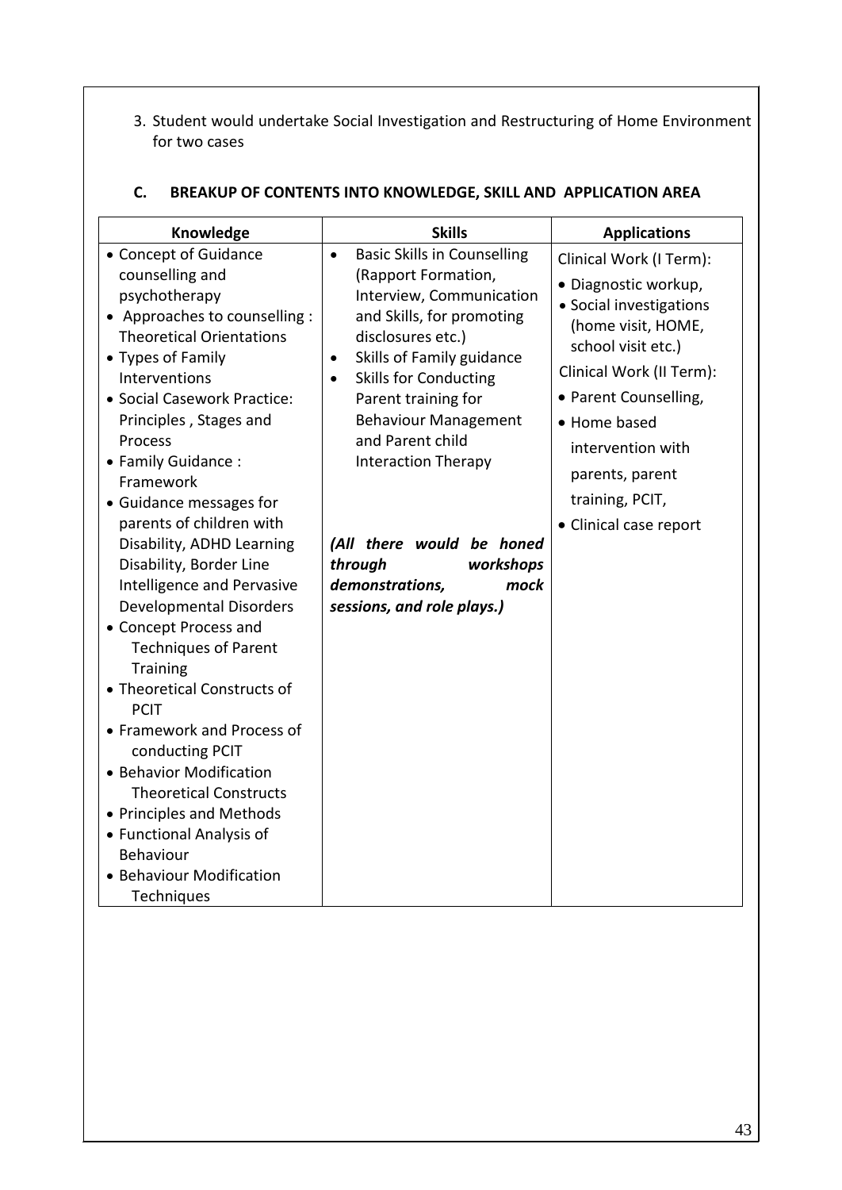3. Student would undertake Social Investigation and Restructuring of Home Environment for two cases

### C. BREAKUP OF CONTENTS INTO KNOWLEDGE, SKILL AND APPLICATION AREA

| Knowledge | Skills | Applications |
|---|---|---|
| • Concept of Guidance counselling and psychotherapy<br>• Approaches to counselling : Theoretical Orientations<br>• Types of Family Interventions<br>• Social Casework Practice: Principles , Stages and Process<br>• Family Guidance : Framework<br>• Guidance messages for parents of children with Disability, ADHD Learning Disability, Border Line Intelligence and Pervasive Developmental Disorders<br>• Concept Process and Techniques of Parent Training<br>• Theoretical Constructs of PCIT<br>• Framework and Process of conducting PCIT<br>• Behavior Modification Theoretical Constructs<br>• Principles and Methods<br>• Functional Analysis of Behaviour<br>• Behaviour Modification Techniques | • Basic Skills in Counselling (Rapport Formation, Interview, Communication and Skills, for promoting disclosures etc.)<br>• Skills of Family guidance<br>• Skills for Conducting Parent training for Behaviour Management and Parent child Interaction Therapy<br><br>***(All there would be honed through workshops demonstrations, mock sessions, and role plays.)*** | Clinical Work (I Term):<br>• Diagnostic workup,<br>• Social investigations (home visit, HOME, school visit etc.)<br>Clinical Work (II Term):<br>• Parent Counselling,<br>• Home based intervention with parents, parent training, PCIT,<br>• Clinical case report |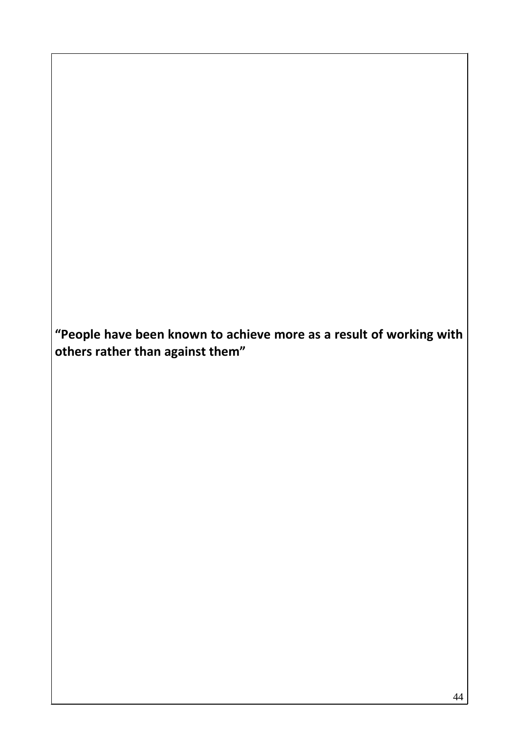**“People have been known to achieve more as a result of working with others rather than against them”**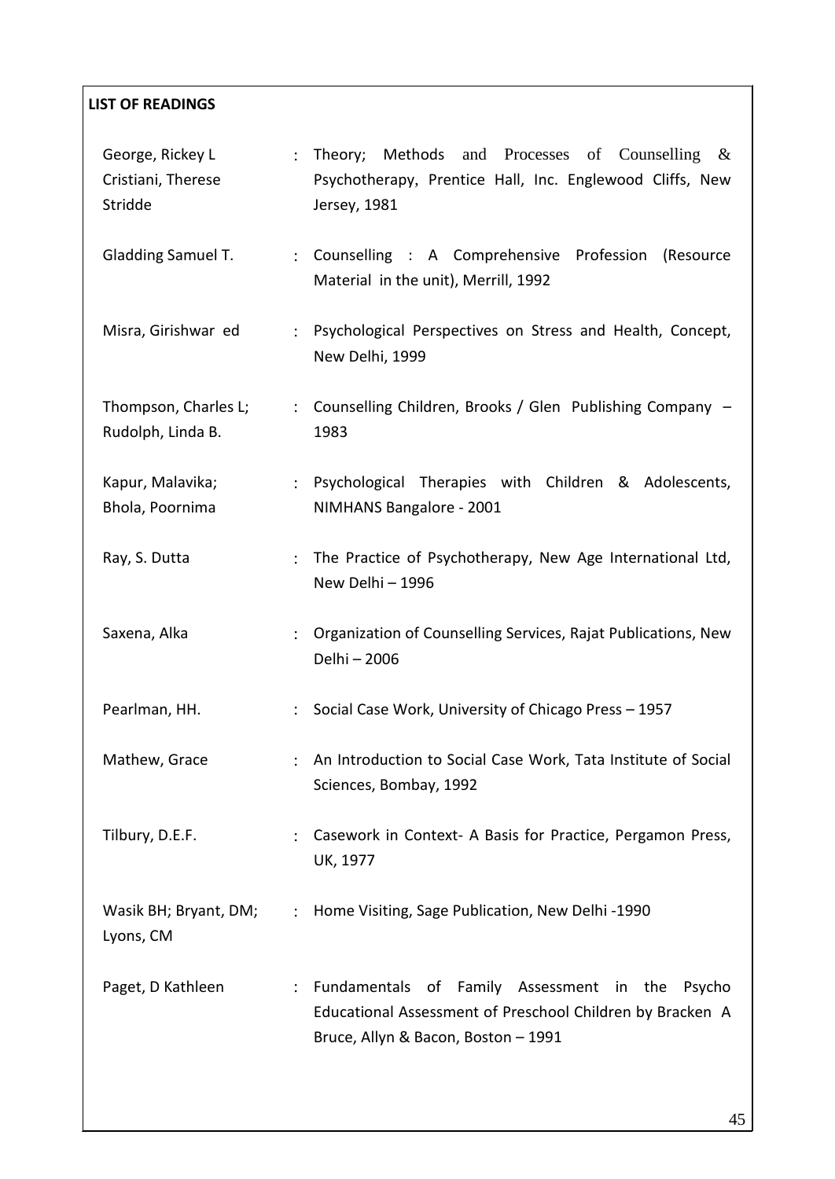**LIST OF READINGS**

| | | |
|---|---|---|
| George, Rickey L<br>Cristiani, Therese<br>Stridde | : | Theory; Methods and Processes of Counselling & Psychotherapy, Prentice Hall, Inc. Englewood Cliffs, New Jersey, 1981 |
| Gladding Samuel T. | : | Counselling : A Comprehensive Profession (Resource Material in the unit), Merrill, 1992 |
| Misra, Girishwar ed | : | Psychological Perspectives on Stress and Health, Concept, New Delhi, 1999 |
| Thompson, Charles L;<br>Rudolph, Linda B. | : | Counselling Children, Brooks / Glen Publishing Company – 1983 |
| Kapur, Malavika;<br>Bhola, Poornima | : | Psychological Therapies with Children & Adolescents, NIMHANS Bangalore - 2001 |
| Ray, S. Dutta | : | The Practice of Psychotherapy, New Age International Ltd, New Delhi – 1996 |
| Saxena, Alka | : | Organization of Counselling Services, Rajat Publications, New Delhi – 2006 |
| Pearlman, HH. | : | Social Case Work, University of Chicago Press – 1957 |
| Mathew, Grace | : | An Introduction to Social Case Work, Tata Institute of Social Sciences, Bombay, 1992 |
| Tilbury, D.E.F. | : | Casework in Context- A Basis for Practice, Pergamon Press, UK, 1977 |
| Wasik BH; Bryant, DM;<br>Lyons, CM | : | Home Visiting, Sage Publication, New Delhi -1990 |
| Paget, D Kathleen | : | Fundamentals of Family Assessment in the Psycho Educational Assessment of Preschool Children by Bracken A Bruce, Allyn & Bacon, Boston – 1991 |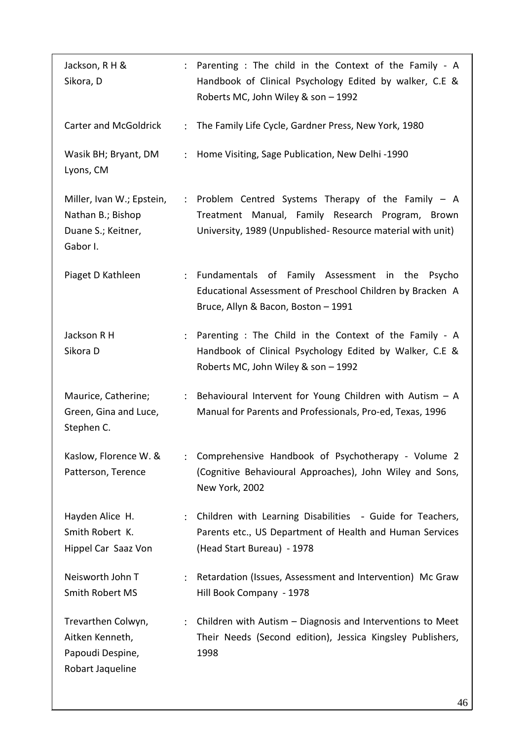| | | |
|---|---|---|
| Jackson, R H & Sikora, D | : | Parenting : The child in the Context of the Family - A Handbook of Clinical Psychology Edited by walker, C.E & Roberts MC, John Wiley & son – 1992 |
| Carter and McGoldrick | : | The Family Life Cycle, Gardner Press, New York, 1980 |
| Wasik BH; Bryant, DM Lyons, CM | : | Home Visiting, Sage Publication, New Delhi -1990 |
| Miller, Ivan W.; Epstein, Nathan B.; Bishop Duane S.; Keitner, Gabor I. | : | Problem Centred Systems Therapy of the Family – A Treatment Manual, Family Research Program, Brown University, 1989 (Unpublished- Resource material with unit) |
| Piaget D Kathleen | : | Fundamentals of Family Assessment in the Psycho Educational Assessment of Preschool Children by Bracken A Bruce, Allyn & Bacon, Boston – 1991 |
| Jackson R H Sikora D | : | Parenting : The Child in the Context of the Family - A Handbook of Clinical Psychology Edited by Walker, C.E & Roberts MC, John Wiley & son – 1992 |
| Maurice, Catherine; Green, Gina and Luce, Stephen C. | : | Behavioural Intervent for Young Children with Autism – A Manual for Parents and Professionals, Pro-ed, Texas, 1996 |
| Kaslow, Florence W. & Patterson, Terence | : | Comprehensive Handbook of Psychotherapy - Volume 2 (Cognitive Behavioural Approaches), John Wiley and Sons, New York, 2002 |
| Hayden Alice H. Smith Robert K. Hippel Car Saaz Von | : | Children with Learning Disabilities - Guide for Teachers, Parents etc., US Department of Health and Human Services (Head Start Bureau) - 1978 |
| Neisworth John T Smith Robert MS | : | Retardation (Issues, Assessment and Intervention) Mc Graw Hill Book Company - 1978 |
| Trevarthen Colwyn, Aitken Kenneth, Papoudi Despine, Robart Jaqueline | : | Children with Autism – Diagnosis and Interventions to Meet Their Needs (Second edition), Jessica Kingsley Publishers, 1998 |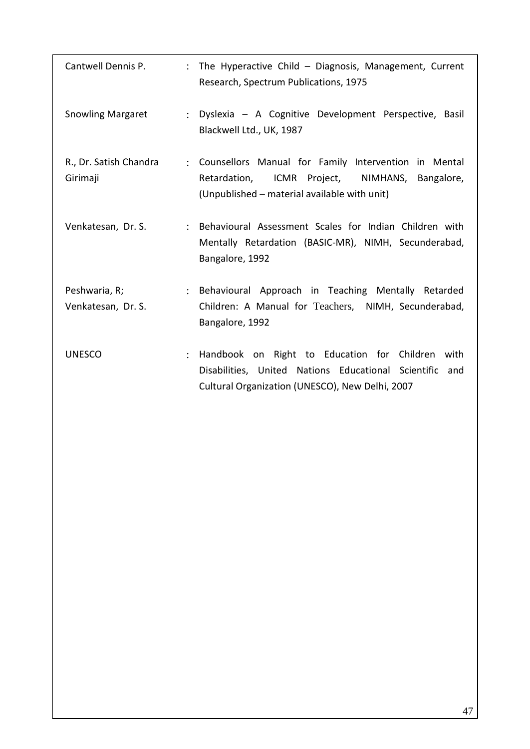| | | |
|---|---|---|
| Cantwell Dennis P. | : | The Hyperactive Child – Diagnosis, Management, Current Research, Spectrum Publications, 1975 |
| Snowling Margaret | : | Dyslexia – A Cognitive Development Perspective, Basil Blackwell Ltd., UK, 1987 |
| R., Dr. Satish Chandra Girimaji | : | Counsellors Manual for Family Intervention in Mental Retardation, ICMR Project, NIMHANS, Bangalore, (Unpublished – material available with unit) |
| Venkatesan, Dr. S. | : | Behavioural Assessment Scales for Indian Children with Mentally Retardation (BASIC-MR), NIMH, Secunderabad, Bangalore, 1992 |
| Peshwaria, R; Venkatesan, Dr. S. | : | Behavioural Approach in Teaching Mentally Retarded Children: A Manual for Teachers, NIMH, Secunderabad, Bangalore, 1992 |
| UNESCO | : | Handbook on Right to Education for Children with Disabilities, United Nations Educational Scientific and Cultural Organization (UNESCO), New Delhi, 2007 |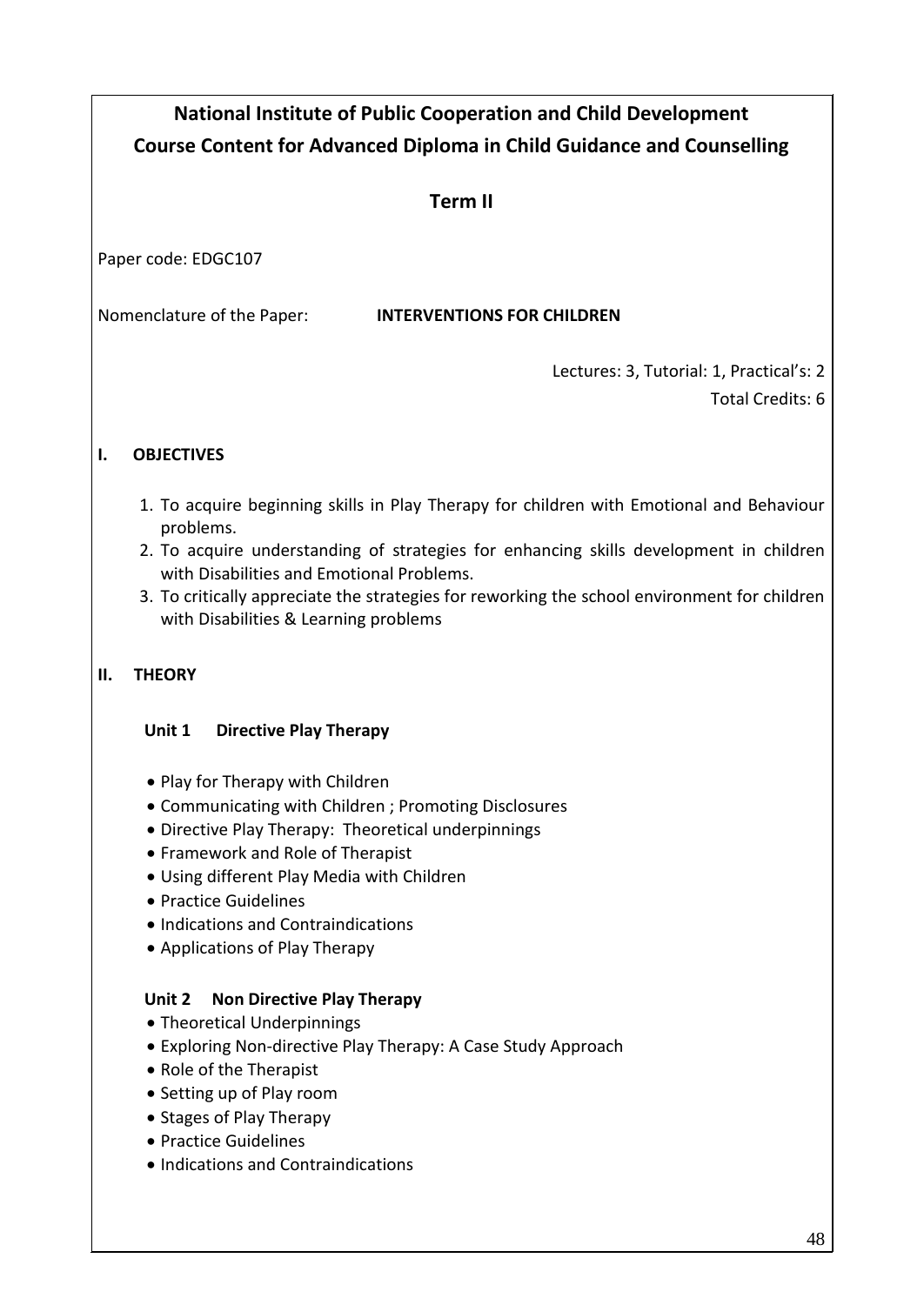# National Institute of Public Cooperation and Child Development

## Course Content for Advanced Diploma in Child Guidance and Counselling

## Term II

Paper code: EDGC107

Nomenclature of the Paper: **INTERVENTIONS FOR CHILDREN**

Lectures: 3, Tutorial: 1, Practical's: 2

Total Credits: 6

### I. OBJECTIVES

1. To acquire beginning skills in Play Therapy for children with Emotional and Behaviour problems.
2. To acquire understanding of strategies for enhancing skills development in children with Disabilities and Emotional Problems.
3. To critically appreciate the strategies for reworking the school environment for children with Disabilities & Learning problems

### II. THEORY

**Unit 1 Directive Play Therapy**

- Play for Therapy with Children
- Communicating with Children ; Promoting Disclosures
- Directive Play Therapy: Theoretical underpinnings
- Framework and Role of Therapist
- Using different Play Media with Children
- Practice Guidelines
- Indications and Contraindications
- Applications of Play Therapy

**Unit 2 Non Directive Play Therapy**

- Theoretical Underpinnings
- Exploring Non-directive Play Therapy: A Case Study Approach
- Role of the Therapist
- Setting up of Play room
- Stages of Play Therapy
- Practice Guidelines
- Indications and Contraindications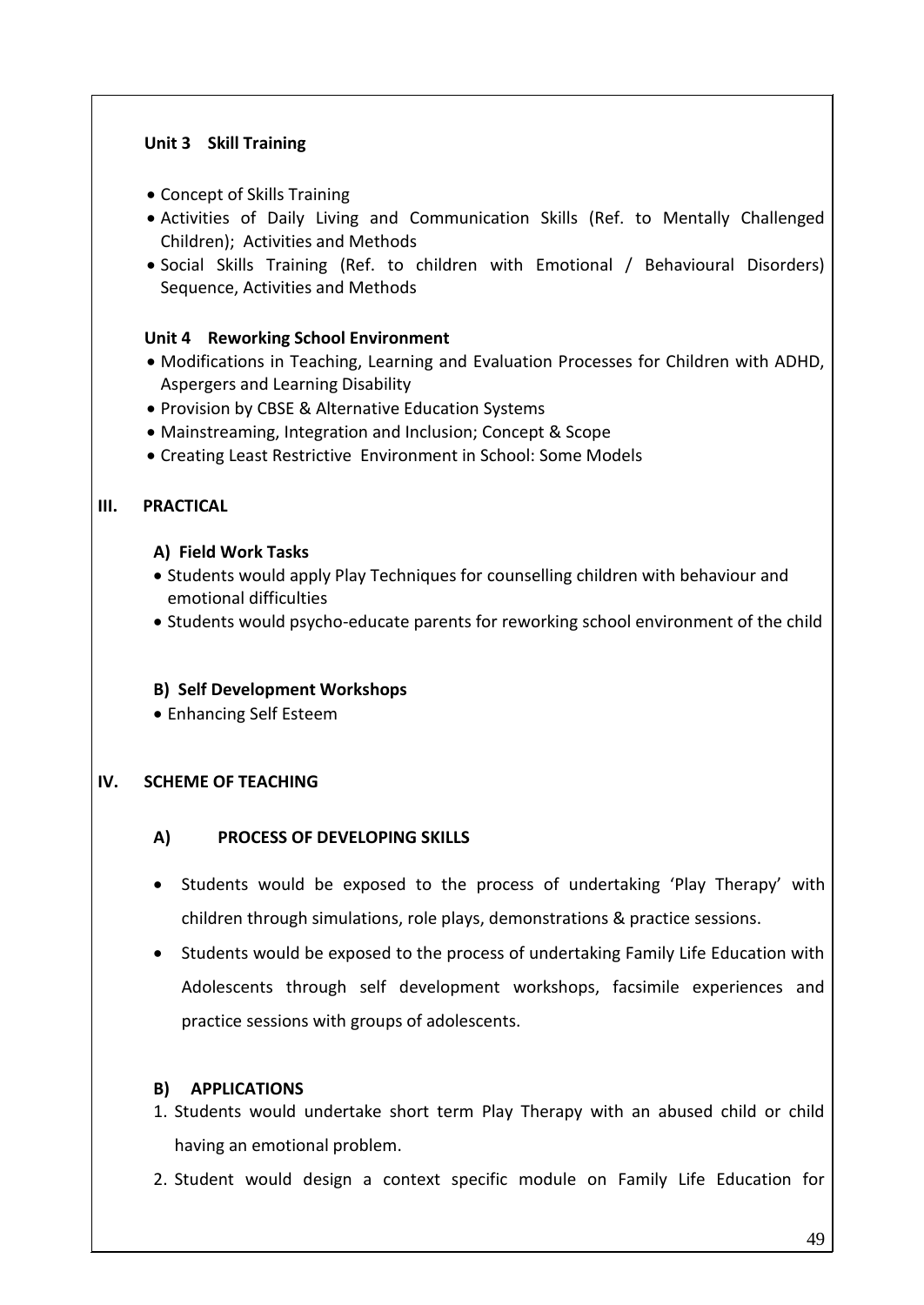**Unit 3 Skill Training**

- Concept of Skills Training
- Activities of Daily Living and Communication Skills (Ref. to Mentally Challenged Children); Activities and Methods
- Social Skills Training (Ref. to children with Emotional / Behavioural Disorders) Sequence, Activities and Methods

**Unit 4 Reworking School Environment**

- Modifications in Teaching, Learning and Evaluation Processes for Children with ADHD, Aspergers and Learning Disability
- Provision by CBSE & Alternative Education Systems
- Mainstreaming, Integration and Inclusion; Concept & Scope
- Creating Least Restrictive Environment in School: Some Models

## III. PRACTICAL

### A) Field Work Tasks

- Students would apply Play Techniques for counselling children with behaviour and emotional difficulties
- Students would psycho-educate parents for reworking school environment of the child

### B) Self Development Workshops

- Enhancing Self Esteem

## IV. SCHEME OF TEACHING

### A) PROCESS OF DEVELOPING SKILLS

- Students would be exposed to the process of undertaking 'Play Therapy' with children through simulations, role plays, demonstrations & practice sessions.
- Students would be exposed to the process of undertaking Family Life Education with Adolescents through self development workshops, facsimile experiences and practice sessions with groups of adolescents.

### B) APPLICATIONS

1. Students would undertake short term Play Therapy with an abused child or child having an emotional problem.
2. Student would design a context specific module on Family Life Education for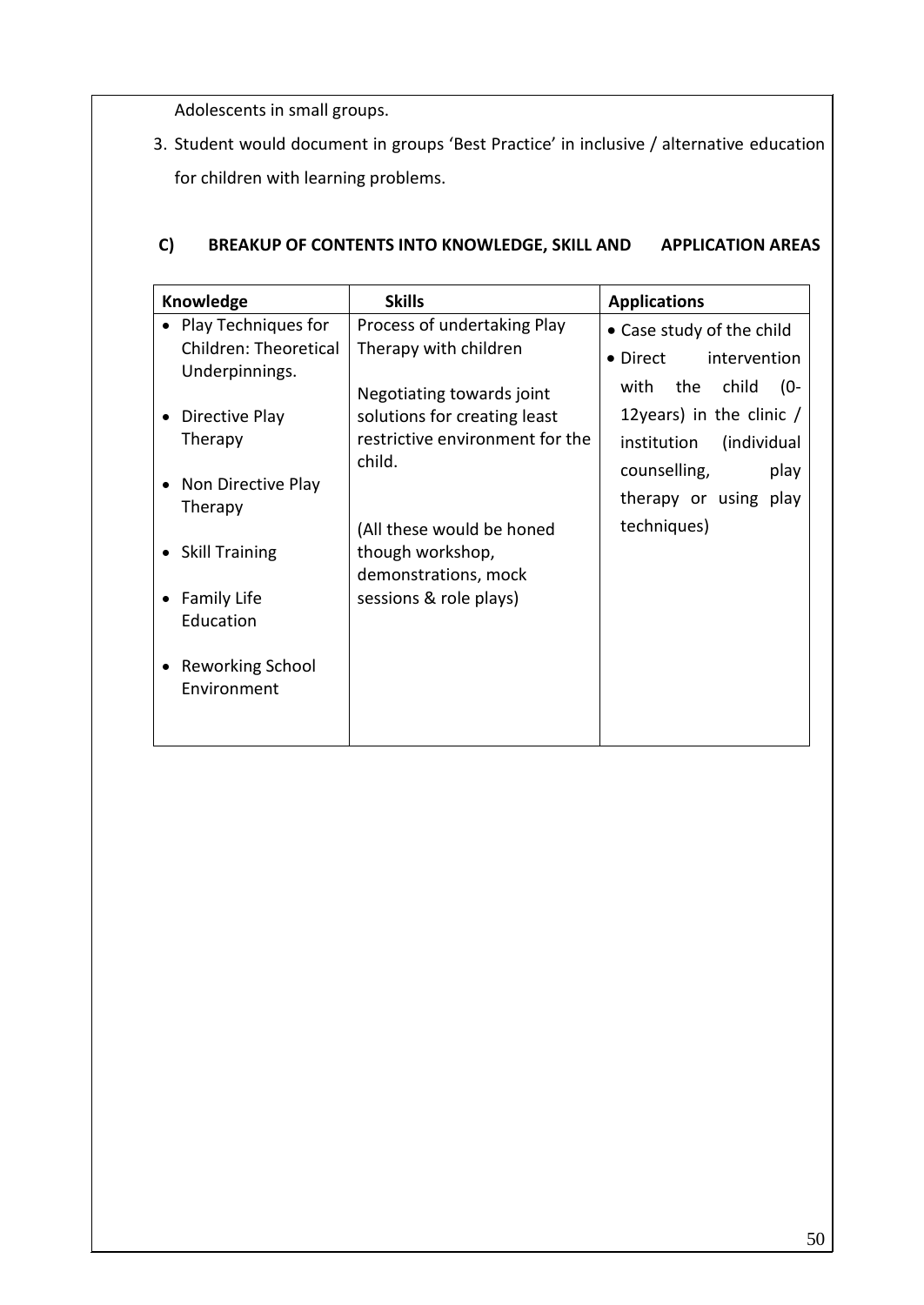Adolescents in small groups.

3. Student would document in groups 'Best Practice' in inclusive / alternative education for children with learning problems.

### C) BREAKUP OF CONTENTS INTO KNOWLEDGE, SKILL AND APPLICATION AREAS

| Knowledge | Skills | Applications |
|---|---|---|
| • Play Techniques for Children: Theoretical Underpinnings.<br><br>• Directive Play Therapy<br><br>• Non Directive Play Therapy<br><br>• Skill Training<br><br>• Family Life Education<br><br>• Reworking School Environment | Process of undertaking Play Therapy with children<br><br>Negotiating towards joint solutions for creating least restrictive environment for the child.<br><br>(All these would be honed though workshop, demonstrations, mock sessions & role plays) | • Case study of the child<br>• Direct intervention with the child (0-12years) in the clinic / institution (individual counselling, play therapy or using play techniques) |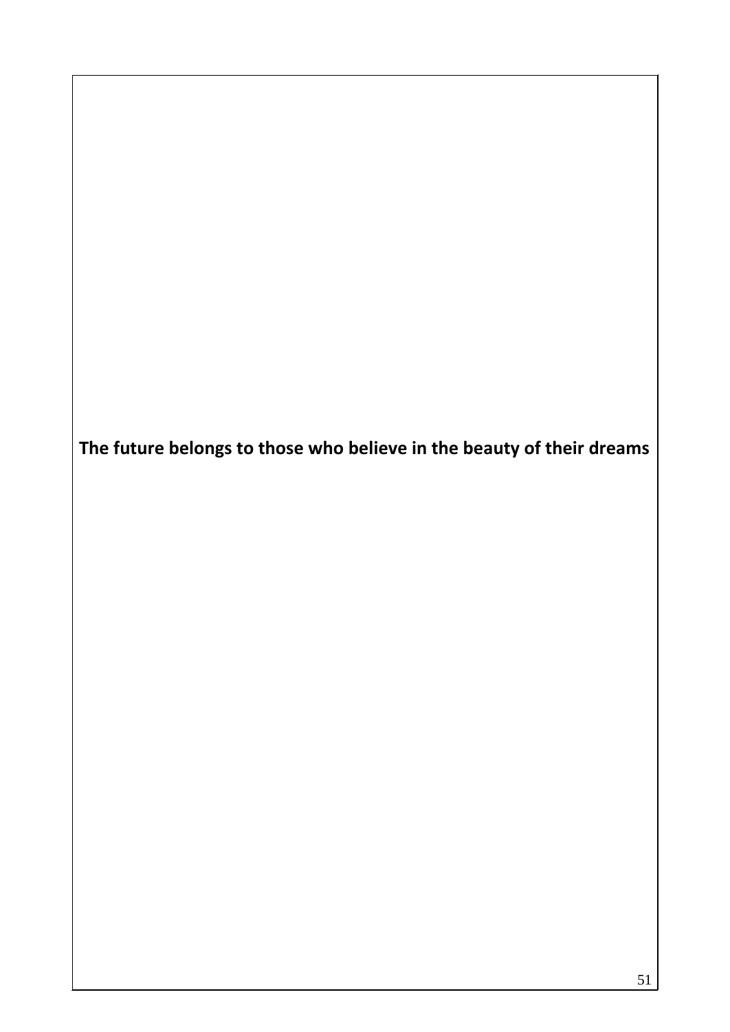**The future belongs to those who believe in the beauty of their dreams**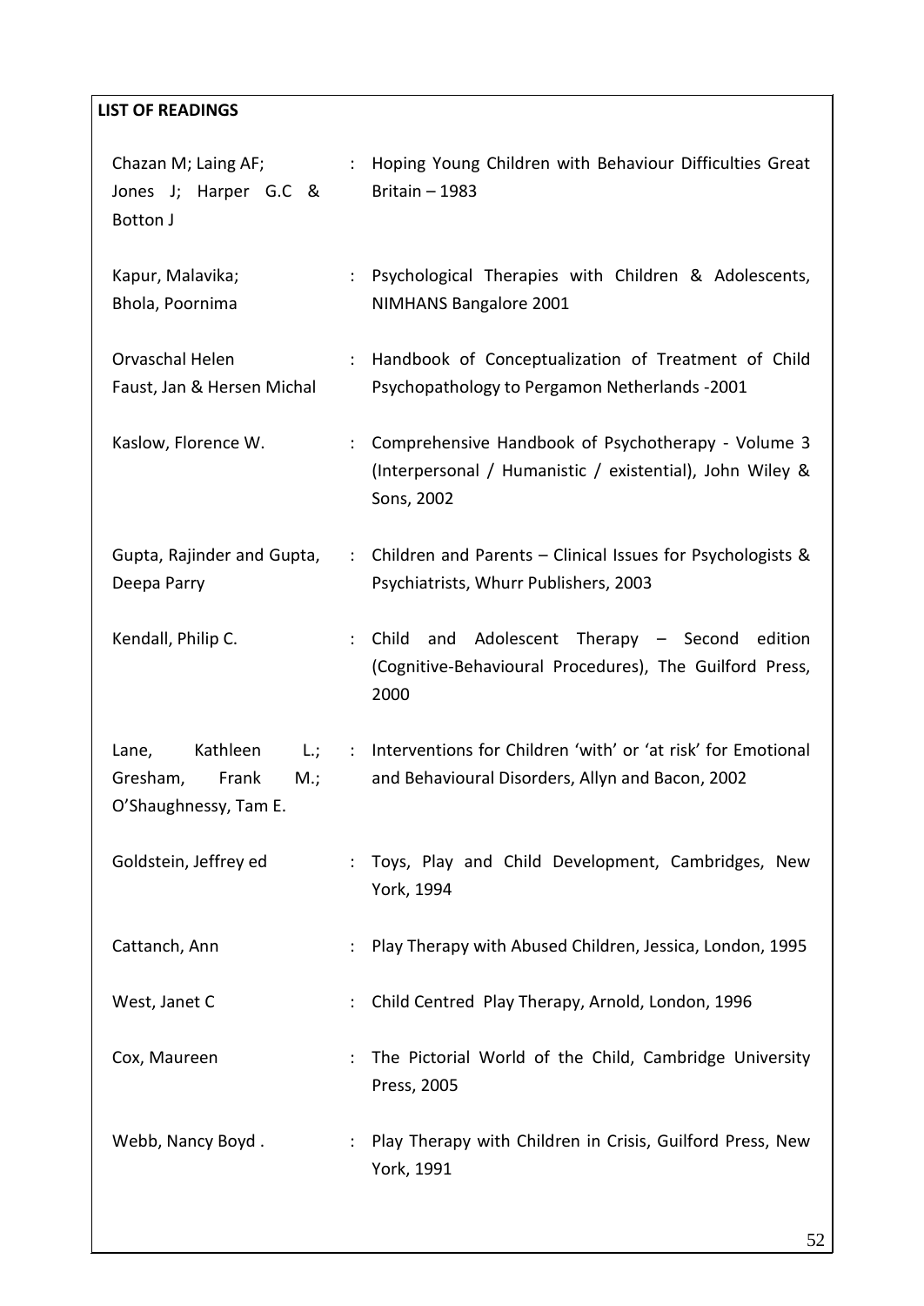**LIST OF READINGS**

| | | |
|---|---|---|
| Chazan M; Laing AF; Jones J; Harper G.C & Botton J | : | Hoping Young Children with Behaviour Difficulties Great Britain – 1983 |
| Kapur, Malavika; Bhola, Poornima | : | Psychological Therapies with Children & Adolescents, NIMHANS Bangalore 2001 |
| Orvaschal Helen Faust, Jan & Hersen Michal | : | Handbook of Conceptualization of Treatment of Child Psychopathology to Pergamon Netherlands -2001 |
| Kaslow, Florence W. | : | Comprehensive Handbook of Psychotherapy - Volume 3 (Interpersonal / Humanistic / existential), John Wiley & Sons, 2002 |
| Gupta, Rajinder and Gupta, Deepa Parry | : | Children and Parents – Clinical Issues for Psychologists & Psychiatrists, Whurr Publishers, 2003 |
| Kendall, Philip C. | : | Child and Adolescent Therapy – Second edition (Cognitive-Behavioural Procedures), The Guilford Press, 2000 |
| Lane, Kathleen L.; Gresham, Frank M.; O'Shaughnessy, Tam E. | : | Interventions for Children 'with' or 'at risk' for Emotional and Behavioural Disorders, Allyn and Bacon, 2002 |
| Goldstein, Jeffrey ed | : | Toys, Play and Child Development, Cambridges, New York, 1994 |
| Cattanch, Ann | : | Play Therapy with Abused Children, Jessica, London, 1995 |
| West, Janet C | : | Child Centred Play Therapy, Arnold, London, 1996 |
| Cox, Maureen | : | The Pictorial World of the Child, Cambridge University Press, 2005 |
| Webb, Nancy Boyd . | : | Play Therapy with Children in Crisis, Guilford Press, New York, 1991 |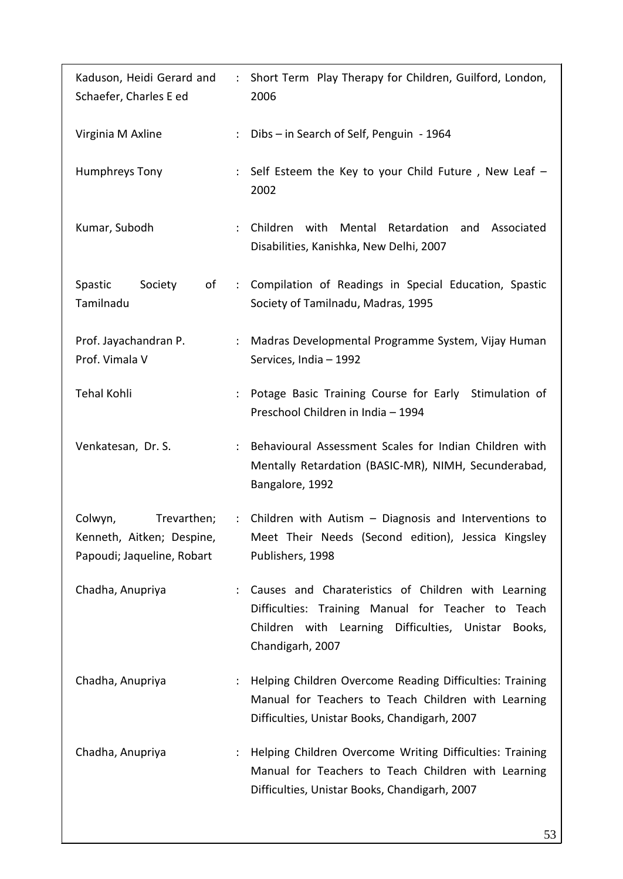| | | |
|---|---|---|
| Kaduson, Heidi Gerard and Schaefer, Charles E ed | : | Short Term Play Therapy for Children, Guilford, London, 2006 |
| Virginia M Axline | : | Dibs – in Search of Self, Penguin - 1964 |
| Humphreys Tony | : | Self Esteem the Key to your Child Future , New Leaf – 2002 |
| Kumar, Subodh | : | Children with Mental Retardation and Associated Disabilities, Kanishka, New Delhi, 2007 |
| Spastic Society of Tamilnadu | : | Compilation of Readings in Special Education, Spastic Society of Tamilnadu, Madras, 1995 |
| Prof. Jayachandran P. Prof. Vimala V | : | Madras Developmental Programme System, Vijay Human Services, India – 1992 |
| Tehal Kohli | : | Potage Basic Training Course for Early Stimulation of Preschool Children in India – 1994 |
| Venkatesan, Dr. S. | : | Behavioural Assessment Scales for Indian Children with Mentally Retardation (BASIC-MR), NIMH, Secunderabad, Bangalore, 1992 |
| Colwyn, Trevarthen; Kenneth, Aitken; Despine, Papoudi; Jaqueline, Robart | : | Children with Autism – Diagnosis and Interventions to Meet Their Needs (Second edition), Jessica Kingsley Publishers, 1998 |
| Chadha, Anupriya | : | Causes and Charateristics of Children with Learning Difficulties: Training Manual for Teacher to Teach Children with Learning Difficulties, Unistar Books, Chandigarh, 2007 |
| Chadha, Anupriya | : | Helping Children Overcome Reading Difficulties: Training Manual for Teachers to Teach Children with Learning Difficulties, Unistar Books, Chandigarh, 2007 |
| Chadha, Anupriya | : | Helping Children Overcome Writing Difficulties: Training Manual for Teachers to Teach Children with Learning Difficulties, Unistar Books, Chandigarh, 2007 |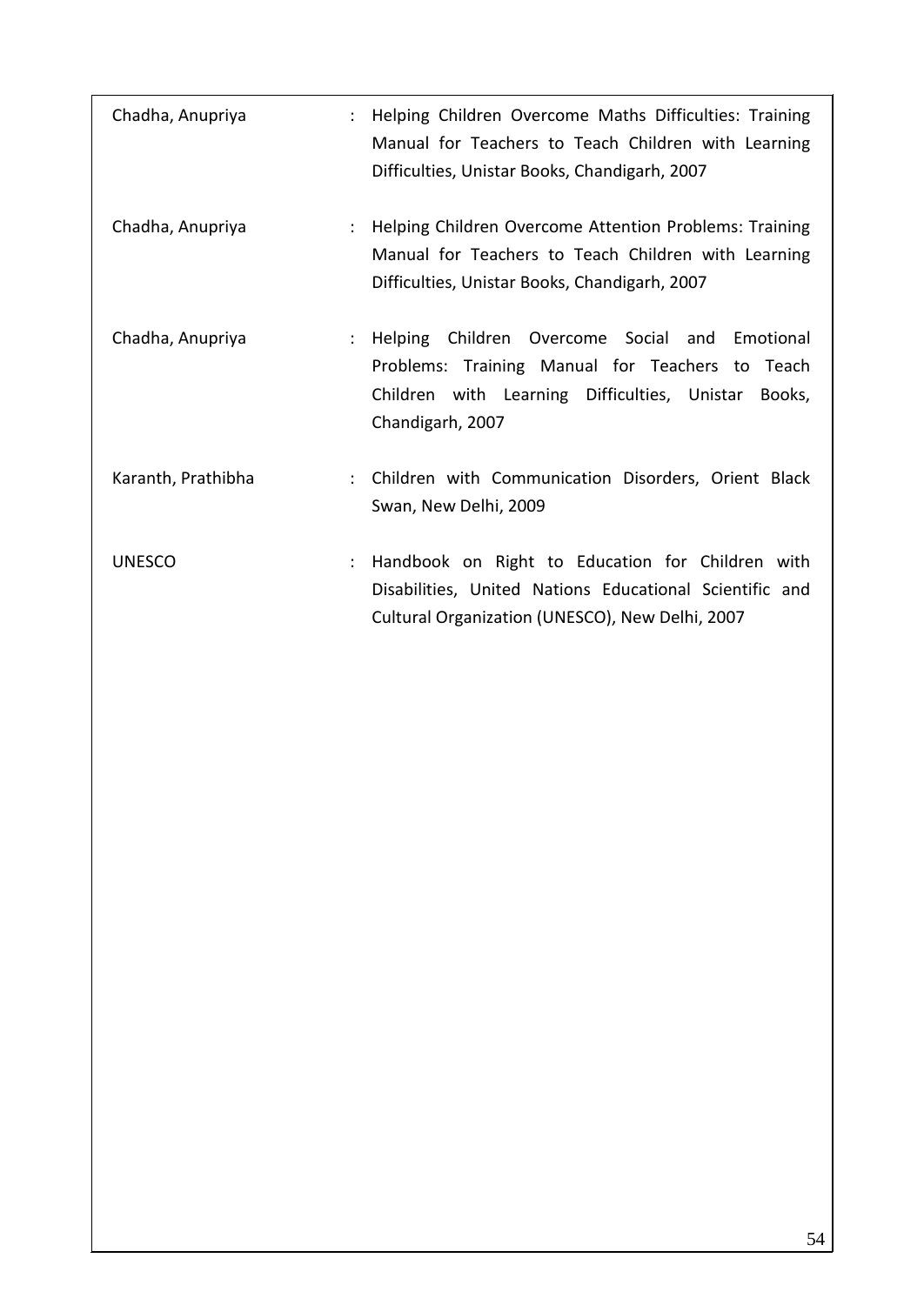| | | |
|---|---|---|
| Chadha, Anupriya | : | Helping Children Overcome Maths Difficulties: Training Manual for Teachers to Teach Children with Learning Difficulties, Unistar Books, Chandigarh, 2007 |
| Chadha, Anupriya | : | Helping Children Overcome Attention Problems: Training Manual for Teachers to Teach Children with Learning Difficulties, Unistar Books, Chandigarh, 2007 |
| Chadha, Anupriya | : | Helping Children Overcome Social and Emotional Problems: Training Manual for Teachers to Teach Children with Learning Difficulties, Unistar Books, Chandigarh, 2007 |
| Karanth, Prathibha | : | Children with Communication Disorders, Orient Black Swan, New Delhi, 2009 |
| UNESCO | : | Handbook on Right to Education for Children with Disabilities, United Nations Educational Scientific and Cultural Organization (UNESCO), New Delhi, 2007 |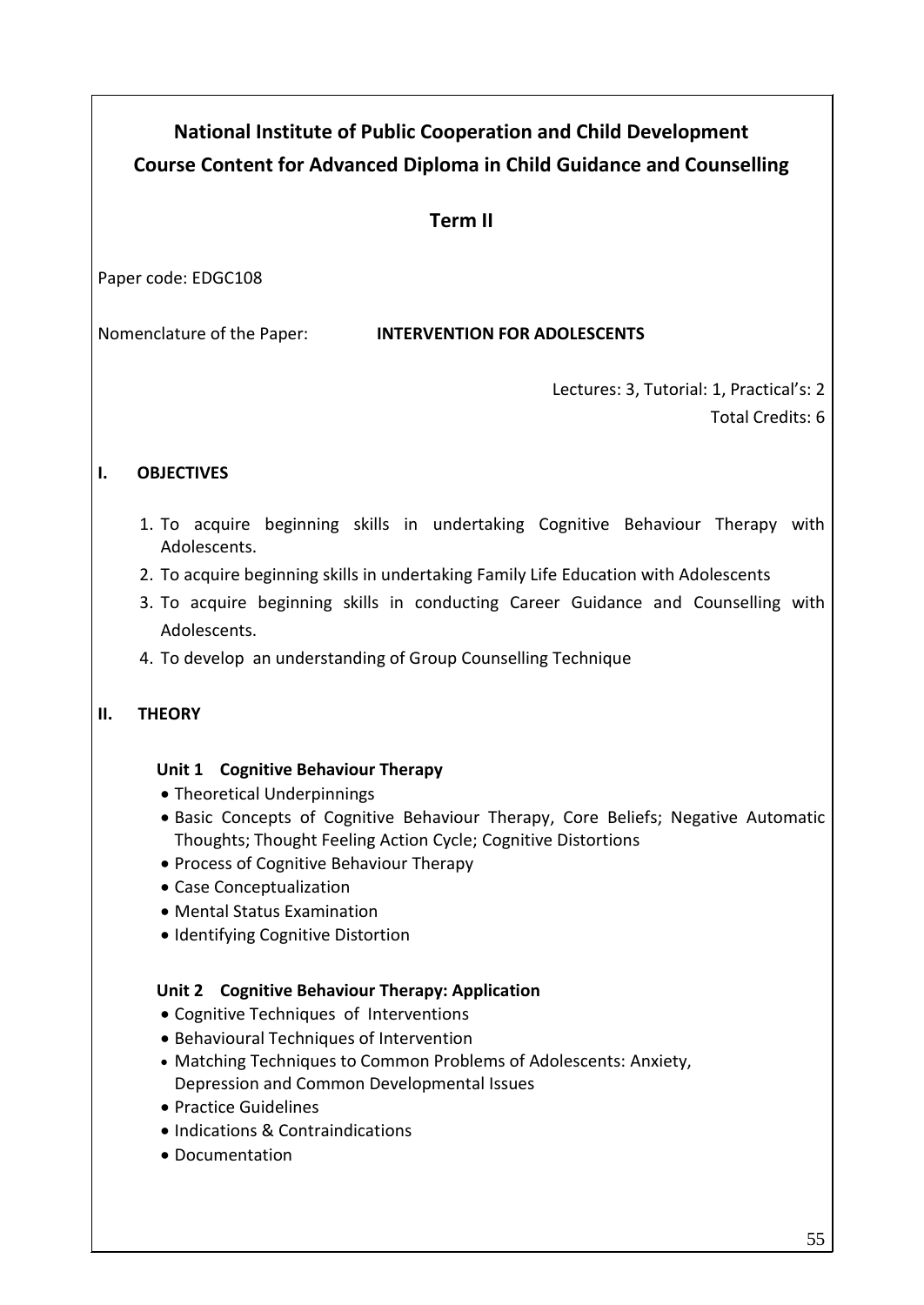## National Institute of Public Cooperation and Child Development
## Course Content for Advanced Diploma in Child Guidance and Counselling

### Term II

Paper code: EDGC108

Nomenclature of the Paper: **INTERVENTION FOR ADOLESCENTS**

Lectures: 3, Tutorial: 1, Practical's: 2

Total Credits: 6

### I. OBJECTIVES

1. To acquire beginning skills in undertaking Cognitive Behaviour Therapy with Adolescents.
2. To acquire beginning skills in undertaking Family Life Education with Adolescents
3. To acquire beginning skills in conducting Career Guidance and Counselling with Adolescents.
4. To develop an understanding of Group Counselling Technique

### II. THEORY

**Unit 1 Cognitive Behaviour Therapy**

- Theoretical Underpinnings
- Basic Concepts of Cognitive Behaviour Therapy, Core Beliefs; Negative Automatic Thoughts; Thought Feeling Action Cycle; Cognitive Distortions
- Process of Cognitive Behaviour Therapy
- Case Conceptualization
- Mental Status Examination
- Identifying Cognitive Distortion

**Unit 2 Cognitive Behaviour Therapy: Application**

- Cognitive Techniques of Interventions
- Behavioural Techniques of Intervention
- Matching Techniques to Common Problems of Adolescents: Anxiety, Depression and Common Developmental Issues
- Practice Guidelines
- Indications & Contraindications
- Documentation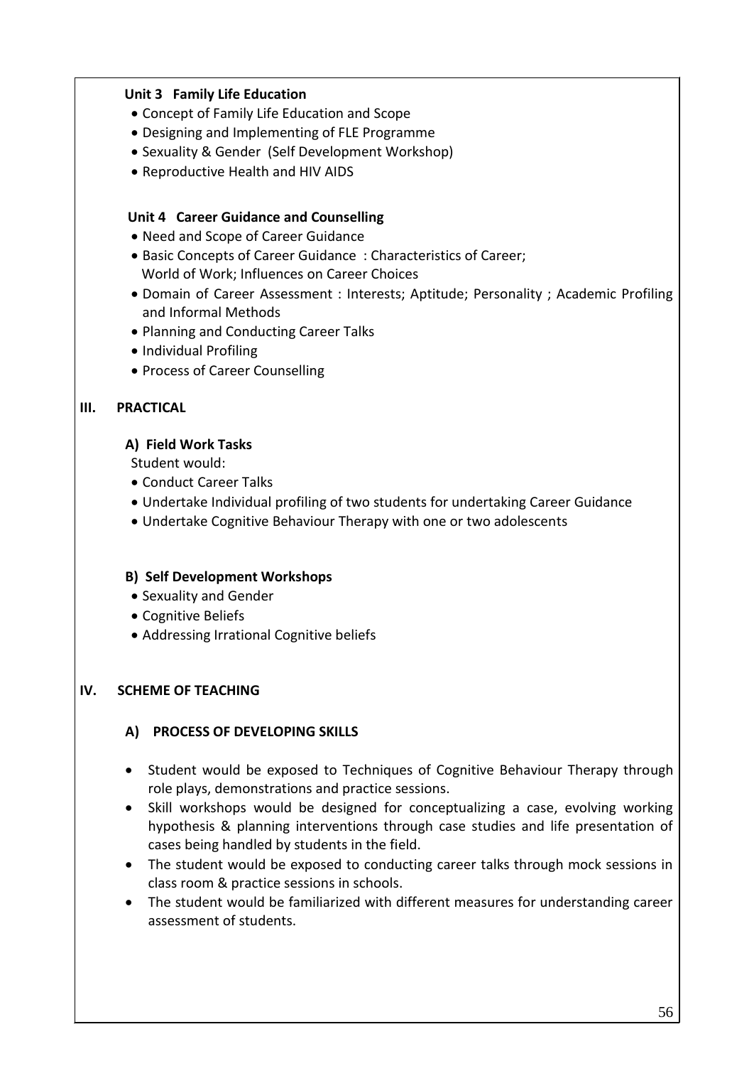**Unit 3 Family Life Education**

- Concept of Family Life Education and Scope
- Designing and Implementing of FLE Programme
- Sexuality & Gender (Self Development Workshop)
- Reproductive Health and HIV AIDS

**Unit 4 Career Guidance and Counselling**

- Need and Scope of Career Guidance
- Basic Concepts of Career Guidance : Characteristics of Career; World of Work; Influences on Career Choices
- Domain of Career Assessment : Interests; Aptitude; Personality ; Academic Profiling and Informal Methods
- Planning and Conducting Career Talks
- Individual Profiling
- Process of Career Counselling

## III. PRACTICAL

### A) Field Work Tasks

Student would:

- Conduct Career Talks
- Undertake Individual profiling of two students for undertaking Career Guidance
- Undertake Cognitive Behaviour Therapy with one or two adolescents

### B) Self Development Workshops

- Sexuality and Gender
- Cognitive Beliefs
- Addressing Irrational Cognitive beliefs

## IV. SCHEME OF TEACHING

### A) PROCESS OF DEVELOPING SKILLS

- Student would be exposed to Techniques of Cognitive Behaviour Therapy through role plays, demonstrations and practice sessions.
- Skill workshops would be designed for conceptualizing a case, evolving working hypothesis & planning interventions through case studies and life presentation of cases being handled by students in the field.
- The student would be exposed to conducting career talks through mock sessions in class room & practice sessions in schools.
- The student would be familiarized with different measures for understanding career assessment of students.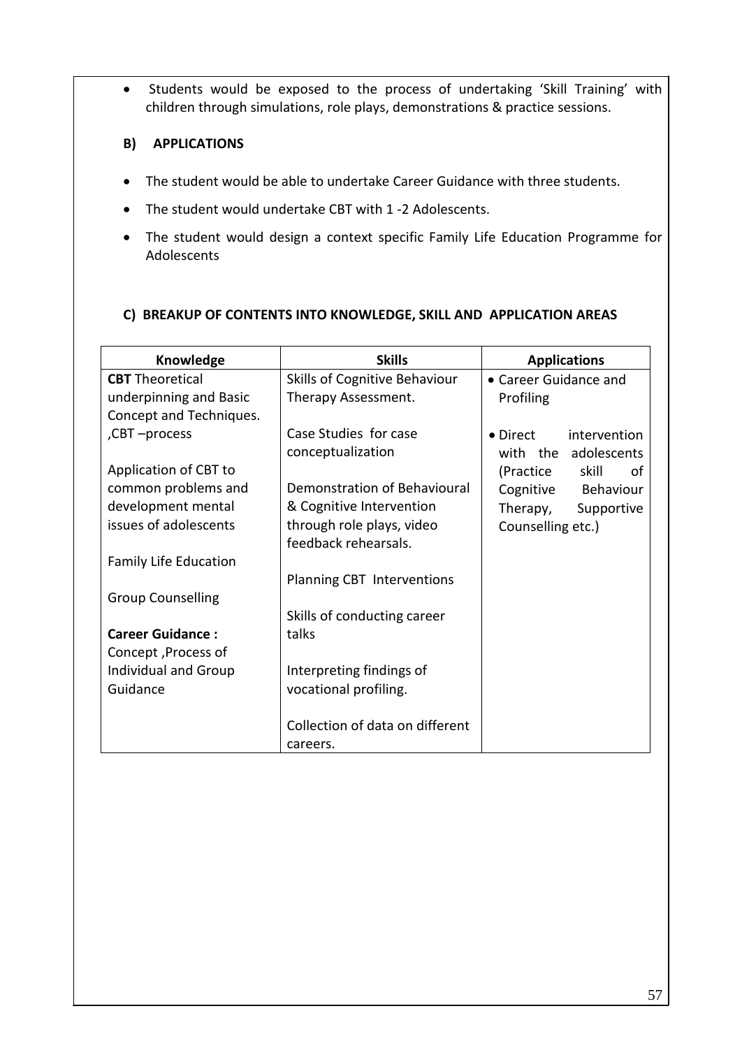- Students would be exposed to the process of undertaking 'Skill Training' with children through simulations, role plays, demonstrations & practice sessions.

### B) APPLICATIONS

- The student would be able to undertake Career Guidance with three students.
- The student would undertake CBT with 1 -2 Adolescents.
- The student would design a context specific Family Life Education Programme for Adolescents

### C) BREAKUP OF CONTENTS INTO KNOWLEDGE, SKILL AND APPLICATION AREAS

| Knowledge | Skills | Applications |
|---|---|---|
| **CBT** Theoretical underpinning and Basic Concept and Techniques. ,CBT –process<br><br>Application of CBT to common problems and development mental issues of adolescents<br><br>Family Life Education<br><br>Group Counselling<br><br>**Career Guidance :** Concept ,Process of Individual and Group Guidance | Skills of Cognitive Behaviour Therapy Assessment.<br><br>Case Studies for case conceptualization<br><br>Demonstration of Behavioural & Cognitive Intervention through role plays, video feedback rehearsals.<br><br>Planning CBT Interventions<br><br>Skills of conducting career talks<br><br>Interpreting findings of vocational profiling.<br><br>Collection of data on different careers. | • Career Guidance and Profiling<br><br>• Direct intervention with the adolescents (Practice skill of Cognitive Behaviour Therapy, Supportive Counselling etc.) |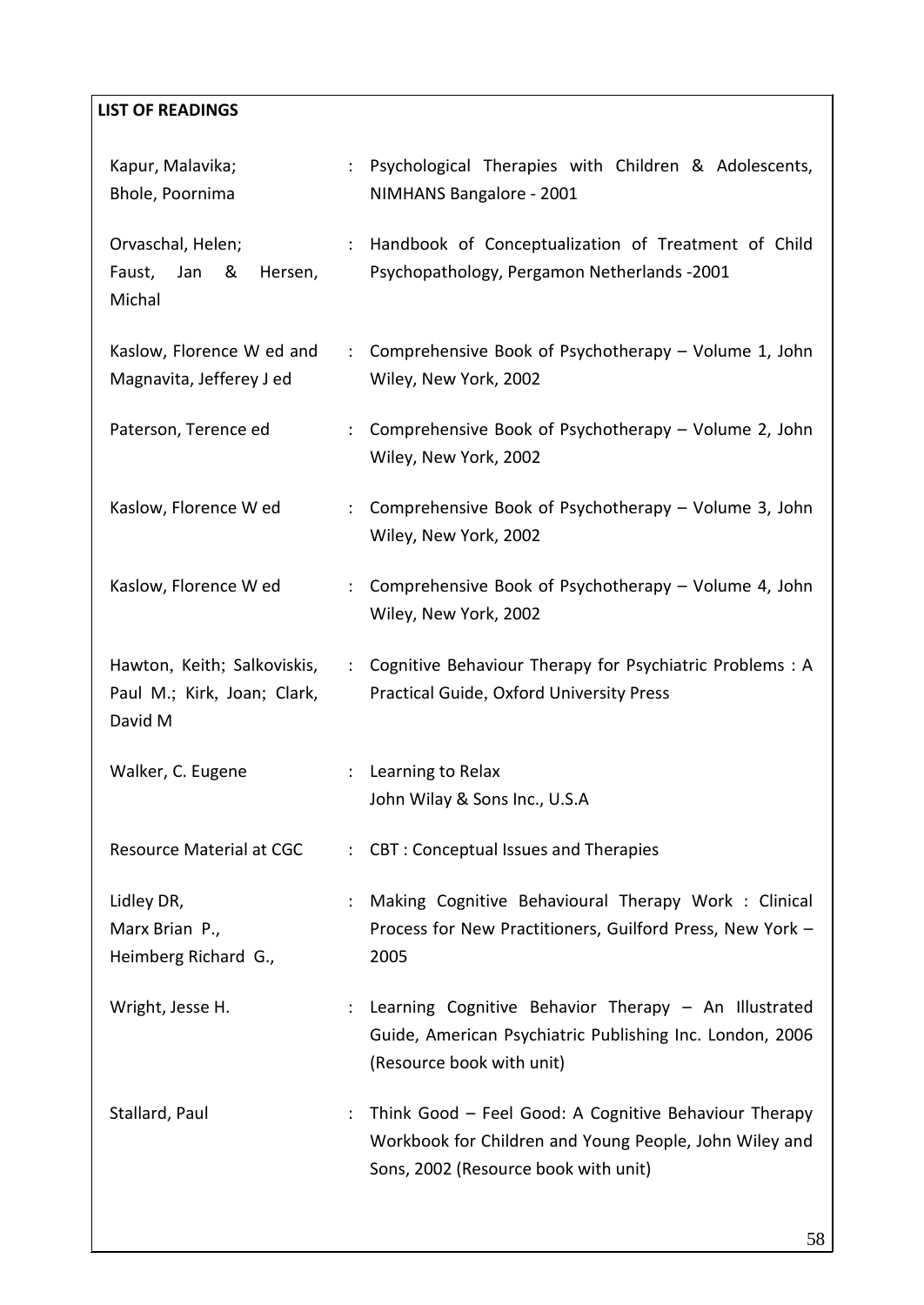**LIST OF READINGS**

| | | |
|---|---|---|
| Kapur, Malavika; Bhole, Poornima | : | Psychological Therapies with Children & Adolescents, NIMHANS Bangalore - 2001 |
| Orvaschal, Helen; Faust, Jan & Hersen, Michal | : | Handbook of Conceptualization of Treatment of Child Psychopathology, Pergamon Netherlands -2001 |
| Kaslow, Florence W ed and Magnavita, Jefferey J ed | : | Comprehensive Book of Psychotherapy – Volume 1, John Wiley, New York, 2002 |
| Paterson, Terence ed | : | Comprehensive Book of Psychotherapy – Volume 2, John Wiley, New York, 2002 |
| Kaslow, Florence W ed | : | Comprehensive Book of Psychotherapy – Volume 3, John Wiley, New York, 2002 |
| Kaslow, Florence W ed | : | Comprehensive Book of Psychotherapy – Volume 4, John Wiley, New York, 2002 |
| Hawton, Keith; Salkoviskis, Paul M.; Kirk, Joan; Clark, David M | : | Cognitive Behaviour Therapy for Psychiatric Problems : A Practical Guide, Oxford University Press |
| Walker, C. Eugene | : | Learning to Relax<br>John Wilay & Sons Inc., U.S.A |
| Resource Material at CGC | : | CBT : Conceptual Issues and Therapies |
| Lidley DR, Marx Brian P., Heimberg Richard G., | : | Making Cognitive Behavioural Therapy Work : Clinical Process for New Practitioners, Guilford Press, New York – 2005 |
| Wright, Jesse H. | : | Learning Cognitive Behavior Therapy – An Illustrated Guide, American Psychiatric Publishing Inc. London, 2006 (Resource book with unit) |
| Stallard, Paul | : | Think Good – Feel Good: A Cognitive Behaviour Therapy Workbook for Children and Young People, John Wiley and Sons, 2002 (Resource book with unit) |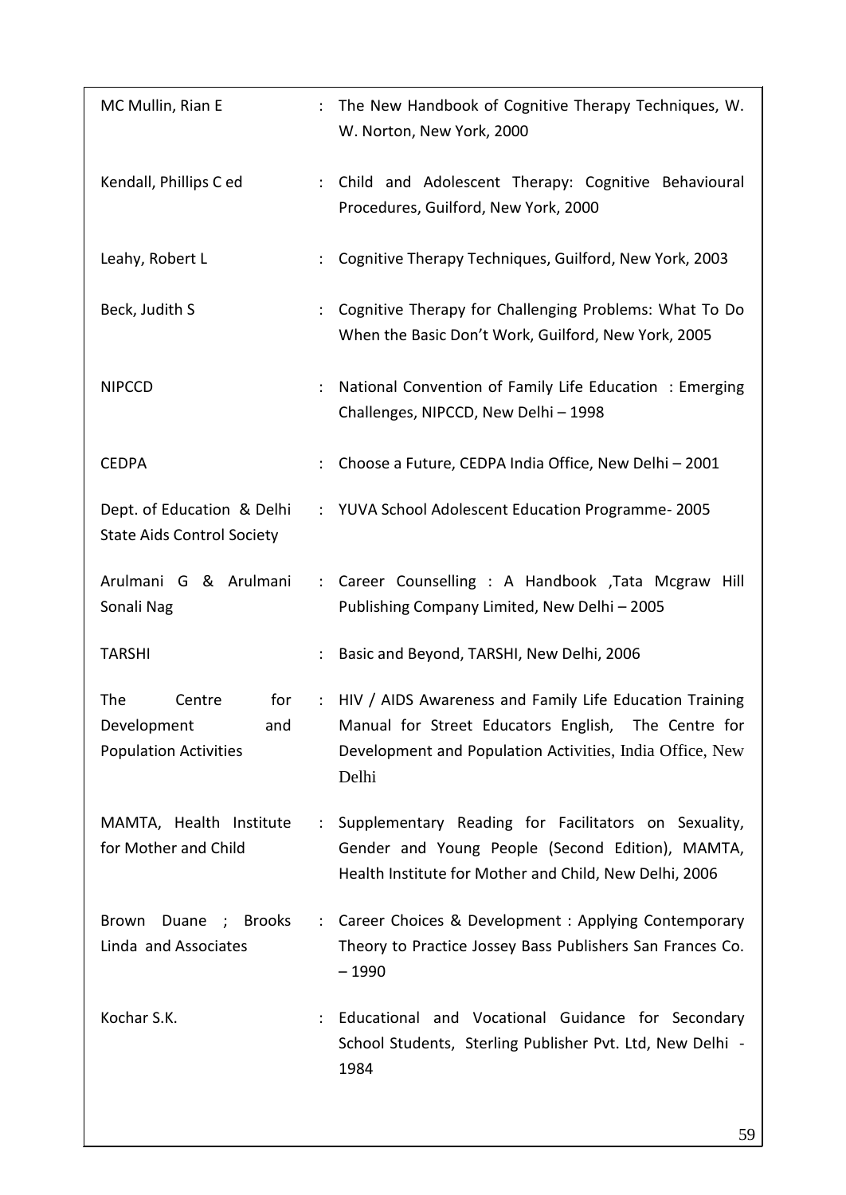| | | |
|---|---|---|
| MC Mullin, Rian E | : | The New Handbook of Cognitive Therapy Techniques, W. W. Norton, New York, 2000 |
| Kendall, Phillips C ed | : | Child and Adolescent Therapy: Cognitive Behavioural Procedures, Guilford, New York, 2000 |
| Leahy, Robert L | : | Cognitive Therapy Techniques, Guilford, New York, 2003 |
| Beck, Judith S | : | Cognitive Therapy for Challenging Problems: What To Do When the Basic Don't Work, Guilford, New York, 2005 |
| NIPCCD | : | National Convention of Family Life Education : Emerging Challenges, NIPCCD, New Delhi – 1998 |
| CEDPA | : | Choose a Future, CEDPA India Office, New Delhi – 2001 |
| Dept. of Education & Delhi State Aids Control Society | : | YUVA School Adolescent Education Programme- 2005 |
| Arulmani G & Arulmani Sonali Nag | : | Career Counselling : A Handbook ,Tata Mcgraw Hill Publishing Company Limited, New Delhi – 2005 |
| TARSHI | : | Basic and Beyond, TARSHI, New Delhi, 2006 |
| The Centre for Development and Population Activities | : | HIV / AIDS Awareness and Family Life Education Training Manual for Street Educators English, The Centre for Development and Population Activities, India Office, New Delhi |
| MAMTA, Health Institute for Mother and Child | : | Supplementary Reading for Facilitators on Sexuality, Gender and Young People (Second Edition), MAMTA, Health Institute for Mother and Child, New Delhi, 2006 |
| Brown Duane ; Brooks Linda and Associates | : | Career Choices & Development : Applying Contemporary Theory to Practice Jossey Bass Publishers San Frances Co. – 1990 |
| Kochar S.K. | : | Educational and Vocational Guidance for Secondary School Students, Sterling Publisher Pvt. Ltd, New Delhi - 1984 |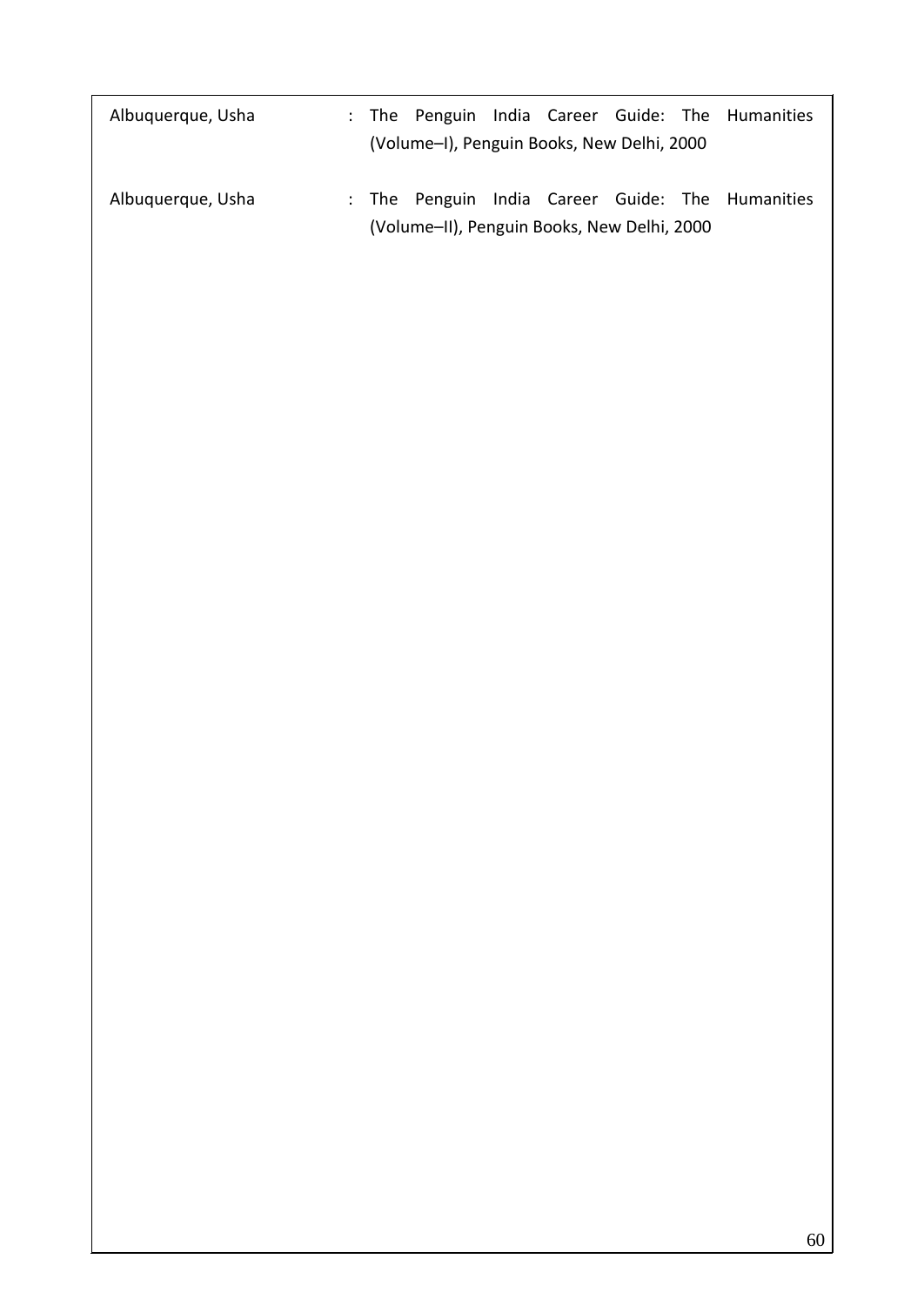| | | |
|---|---|---|
| Albuquerque, Usha | : | The Penguin India Career Guide: The Humanities (Volume–I), Penguin Books, New Delhi, 2000 |
| Albuquerque, Usha | : | The Penguin India Career Guide: The Humanities (Volume–II), Penguin Books, New Delhi, 2000 |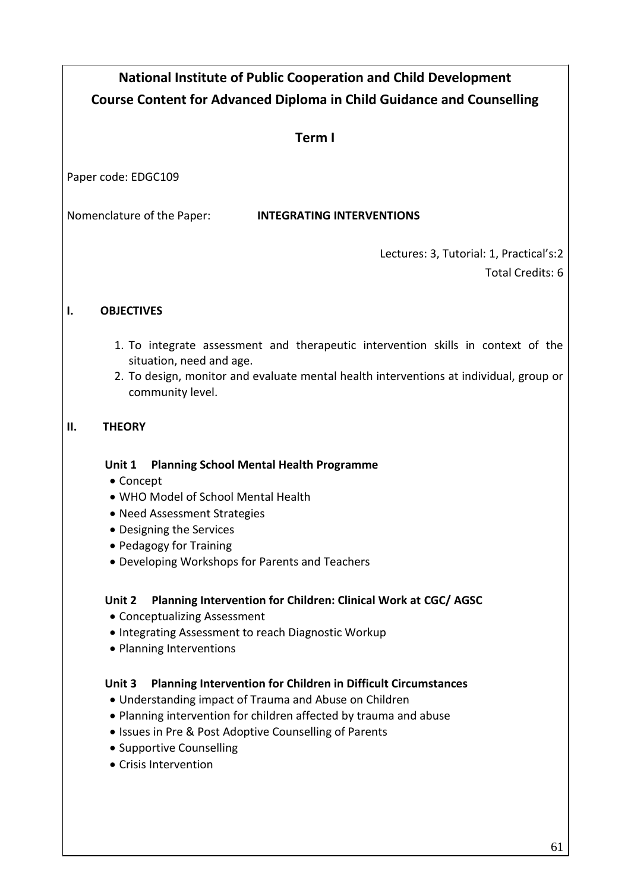# National Institute of Public Cooperation and Child Development
## Course Content for Advanced Diploma in Child Guidance and Counselling

### Term I

Paper code: EDGC109

Nomenclature of the Paper: **INTEGRATING INTERVENTIONS**

Lectures: 3, Tutorial: 1, Practical's:2
Total Credits: 6

**I. OBJECTIVES**

1. To integrate assessment and therapeutic intervention skills in context of the situation, need and age.
2. To design, monitor and evaluate mental health interventions at individual, group or community level.

**II. THEORY**

**Unit 1 Planning School Mental Health Programme**

- Concept
- WHO Model of School Mental Health
- Need Assessment Strategies
- Designing the Services
- Pedagogy for Training
- Developing Workshops for Parents and Teachers

**Unit 2 Planning Intervention for Children: Clinical Work at CGC/ AGSC**

- Conceptualizing Assessment
- Integrating Assessment to reach Diagnostic Workup
- Planning Interventions

**Unit 3 Planning Intervention for Children in Difficult Circumstances**

- Understanding impact of Trauma and Abuse on Children
- Planning intervention for children affected by trauma and abuse
- Issues in Pre & Post Adoptive Counselling of Parents
- Supportive Counselling
- Crisis Intervention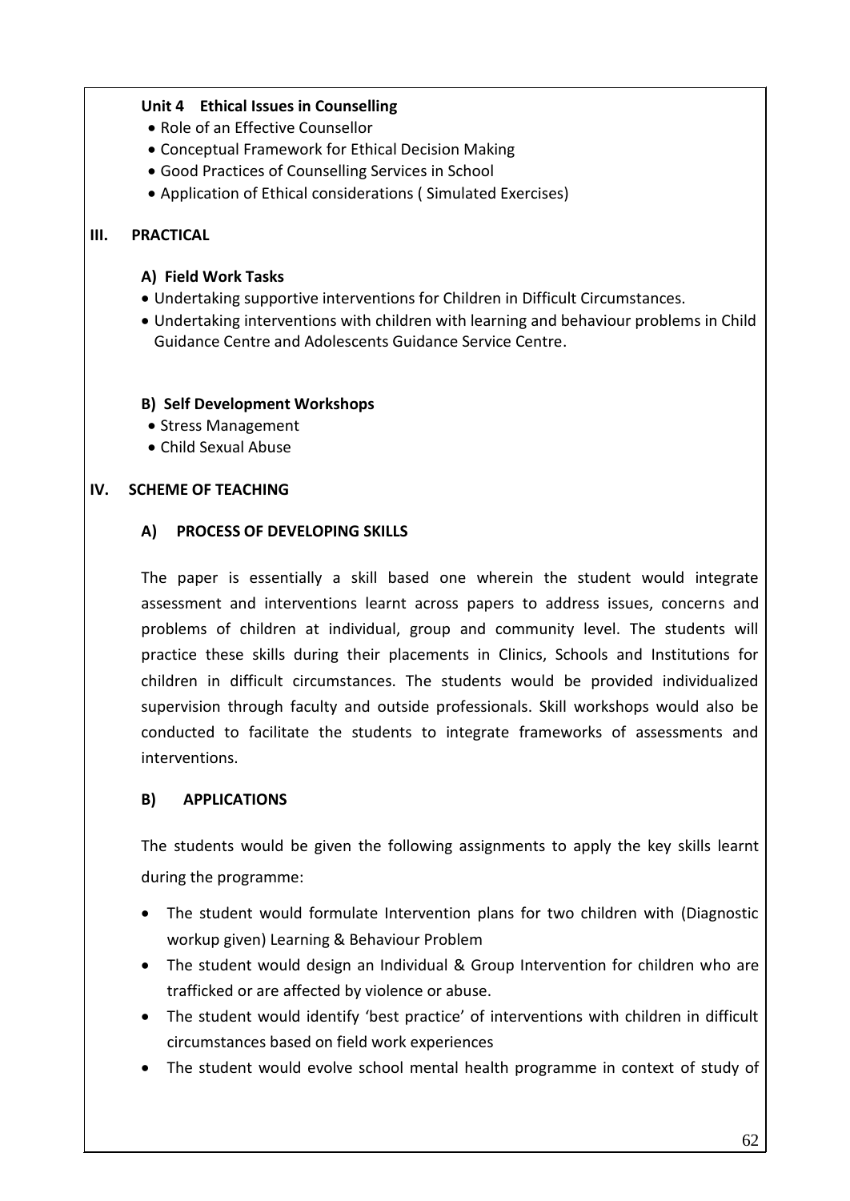**Unit 4 Ethical Issues in Counselling**

- Role of an Effective Counsellor
- Conceptual Framework for Ethical Decision Making
- Good Practices of Counselling Services in School
- Application of Ethical considerations ( Simulated Exercises)

## III. PRACTICAL

### A) Field Work Tasks

- Undertaking supportive interventions for Children in Difficult Circumstances.
- Undertaking interventions with children with learning and behaviour problems in Child Guidance Centre and Adolescents Guidance Service Centre.

### B) Self Development Workshops

- Stress Management
- Child Sexual Abuse

## IV. SCHEME OF TEACHING

### A) PROCESS OF DEVELOPING SKILLS

The paper is essentially a skill based one wherein the student would integrate assessment and interventions learnt across papers to address issues, concerns and problems of children at individual, group and community level. The students will practice these skills during their placements in Clinics, Schools and Institutions for children in difficult circumstances. The students would be provided individualized supervision through faculty and outside professionals. Skill workshops would also be conducted to facilitate the students to integrate frameworks of assessments and interventions.

### B) APPLICATIONS

The students would be given the following assignments to apply the key skills learnt during the programme:

- The student would formulate Intervention plans for two children with (Diagnostic workup given) Learning & Behaviour Problem
- The student would design an Individual & Group Intervention for children who are trafficked or are affected by violence or abuse.
- The student would identify 'best practice' of interventions with children in difficult circumstances based on field work experiences
- The student would evolve school mental health programme in context of study of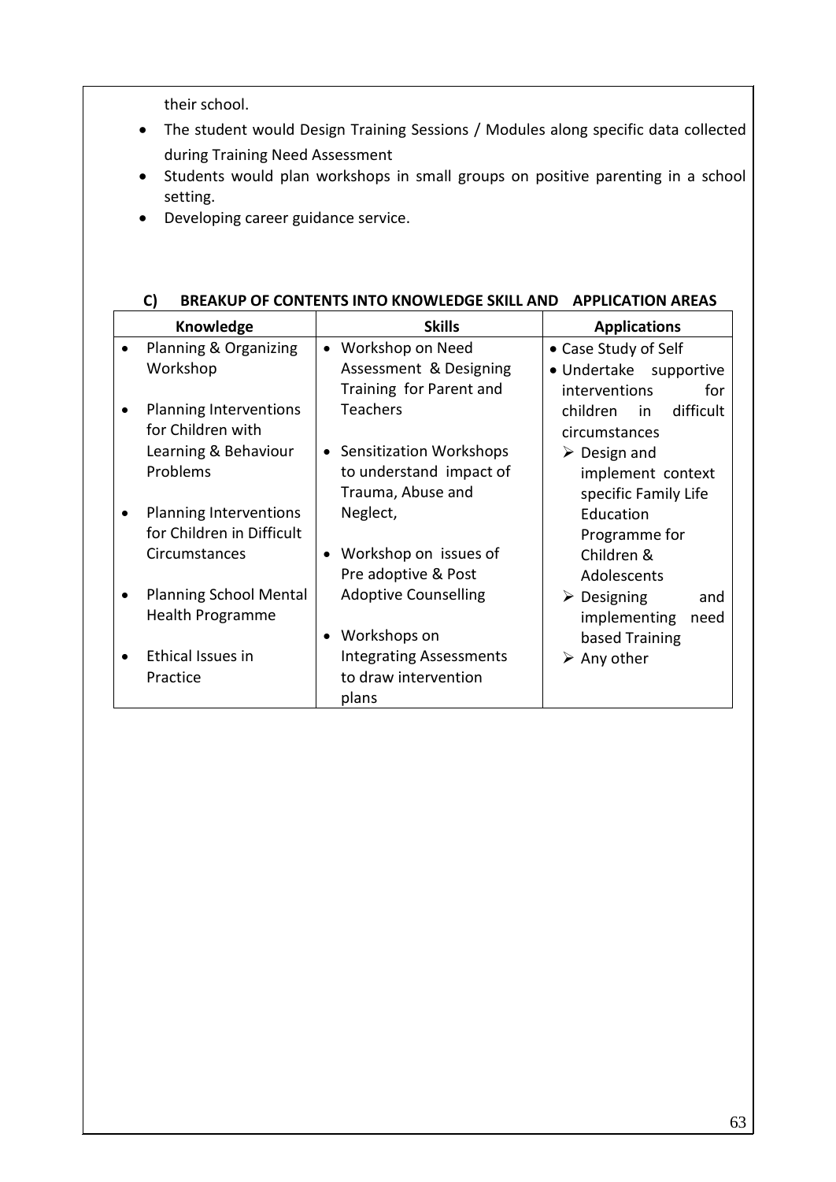their school.

- The student would Design Training Sessions / Modules along specific data collected during Training Need Assessment
- Students would plan workshops in small groups on positive parenting in a school setting.
- Developing career guidance service.

### C) BREAKUP OF CONTENTS INTO KNOWLEDGE SKILL AND APPLICATION AREAS

| Knowledge | Skills | Applications |
|---|---|---|
| • Planning & Organizing Workshop<br>• Planning Interventions for Children with Learning & Behaviour Problems<br>• Planning Interventions for Children in Difficult Circumstances<br>• Planning School Mental Health Programme<br>• Ethical Issues in Practice | • Workshop on Need Assessment & Designing Training for Parent and Teachers<br>• Sensitization Workshops to understand impact of Trauma, Abuse and Neglect,<br>• Workshop on issues of Pre adoptive & Post Adoptive Counselling<br>• Workshops on Integrating Assessments to draw intervention plans | • Case Study of Self<br>• Undertake supportive interventions for children in difficult circumstances<br>➢ Design and implement context specific Family Life Education Programme for Children & Adolescents<br>➢ Designing and implementing need based Training<br>➢ Any other |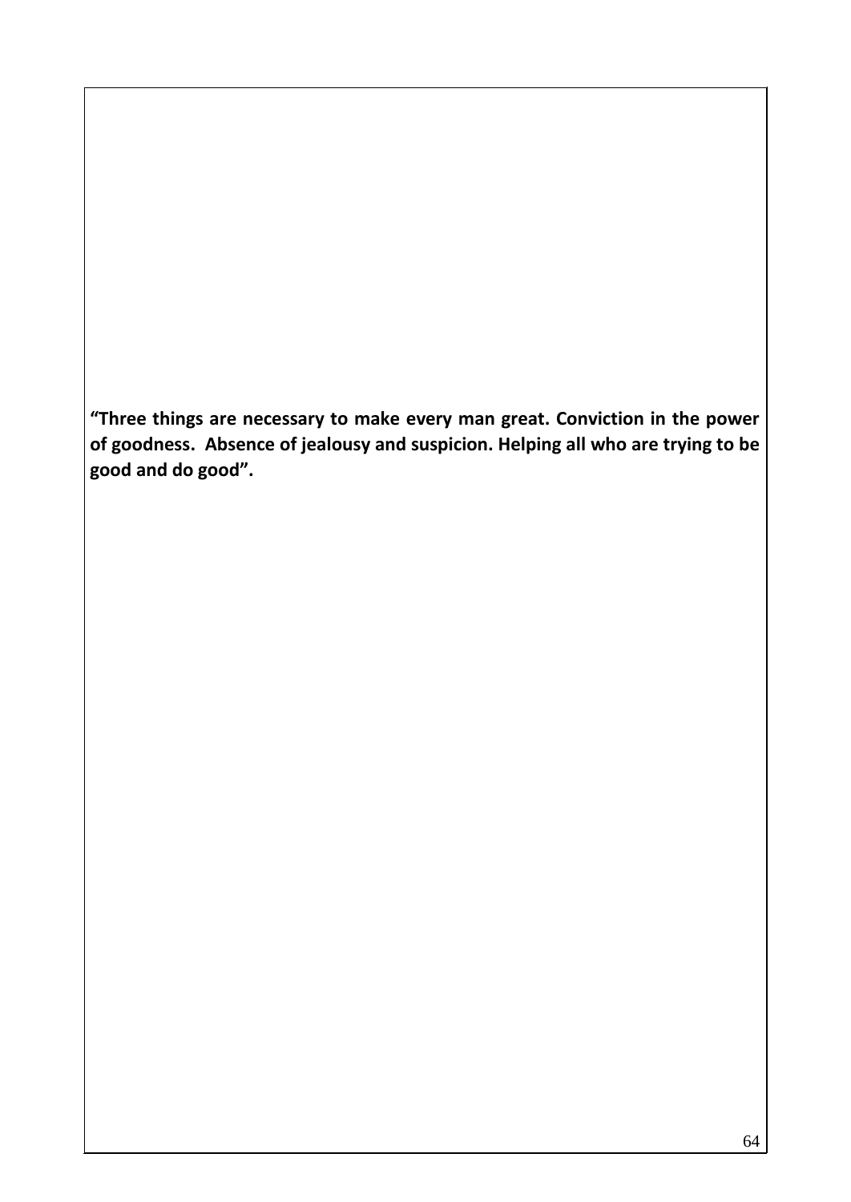**“Three things are necessary to make every man great. Conviction in the power of goodness. Absence of jealousy and suspicion. Helping all who are trying to be good and do good”.**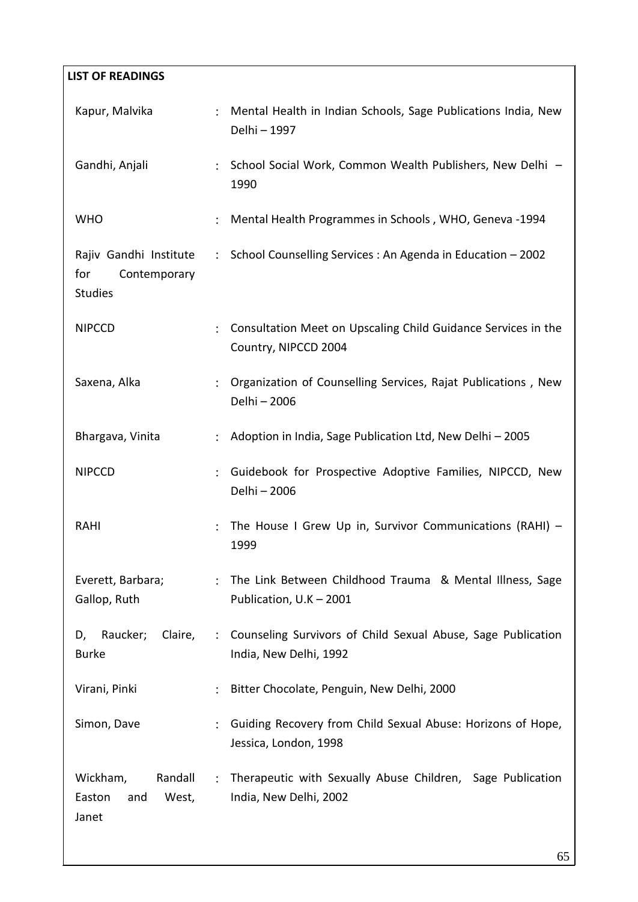**LIST OF READINGS**

| | | |
|---|---|---|
| Kapur, Malvika | : | Mental Health in Indian Schools, Sage Publications India, New Delhi – 1997 |
| Gandhi, Anjali | : | School Social Work, Common Wealth Publishers, New Delhi – 1990 |
| WHO | : | Mental Health Programmes in Schools , WHO, Geneva -1994 |
| Rajiv Gandhi Institute for Contemporary Studies | : | School Counselling Services : An Agenda in Education – 2002 |
| NIPCCD | : | Consultation Meet on Upscaling Child Guidance Services in the Country, NIPCCD 2004 |
| Saxena, Alka | : | Organization of Counselling Services, Rajat Publications , New Delhi – 2006 |
| Bhargava, Vinita | : | Adoption in India, Sage Publication Ltd, New Delhi – 2005 |
| NIPCCD | : | Guidebook for Prospective Adoptive Families, NIPCCD, New Delhi – 2006 |
| RAHI | : | The House I Grew Up in, Survivor Communications (RAHI) – 1999 |
| Everett, Barbara; Gallop, Ruth | : | The Link Between Childhood Trauma & Mental Illness, Sage Publication, U.K – 2001 |
| D, Raucker; Claire, Burke | : | Counseling Survivors of Child Sexual Abuse, Sage Publication India, New Delhi, 1992 |
| Virani, Pinki | : | Bitter Chocolate, Penguin, New Delhi, 2000 |
| Simon, Dave | : | Guiding Recovery from Child Sexual Abuse: Horizons of Hope, Jessica, London, 1998 |
| Wickham, Randall Easton and West, Janet | : | Therapeutic with Sexually Abuse Children, Sage Publication India, New Delhi, 2002 |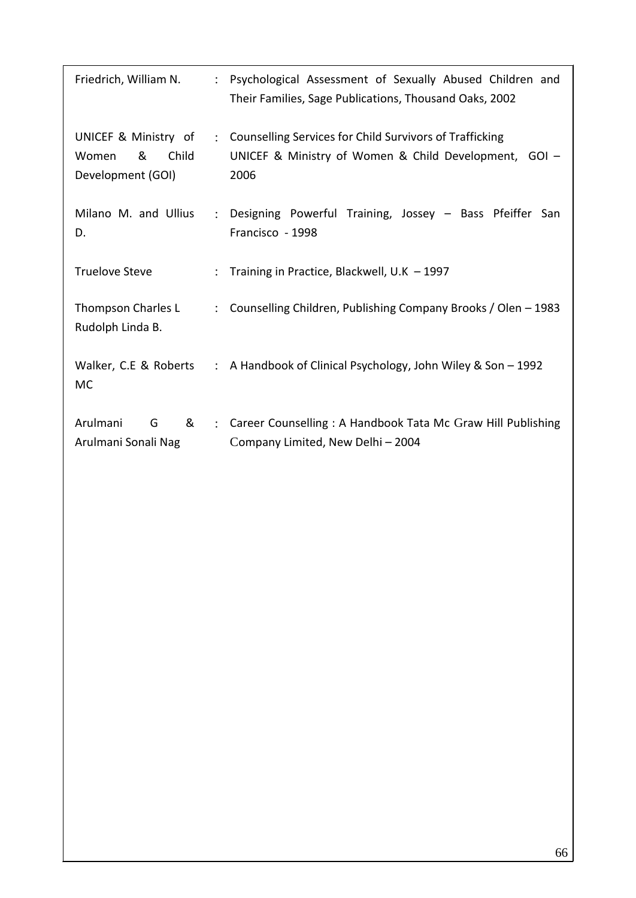| | | |
|---|---|---|
| Friedrich, William N. | : | Psychological Assessment of Sexually Abused Children and Their Families, Sage Publications, Thousand Oaks, 2002 |
| UNICEF & Ministry of Women & Child Development (GOI) | : | Counselling Services for Child Survivors of Trafficking UNICEF & Ministry of Women & Child Development, GOI – 2006 |
| Milano M. and Ullius D. | : | Designing Powerful Training, Jossey – Bass Pfeiffer San Francisco - 1998 |
| Truelove Steve | : | Training in Practice, Blackwell, U.K – 1997 |
| Thompson Charles L Rudolph Linda B. | : | Counselling Children, Publishing Company Brooks / Olen – 1983 |
| Walker, C.E & Roberts MC | : | A Handbook of Clinical Psychology, John Wiley & Son – 1992 |
| Arulmani G & Arulmani Sonali Nag | : | Career Counselling : A Handbook Tata Mc Graw Hill Publishing Company Limited, New Delhi – 2004 |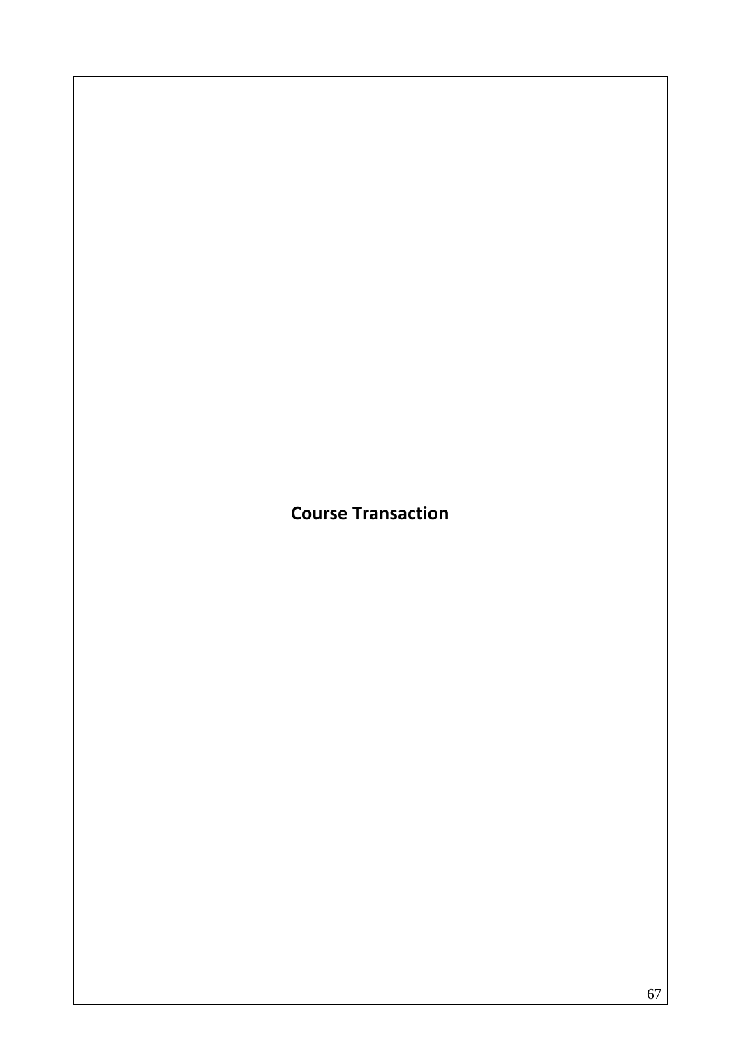# Course Transaction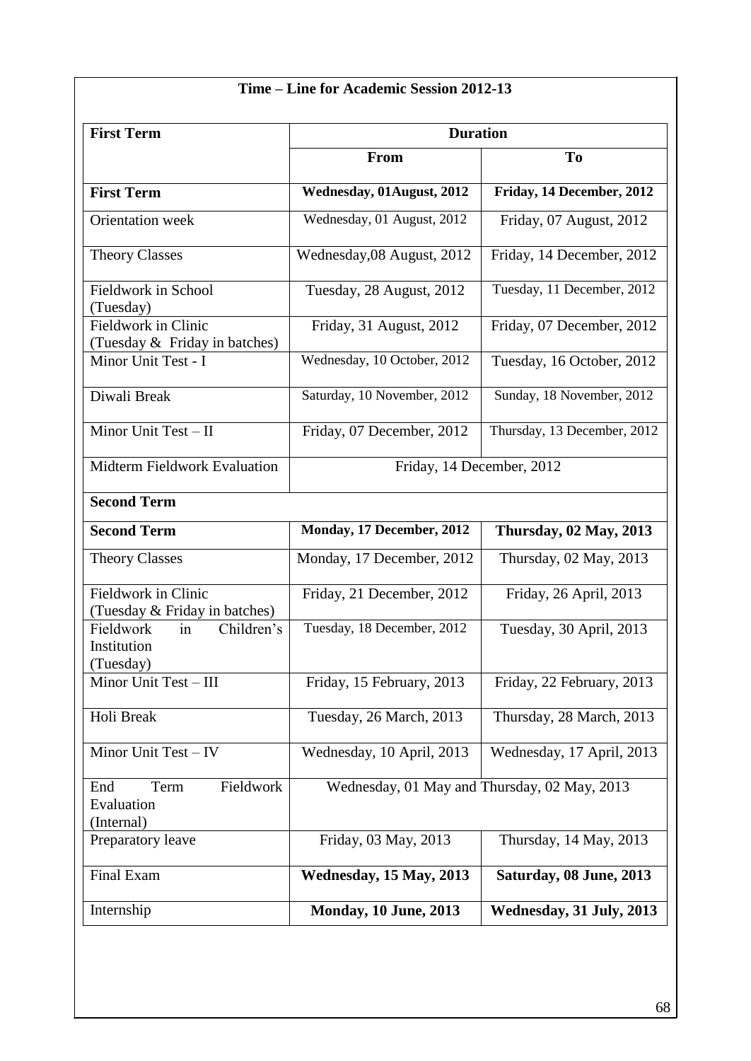## Time – Line for Academic Session 2012-13

| First Term | Duration | |
|---|---|---|
| | **From** | **To** |
| **First Term** | **Wednesday, 01August, 2012** | **Friday, 14 December, 2012** |
| Orientation week | Wednesday, 01 August, 2012 | Friday, 07 August, 2012 |
| Theory Classes | Wednesday,08 August, 2012 | Friday, 14 December, 2012 |
| Fieldwork in School (Tuesday) | Tuesday, 28 August, 2012 | Tuesday, 11 December, 2012 |
| Fieldwork in Clinic (Tuesday & Friday in batches) | Friday, 31 August, 2012 | Friday, 07 December, 2012 |
| Minor Unit Test - I | Wednesday, 10 October, 2012 | Tuesday, 16 October, 2012 |
| Diwali Break | Saturday, 10 November, 2012 | Sunday, 18 November, 2012 |
| Minor Unit Test – II | Friday, 07 December, 2012 | Thursday, 13 December, 2012 |
| Midterm Fieldwork Evaluation | Friday, 14 December, 2012 | |
| **Second Term** | | |
| **Second Term** | **Monday, 17 December, 2012** | **Thursday, 02 May, 2013** |
| Theory Classes | Monday, 17 December, 2012 | Thursday, 02 May, 2013 |
| Fieldwork in Clinic (Tuesday & Friday in batches) | Friday, 21 December, 2012 | Friday, 26 April, 2013 |
| Fieldwork in Children's Institution (Tuesday) | Tuesday, 18 December, 2012 | Tuesday, 30 April, 2013 |
| Minor Unit Test – III | Friday, 15 February, 2013 | Friday, 22 February, 2013 |
| Holi Break | Tuesday, 26 March, 2013 | Thursday, 28 March, 2013 |
| Minor Unit Test – IV | Wednesday, 10 April, 2013 | Wednesday, 17 April, 2013 |
| End Term Fieldwork Evaluation (Internal) | Wednesday, 01 May and Thursday, 02 May, 2013 | |
| Preparatory leave | Friday, 03 May, 2013 | Thursday, 14 May, 2013 |
| Final Exam | **Wednesday, 15 May, 2013** | **Saturday, 08 June, 2013** |
| Internship | **Monday, 10 June, 2013** | **Wednesday, 31 July, 2013** |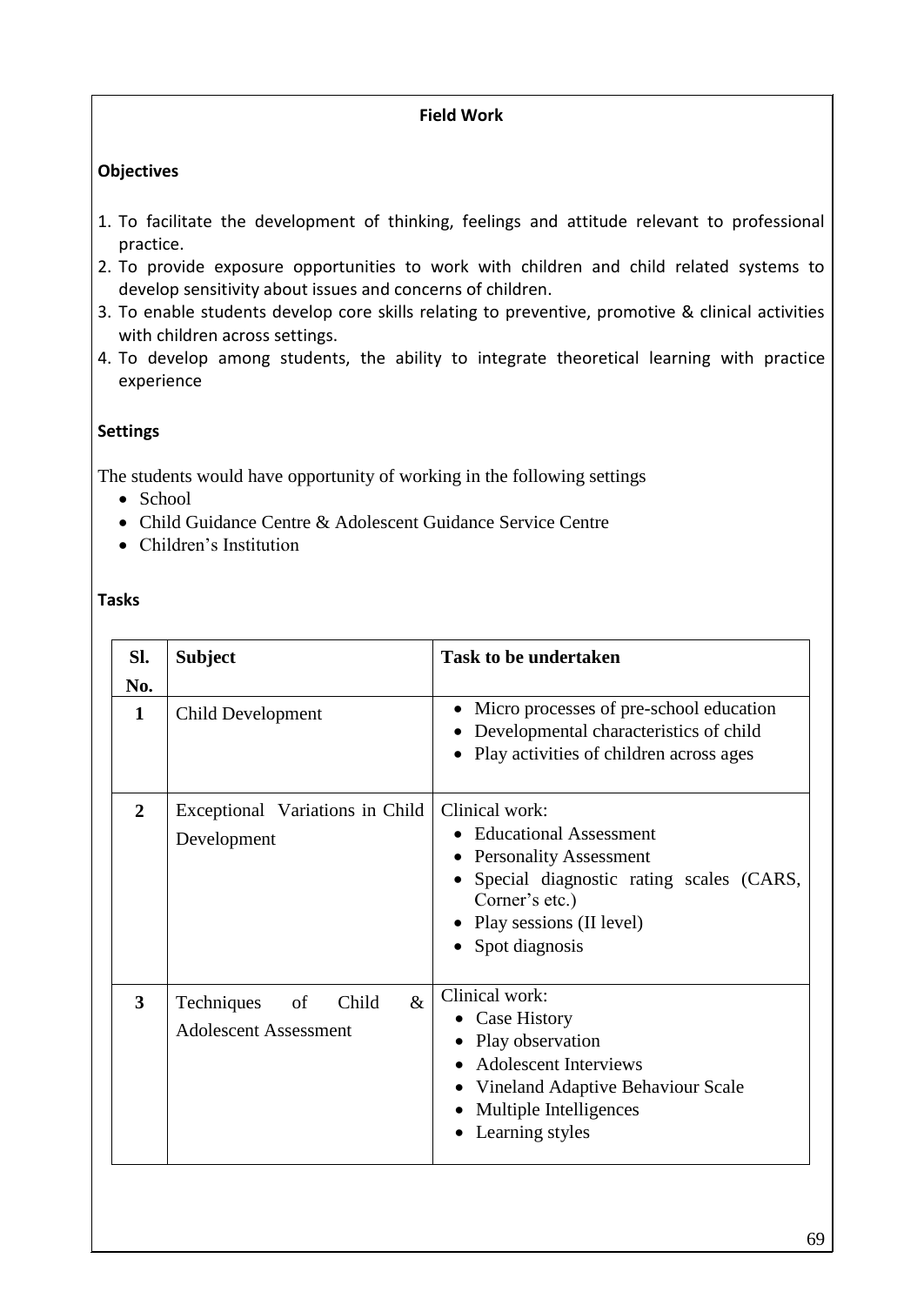## Field Work

### Objectives

1. To facilitate the development of thinking, feelings and attitude relevant to professional practice.
2. To provide exposure opportunities to work with children and child related systems to develop sensitivity about issues and concerns of children.
3. To enable students develop core skills relating to preventive, promotive & clinical activities with children across settings.
4. To develop among students, the ability to integrate theoretical learning with practice experience

### Settings

The students would have opportunity of working in the following settings

- School
- Child Guidance Centre & Adolescent Guidance Service Centre
- Children's Institution

### Tasks

| Sl. No. | Subject | Task to be undertaken |
|---|---|---|
| 1 | Child Development | • Micro processes of pre-school education<br>• Developmental characteristics of child<br>• Play activities of children across ages |
| 2 | Exceptional Variations in Child Development | Clinical work:<br>• Educational Assessment<br>• Personality Assessment<br>• Special diagnostic rating scales (CARS, Corner's etc.)<br>• Play sessions (II level)<br>• Spot diagnosis |
| 3 | Techniques of Child & Adolescent Assessment | Clinical work:<br>• Case History<br>• Play observation<br>• Adolescent Interviews<br>• Vineland Adaptive Behaviour Scale<br>• Multiple Intelligences<br>• Learning styles |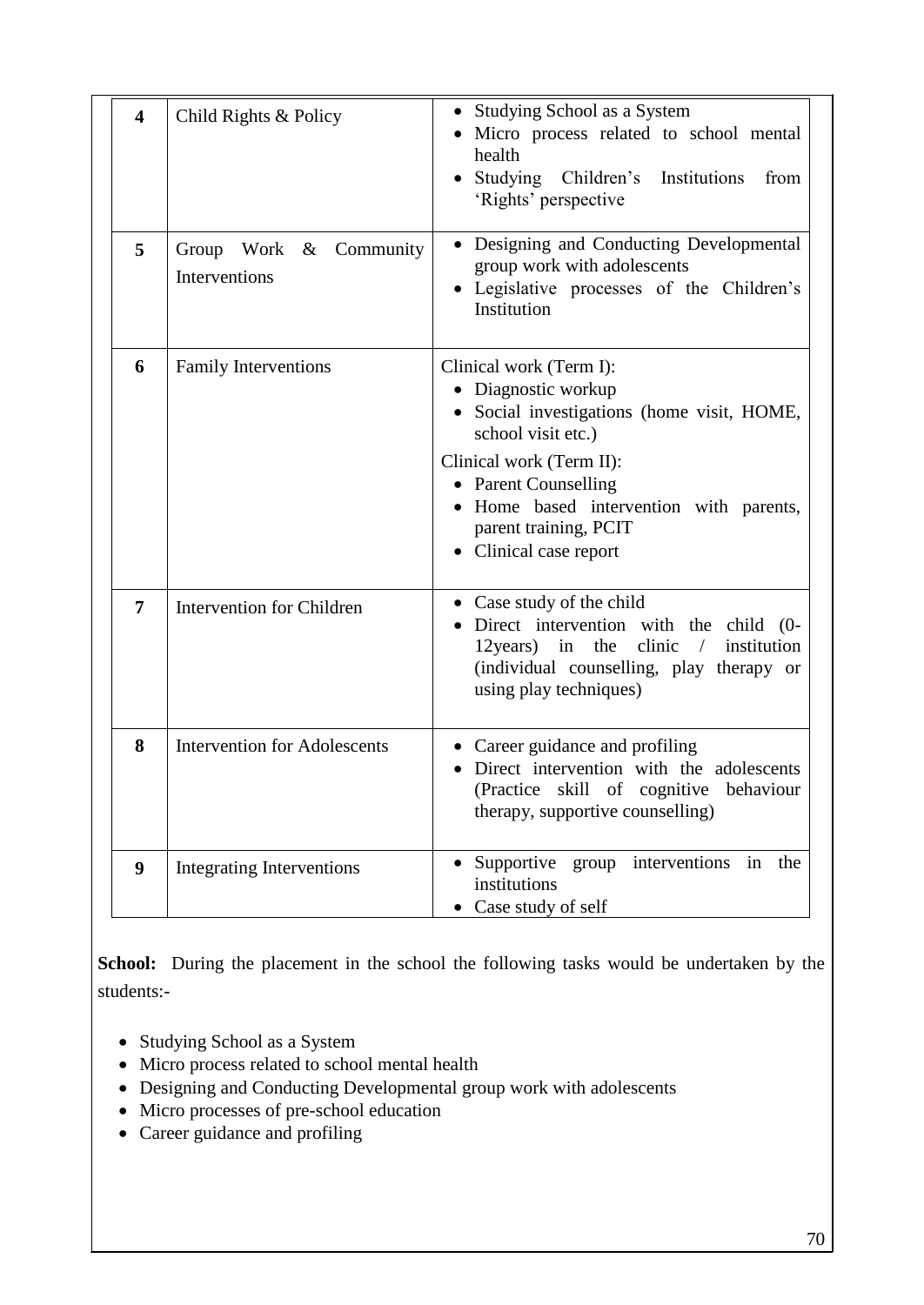| | | |
|---|---|---|
| **4** | Child Rights & Policy | • Studying School as a System<br>• Micro process related to school mental health<br>• Studying Children's Institutions from 'Rights' perspective |
| **5** | Group Work & Community Interventions | • Designing and Conducting Developmental group work with adolescents<br>• Legislative processes of the Children's Institution |
| **6** | Family Interventions | Clinical work (Term I):<br>• Diagnostic workup<br>• Social investigations (home visit, HOME, school visit etc.)<br>Clinical work (Term II):<br>• Parent Counselling<br>• Home based intervention with parents, parent training, PCIT<br>• Clinical case report |
| **7** | Intervention for Children | • Case study of the child<br>• Direct intervention with the child (0-12years) in the clinic / institution (individual counselling, play therapy or using play techniques) |
| **8** | Intervention for Adolescents | • Career guidance and profiling<br>• Direct intervention with the adolescents (Practice skill of cognitive behaviour therapy, supportive counselling) |
| **9** | Integrating Interventions | • Supportive group interventions in the institutions<br>• Case study of self |

**School:** During the placement in the school the following tasks would be undertaken by the students:-

- Studying School as a System
- Micro process related to school mental health
- Designing and Conducting Developmental group work with adolescents
- Micro processes of pre-school education
- Career guidance and profiling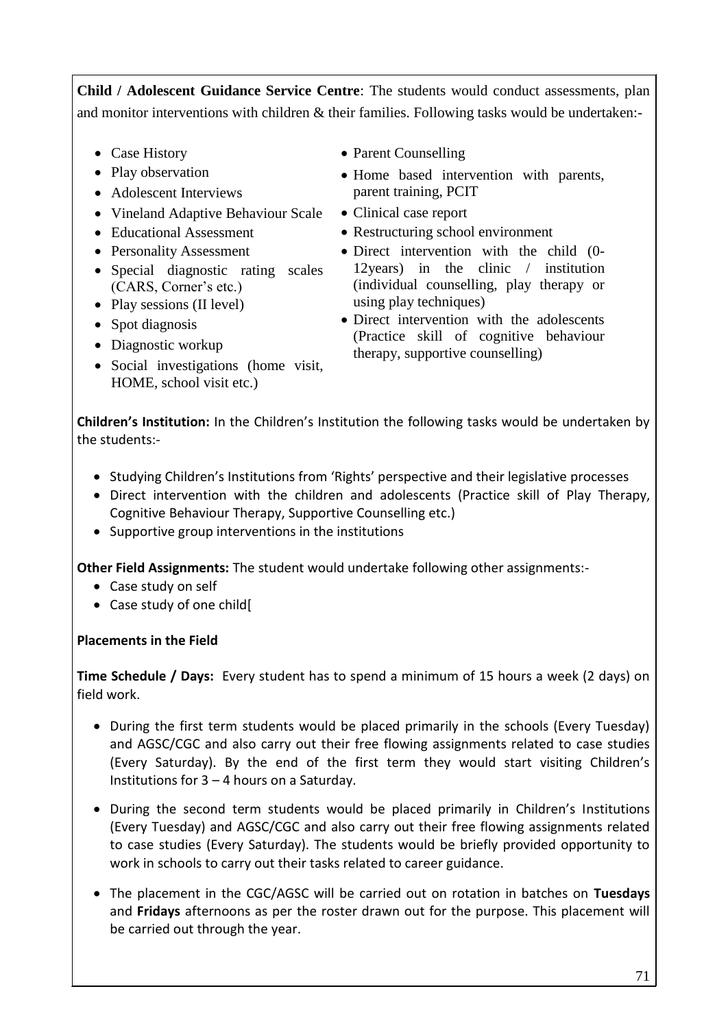**Child / Adolescent Guidance Service Centre**: The students would conduct assessments, plan and monitor interventions with children & their families. Following tasks would be undertaken:-

- Case History
- Play observation
- Adolescent Interviews
- Vineland Adaptive Behaviour Scale
- Educational Assessment
- Personality Assessment
- Special diagnostic rating scales (CARS, Corner's etc.)
- Play sessions (II level)
- Spot diagnosis
- Diagnostic workup
- Social investigations (home visit, HOME, school visit etc.)
- Parent Counselling
- Home based intervention with parents, parent training, PCIT
- Clinical case report
- Restructuring school environment
- Direct intervention with the child (0-12years) in the clinic / institution (individual counselling, play therapy or using play techniques)
- Direct intervention with the adolescents (Practice skill of cognitive behaviour therapy, supportive counselling)

**Children's Institution:** In the Children's Institution the following tasks would be undertaken by the students:-

- Studying Children's Institutions from 'Rights' perspective and their legislative processes
- Direct intervention with the children and adolescents (Practice skill of Play Therapy, Cognitive Behaviour Therapy, Supportive Counselling etc.)
- Supportive group interventions in the institutions

**Other Field Assignments:** The student would undertake following other assignments:-

- Case study on self
- Case study of one child[

**Placements in the Field**

**Time Schedule / Days:** Every student has to spend a minimum of 15 hours a week (2 days) on field work.

- During the first term students would be placed primarily in the schools (Every Tuesday) and AGSC/CGC and also carry out their free flowing assignments related to case studies (Every Saturday). By the end of the first term they would start visiting Children's Institutions for 3 – 4 hours on a Saturday.
- During the second term students would be placed primarily in Children's Institutions (Every Tuesday) and AGSC/CGC and also carry out their free flowing assignments related to case studies (Every Saturday). The students would be briefly provided opportunity to work in schools to carry out their tasks related to career guidance.
- The placement in the CGC/AGSC will be carried out on rotation in batches on **Tuesdays** and **Fridays** afternoons as per the roster drawn out for the purpose. This placement will be carried out through the year.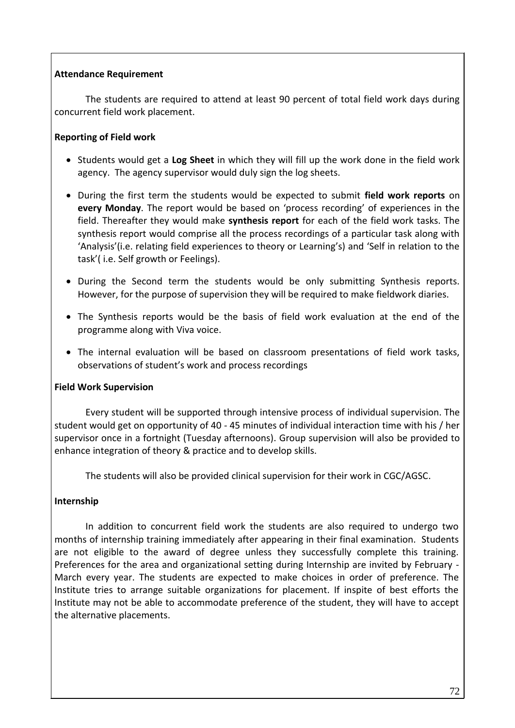**Attendance Requirement**

The students are required to attend at least 90 percent of total field work days during concurrent field work placement.

**Reporting of Field work**

- Students would get a **Log Sheet** in which they will fill up the work done in the field work agency. The agency supervisor would duly sign the log sheets.
- During the first term the students would be expected to submit **field work reports** on **every Monday**. The report would be based on 'process recording' of experiences in the field. Thereafter they would make **synthesis report** for each of the field work tasks. The synthesis report would comprise all the process recordings of a particular task along with 'Analysis'(i.e. relating field experiences to theory or Learning's) and 'Self in relation to the task'( i.e. Self growth or Feelings).
- During the Second term the students would be only submitting Synthesis reports. However, for the purpose of supervision they will be required to make fieldwork diaries.
- The Synthesis reports would be the basis of field work evaluation at the end of the programme along with Viva voice.
- The internal evaluation will be based on classroom presentations of field work tasks, observations of student's work and process recordings

**Field Work Supervision**

Every student will be supported through intensive process of individual supervision. The student would get on opportunity of 40 - 45 minutes of individual interaction time with his / her supervisor once in a fortnight (Tuesday afternoons). Group supervision will also be provided to enhance integration of theory & practice and to develop skills.

The students will also be provided clinical supervision for their work in CGC/AGSC.

**Internship**

In addition to concurrent field work the students are also required to undergo two months of internship training immediately after appearing in their final examination. Students are not eligible to the award of degree unless they successfully complete this training. Preferences for the area and organizational setting during Internship are invited by February - March every year. The students are expected to make choices in order of preference. The Institute tries to arrange suitable organizations for placement. If inspite of best efforts the Institute may not be able to accommodate preference of the student, they will have to accept the alternative placements.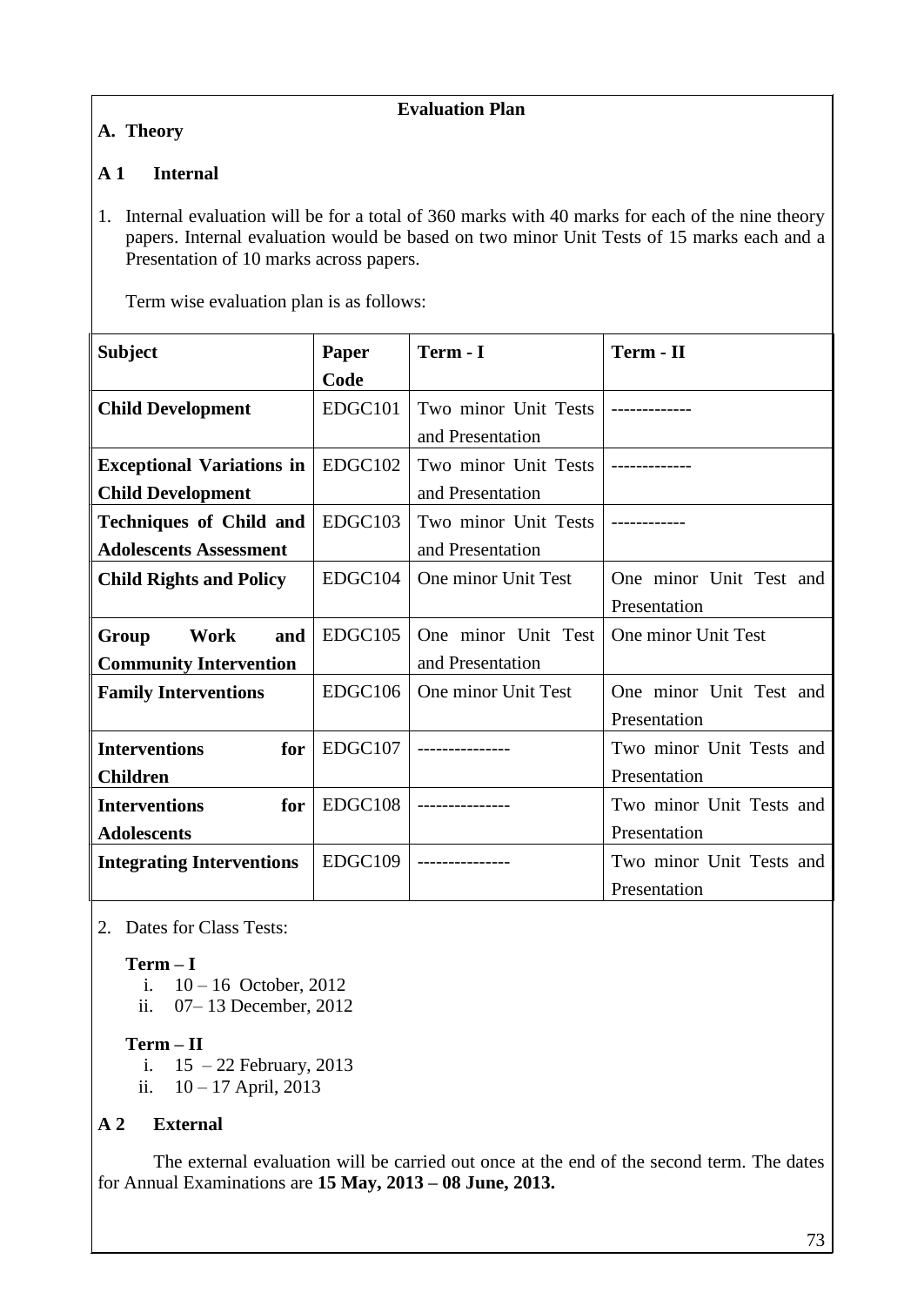## Evaluation Plan

### A. Theory

### A 1 Internal

1. Internal evaluation will be for a total of 360 marks with 40 marks for each of the nine theory papers. Internal evaluation would be based on two minor Unit Tests of 15 marks each and a Presentation of 10 marks across papers.

   Term wise evaluation plan is as follows:

| Subject | Paper Code | Term - I | Term - II |
|---|---|---|---|
| **Child Development** | EDGC101 | Two minor Unit Tests and Presentation | ------------- |
| **Exceptional Variations in Child Development** | EDGC102 | Two minor Unit Tests and Presentation | ------------- |
| **Techniques of Child and Adolescents Assessment** | EDGC103 | Two minor Unit Tests and Presentation | ------------ |
| **Child Rights and Policy** | EDGC104 | One minor Unit Test | One minor Unit Test and Presentation |
| **Group Work and Community Intervention** | EDGC105 | One minor Unit Test and Presentation | One minor Unit Test |
| **Family Interventions** | EDGC106 | One minor Unit Test | One minor Unit Test and Presentation |
| **Interventions for Children** | EDGC107 | --------------- | Two minor Unit Tests and Presentation |
| **Interventions for Adolescents** | EDGC108 | --------------- | Two minor Unit Tests and Presentation |
| **Integrating Interventions** | EDGC109 | --------------- | Two minor Unit Tests and Presentation |

2. Dates for Class Tests:

   **Term – I**
   i. 10 – 16 October, 2012
   ii. 07– 13 December, 2012

   **Term – II**
   i. 15 – 22 February, 2013
   ii. 10 – 17 April, 2013

### A 2 External

The external evaluation will be carried out once at the end of the second term. The dates for Annual Examinations are **15 May, 2013 – 08 June, 2013.**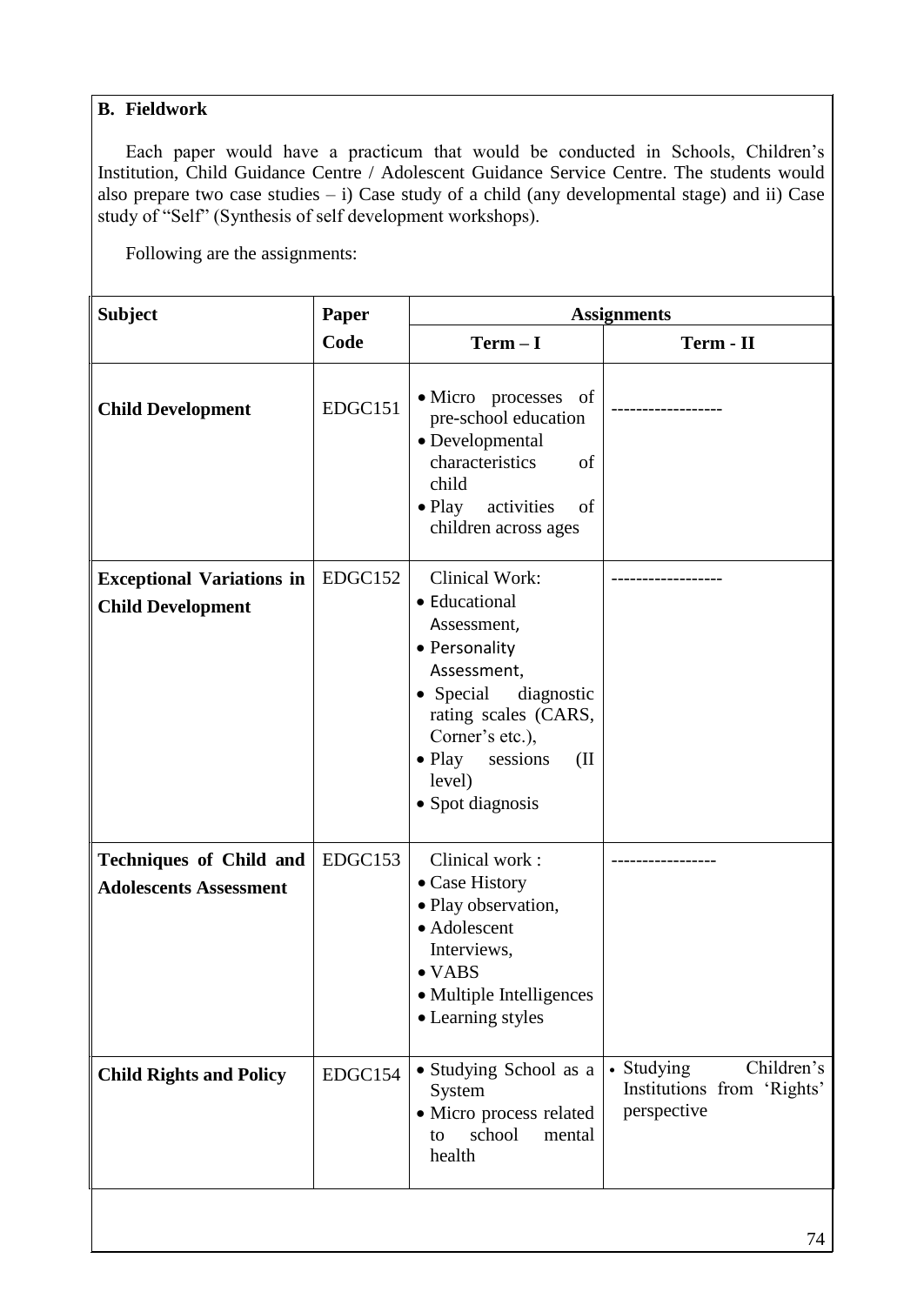## B. Fieldwork

Each paper would have a practicum that would be conducted in Schools, Children's Institution, Child Guidance Centre / Adolescent Guidance Service Centre. The students would also prepare two case studies – i) Case study of a child (any developmental stage) and ii) Case study of "Self" (Synthesis of self development workshops).

Following are the assignments:

| Subject | Paper Code | Assignments | |
|---|---|---|---|
| | | **Term – I** | **Term - II** |
| **Child Development** | EDGC151 | • Micro processes of pre-school education<br>• Developmental characteristics of child<br>• Play activities of children across ages | ------------------ |
| **Exceptional Variations in Child Development** | EDGC152 | Clinical Work:<br>• Educational Assessment,<br>• Personality Assessment,<br>• Special diagnostic rating scales (CARS, Corner's etc.),<br>• Play sessions (II level)<br>• Spot diagnosis | ------------------ |
| **Techniques of Child and Adolescents Assessment** | EDGC153 | Clinical work :<br>• Case History<br>• Play observation,<br>• Adolescent Interviews,<br>• VABS<br>• Multiple Intelligences<br>• Learning styles | ----------------- |
| **Child Rights and Policy** | EDGC154 | • Studying School as a System<br>• Micro process related to school mental health | • Studying Children's Institutions from 'Rights' perspective |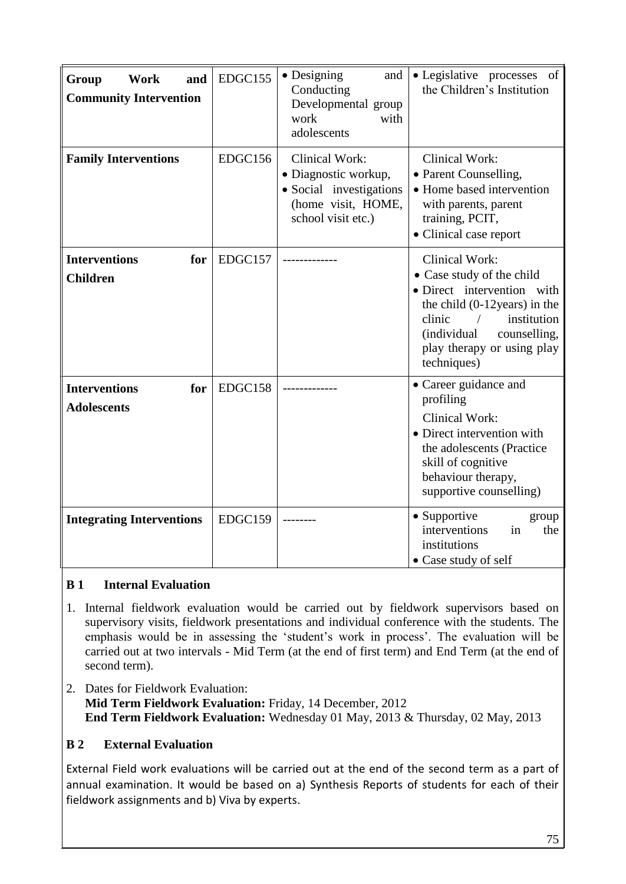| | | | |
|---|---|---|---|
| **Group Work and Community Intervention** | EDGC155 | • Designing and Conducting Developmental group work with adolescents | • Legislative processes of the Children's Institution |
| **Family Interventions** | EDGC156 | Clinical Work:<br>• Diagnostic workup,<br>• Social investigations (home visit, HOME, school visit etc.) | Clinical Work:<br>• Parent Counselling,<br>• Home based intervention with parents, parent training, PCIT,<br>• Clinical case report |
| **Interventions for Children** | EDGC157 | ------------- | Clinical Work:<br>• Case study of the child<br>• Direct intervention with the child (0-12years) in the clinic / institution (individual counselling, play therapy or using play techniques) |
| **Interventions for Adolescents** | EDGC158 | ------------- | • Career guidance and profiling<br>Clinical Work:<br>• Direct intervention with the adolescents (Practice skill of cognitive behaviour therapy, supportive counselling) |
| **Integrating Interventions** | EDGC159 | -------- | • Supportive group interventions in the institutions<br>• Case study of self |

### B 1 Internal Evaluation

1. Internal fieldwork evaluation would be carried out by fieldwork supervisors based on supervisory visits, fieldwork presentations and individual conference with the students. The emphasis would be in assessing the 'student's work in process'. The evaluation will be carried out at two intervals - Mid Term (at the end of first term) and End Term (at the end of second term).
2. Dates for Fieldwork Evaluation:
   **Mid Term Fieldwork Evaluation:** Friday, 14 December, 2012
   **End Term Fieldwork Evaluation:** Wednesday 01 May, 2013 & Thursday, 02 May, 2013

### B 2 External Evaluation

External Field work evaluations will be carried out at the end of the second term as a part of annual examination. It would be based on a) Synthesis Reports of students for each of their fieldwork assignments and b) Viva by experts.